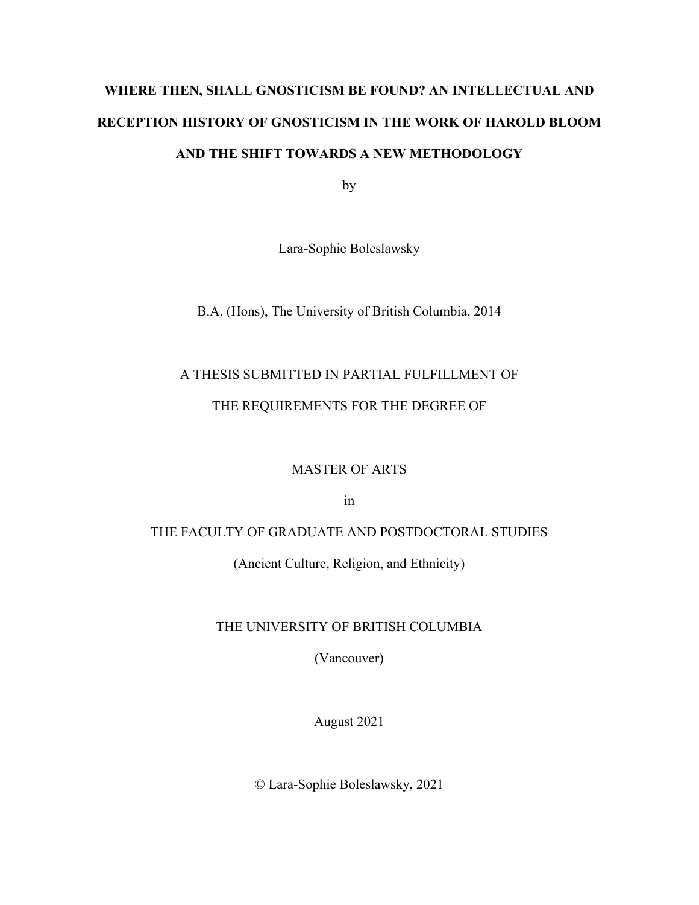# WHERE THEN, SHALL GNOSTICISM BE FOUND? AN INTELLECTUAL AND RECEPTION HISTORY OF GNOSTICISM IN THE WORK OF HAROLD BLOOM AND THE SHIFT TOWARDS A NEW METHODOLOGY

by

Lara-Sophie Boleslawsky

B.A. (Hons), The University of British Columbia, 2014

A THESIS SUBMITTED IN PARTIAL FULFILLMENT OF

THE REQUIREMENTS FOR THE DEGREE OF

MASTER OF ARTS

in

THE FACULTY OF GRADUATE AND POSTDOCTORAL STUDIES

(Ancient Culture, Religion, and Ethnicity)

THE UNIVERSITY OF BRITISH COLUMBIA

(Vancouver)

August 2021

© Lara-Sophie Boleslawsky, 2021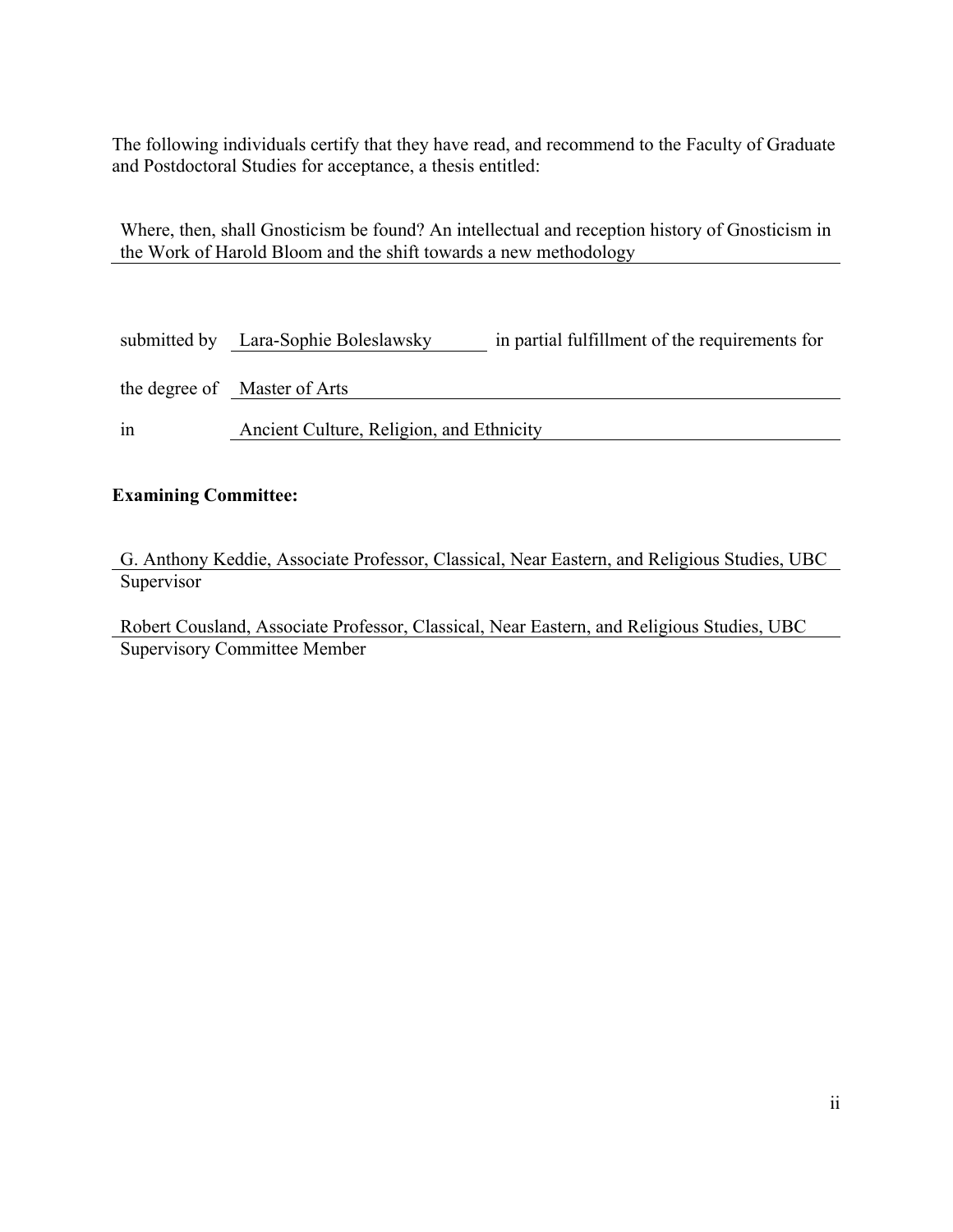The following individuals certify that they have read, and recommend to the Faculty of Graduate and Postdoctoral Studies for acceptance, a thesis entitled:

Where, then, shall Gnosticism be found? An intellectual and reception history of Gnosticism in the Work of Harold Bloom and the shift towards a new methodology

submitted by Lara-Sophie Boleslawsky in partial fulfillment of the requirements for

the degree of Master of Arts

in Ancient Culture, Religion, and Ethnicity

**Examining Committee:**

G. Anthony Keddie, Associate Professor, Classical, Near Eastern, and Religious Studies, UBC
Supervisor

Robert Cousland, Associate Professor, Classical, Near Eastern, and Religious Studies, UBC
Supervisory Committee Member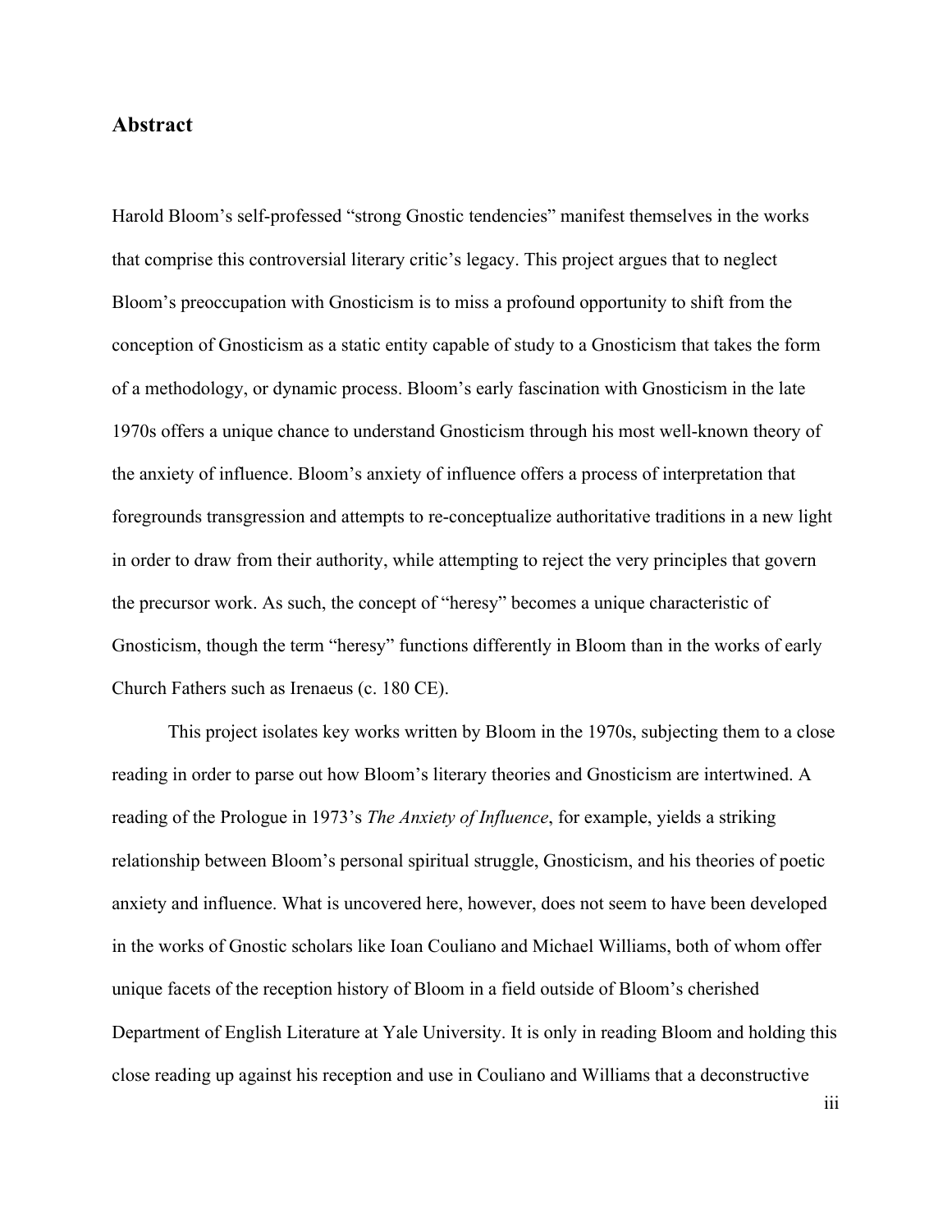## Abstract

Harold Bloom's self-professed "strong Gnostic tendencies" manifest themselves in the works that comprise this controversial literary critic's legacy. This project argues that to neglect Bloom's preoccupation with Gnosticism is to miss a profound opportunity to shift from the conception of Gnosticism as a static entity capable of study to a Gnosticism that takes the form of a methodology, or dynamic process. Bloom's early fascination with Gnosticism in the late 1970s offers a unique chance to understand Gnosticism through his most well-known theory of the anxiety of influence. Bloom's anxiety of influence offers a process of interpretation that foregrounds transgression and attempts to re-conceptualize authoritative traditions in a new light in order to draw from their authority, while attempting to reject the very principles that govern the precursor work. As such, the concept of "heresy" becomes a unique characteristic of Gnosticism, though the term "heresy" functions differently in Bloom than in the works of early Church Fathers such as Irenaeus (c. 180 CE).

This project isolates key works written by Bloom in the 1970s, subjecting them to a close reading in order to parse out how Bloom's literary theories and Gnosticism are intertwined. A reading of the Prologue in 1973's *The Anxiety of Influence*, for example, yields a striking relationship between Bloom's personal spiritual struggle, Gnosticism, and his theories of poetic anxiety and influence. What is uncovered here, however, does not seem to have been developed in the works of Gnostic scholars like Ioan Couliano and Michael Williams, both of whom offer unique facets of the reception history of Bloom in a field outside of Bloom's cherished Department of English Literature at Yale University. It is only in reading Bloom and holding this close reading up against his reception and use in Couliano and Williams that a deconstructive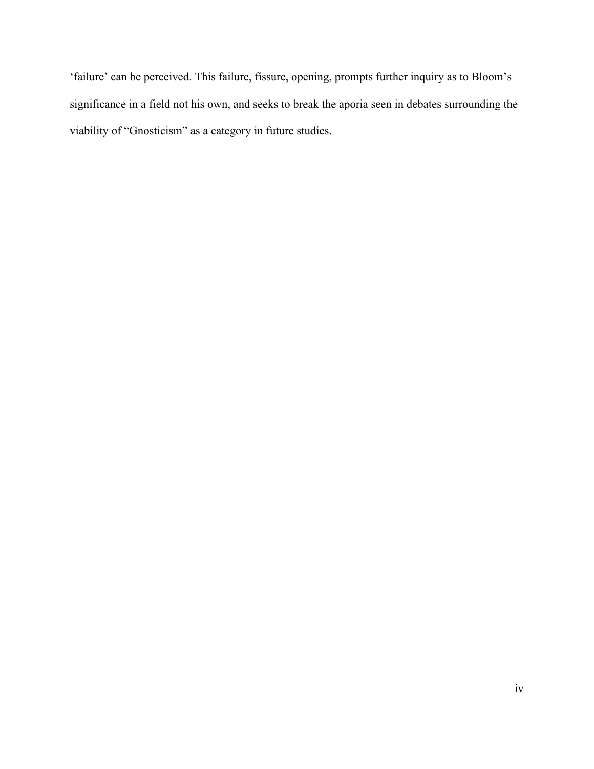‘failure’ can be perceived. This failure, fissure, opening, prompts further inquiry as to Bloom’s significance in a field not his own, and seeks to break the aporia seen in debates surrounding the viability of “Gnosticism” as a category in future studies.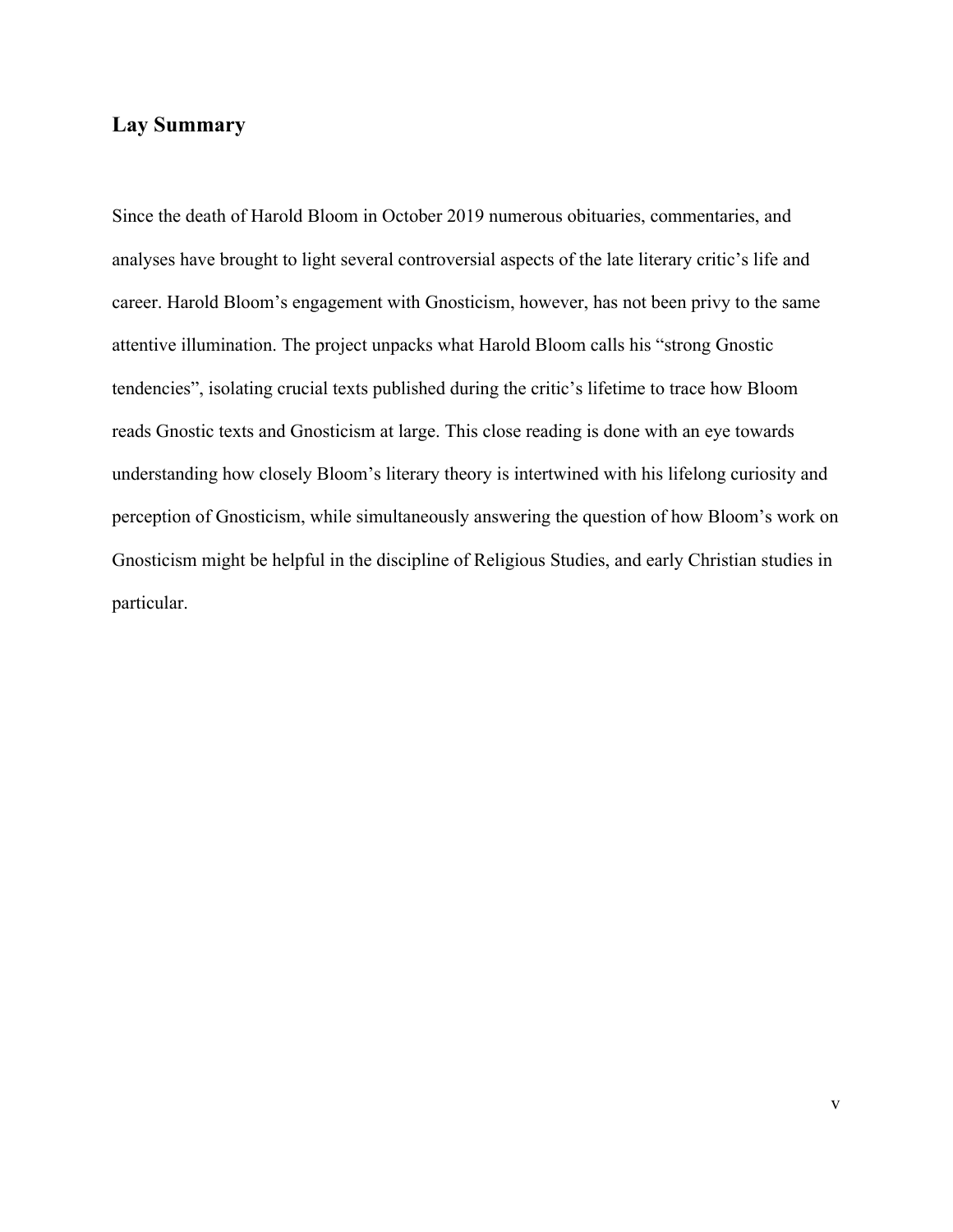## Lay Summary

Since the death of Harold Bloom in October 2019 numerous obituaries, commentaries, and analyses have brought to light several controversial aspects of the late literary critic's life and career. Harold Bloom's engagement with Gnosticism, however, has not been privy to the same attentive illumination. The project unpacks what Harold Bloom calls his "strong Gnostic tendencies", isolating crucial texts published during the critic's lifetime to trace how Bloom reads Gnostic texts and Gnosticism at large. This close reading is done with an eye towards understanding how closely Bloom's literary theory is intertwined with his lifelong curiosity and perception of Gnosticism, while simultaneously answering the question of how Bloom's work on Gnosticism might be helpful in the discipline of Religious Studies, and early Christian studies in particular.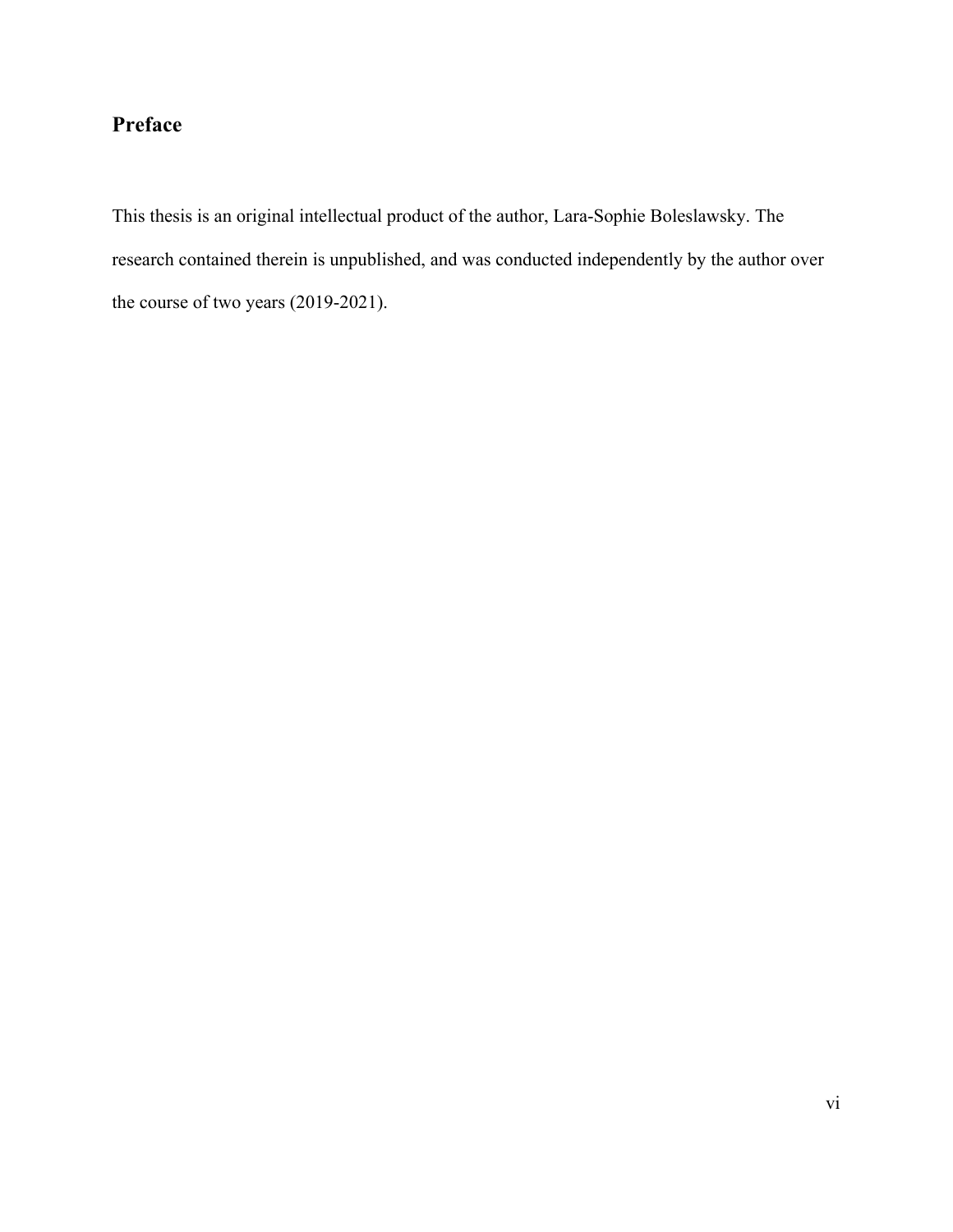## Preface

This thesis is an original intellectual product of the author, Lara-Sophie Boleslawsky. The research contained therein is unpublished, and was conducted independently by the author over the course of two years (2019-2021).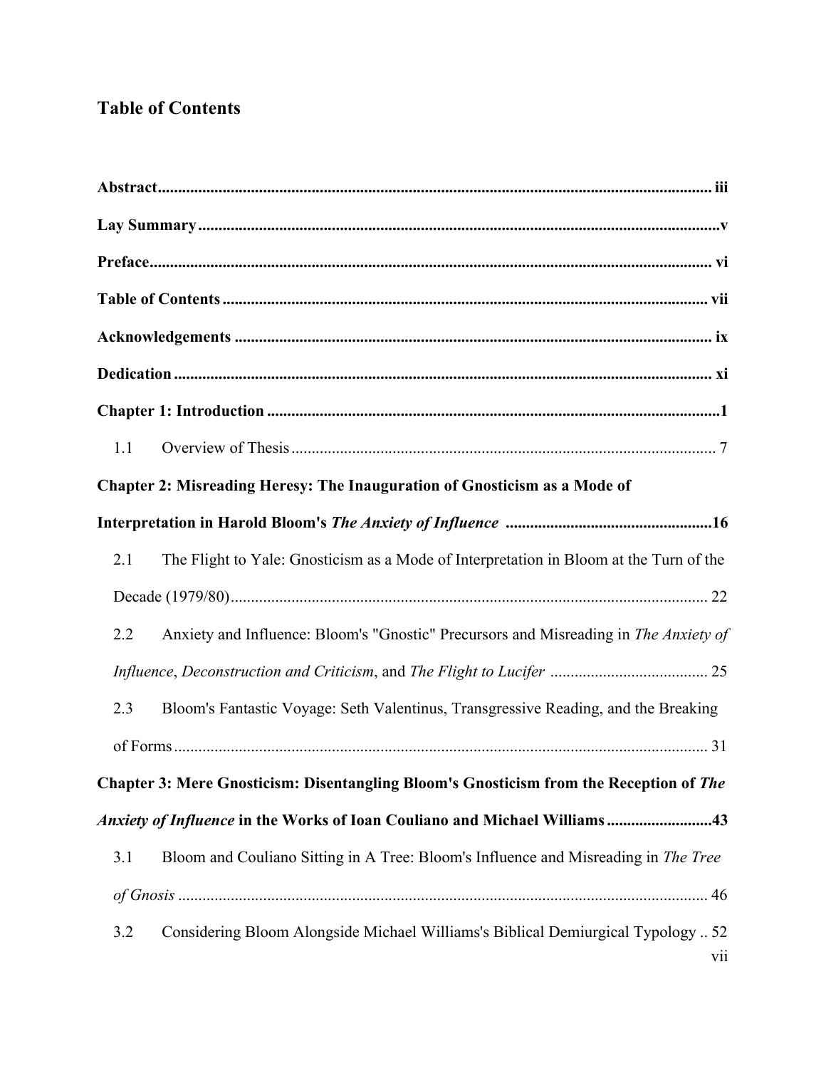# Table of Contents

**Abstract** ........................................................................................................................ **iii**

**Lay Summary** ....................................................................................................................**v**

**Preface** ............................................................................................................................ **vi**

**Table of Contents** ........................................................................................................... **vii**

**Acknowledgements** ........................................................................................................ **ix**

**Dedication** ....................................................................................................................... **xi**

**Chapter 1: Introduction** .....................................................................................................**1**

1.1 Overview of Thesis ........................................................................................................ 7

**Chapter 2: Misreading Heresy: The Inauguration of Gnosticism as a Mode of Interpretation in Harold Bloom's *The Anxiety of Influence*** ..................................................**16**

2.1 The Flight to Yale: Gnosticism as a Mode of Interpretation in Bloom at the Turn of the Decade (1979/80) ..................................................................................................... 22

2.2 Anxiety and Influence: Bloom's "Gnostic" Precursors and Misreading in *The Anxiety of Influence*, *Deconstruction and Criticism*, and *The Flight to Lucifer* ...................................... 25

2.3 Bloom's Fantastic Voyage: Seth Valentinus, Transgressive Reading, and the Breaking of Forms .................................................................................................................. 31

**Chapter 3: Mere Gnosticism: Disentangling Bloom's Gnosticism from the Reception of *The Anxiety of Influence* in the Works of Ioan Couliano and Michael Williams** .........................**43**

3.1 Bloom and Couliano Sitting in A Tree: Bloom's Influence and Misreading in *The Tree of Gnosis* ................................................................................................................. 46

3.2 Considering Bloom Alongside Michael Williams's Biblical Demiurgical Typology .. 52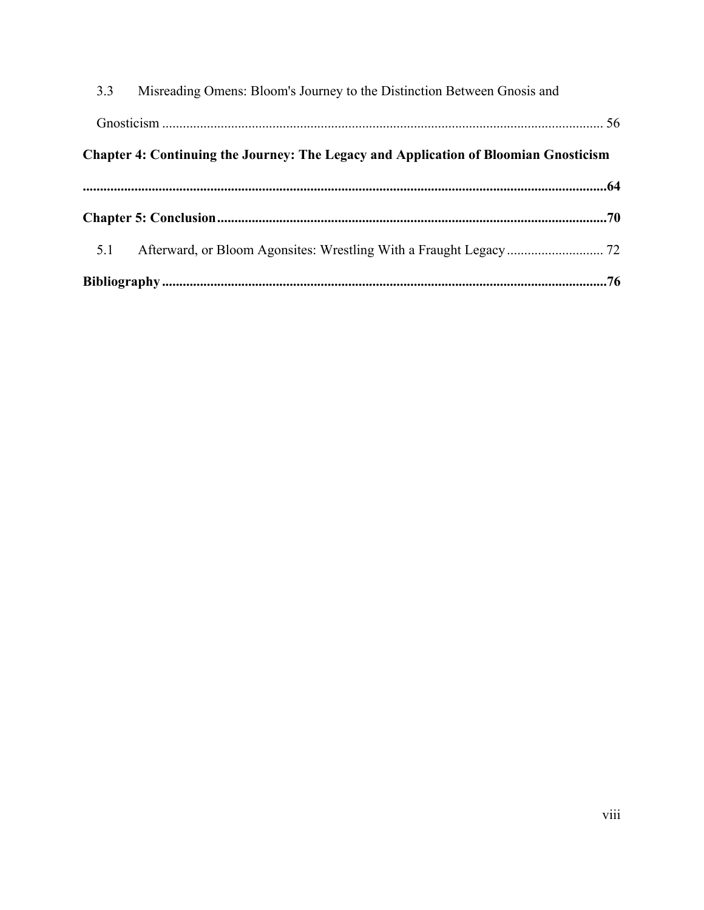3.3 Misreading Omens: Bloom's Journey to the Distinction Between Gnosis and Gnosticism ............................................................................................................................ 56

**Chapter 4: Continuing the Journey: The Legacy and Application of Bloomian Gnosticism ......................................................................................................................................64**

**Chapter 5: Conclusion...............................................................................................................70**

5.1 Afterward, or Bloom Agonsites: Wrestling With a Fraught Legacy ........................... 72

**Bibliography ...............................................................................................................................76**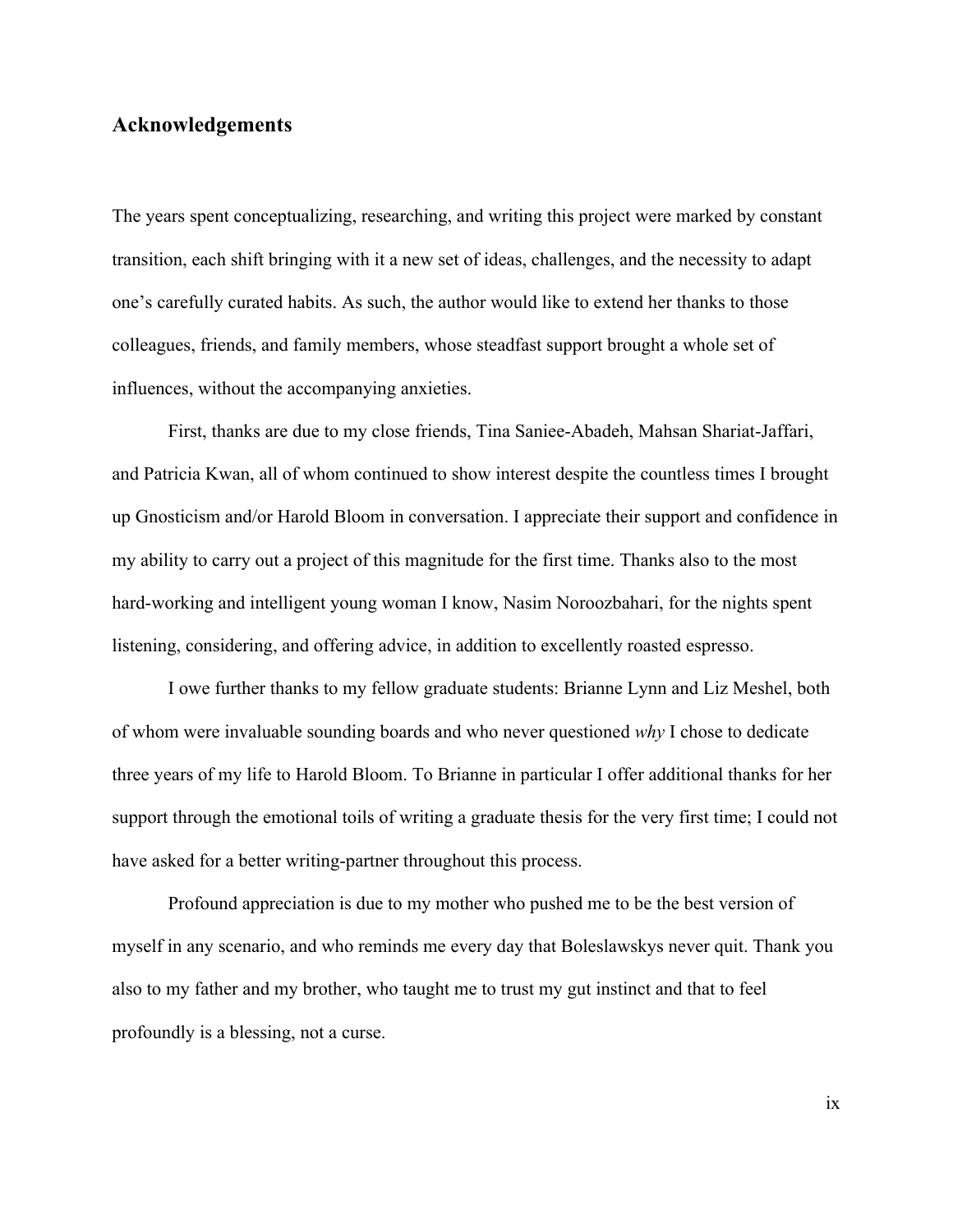## Acknowledgements

The years spent conceptualizing, researching, and writing this project were marked by constant transition, each shift bringing with it a new set of ideas, challenges, and the necessity to adapt one's carefully curated habits. As such, the author would like to extend her thanks to those colleagues, friends, and family members, whose steadfast support brought a whole set of influences, without the accompanying anxieties.

First, thanks are due to my close friends, Tina Saniee-Abadeh, Mahsan Shariat-Jaffari, and Patricia Kwan, all of whom continued to show interest despite the countless times I brought up Gnosticism and/or Harold Bloom in conversation. I appreciate their support and confidence in my ability to carry out a project of this magnitude for the first time. Thanks also to the most hard-working and intelligent young woman I know, Nasim Noroozbahari, for the nights spent listening, considering, and offering advice, in addition to excellently roasted espresso.

I owe further thanks to my fellow graduate students: Brianne Lynn and Liz Meshel, both of whom were invaluable sounding boards and who never questioned *why* I chose to dedicate three years of my life to Harold Bloom. To Brianne in particular I offer additional thanks for her support through the emotional toils of writing a graduate thesis for the very first time; I could not have asked for a better writing-partner throughout this process.

Profound appreciation is due to my mother who pushed me to be the best version of myself in any scenario, and who reminds me every day that Boleslawskys never quit. Thank you also to my father and my brother, who taught me to trust my gut instinct and that to feel profoundly is a blessing, not a curse.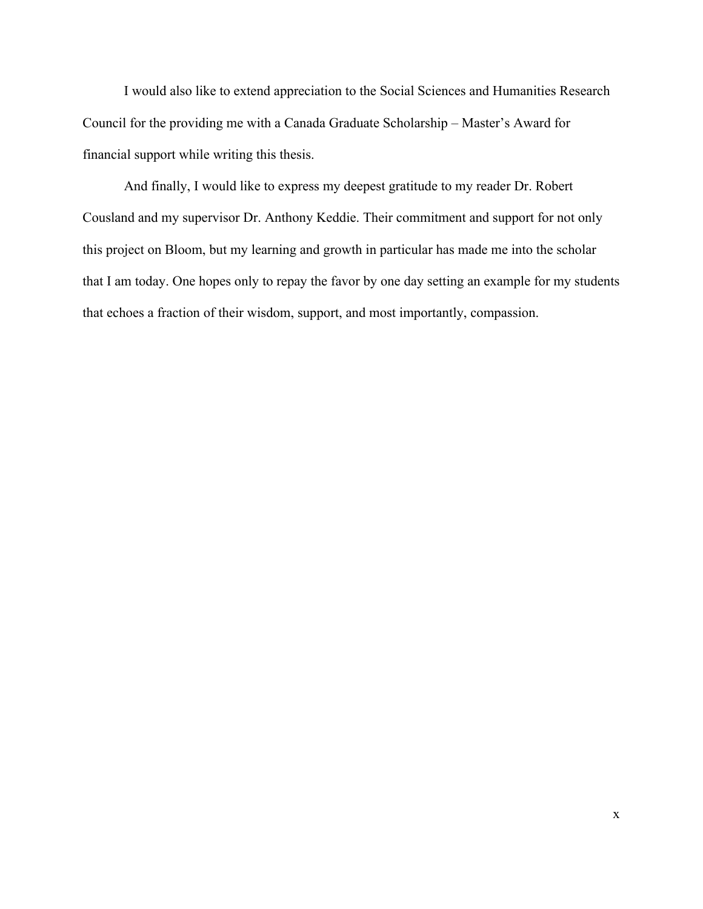I would also like to extend appreciation to the Social Sciences and Humanities Research Council for the providing me with a Canada Graduate Scholarship – Master's Award for financial support while writing this thesis.

And finally, I would like to express my deepest gratitude to my reader Dr. Robert Cousland and my supervisor Dr. Anthony Keddie. Their commitment and support for not only this project on Bloom, but my learning and growth in particular has made me into the scholar that I am today. One hopes only to repay the favor by one day setting an example for my students that echoes a fraction of their wisdom, support, and most importantly, compassion.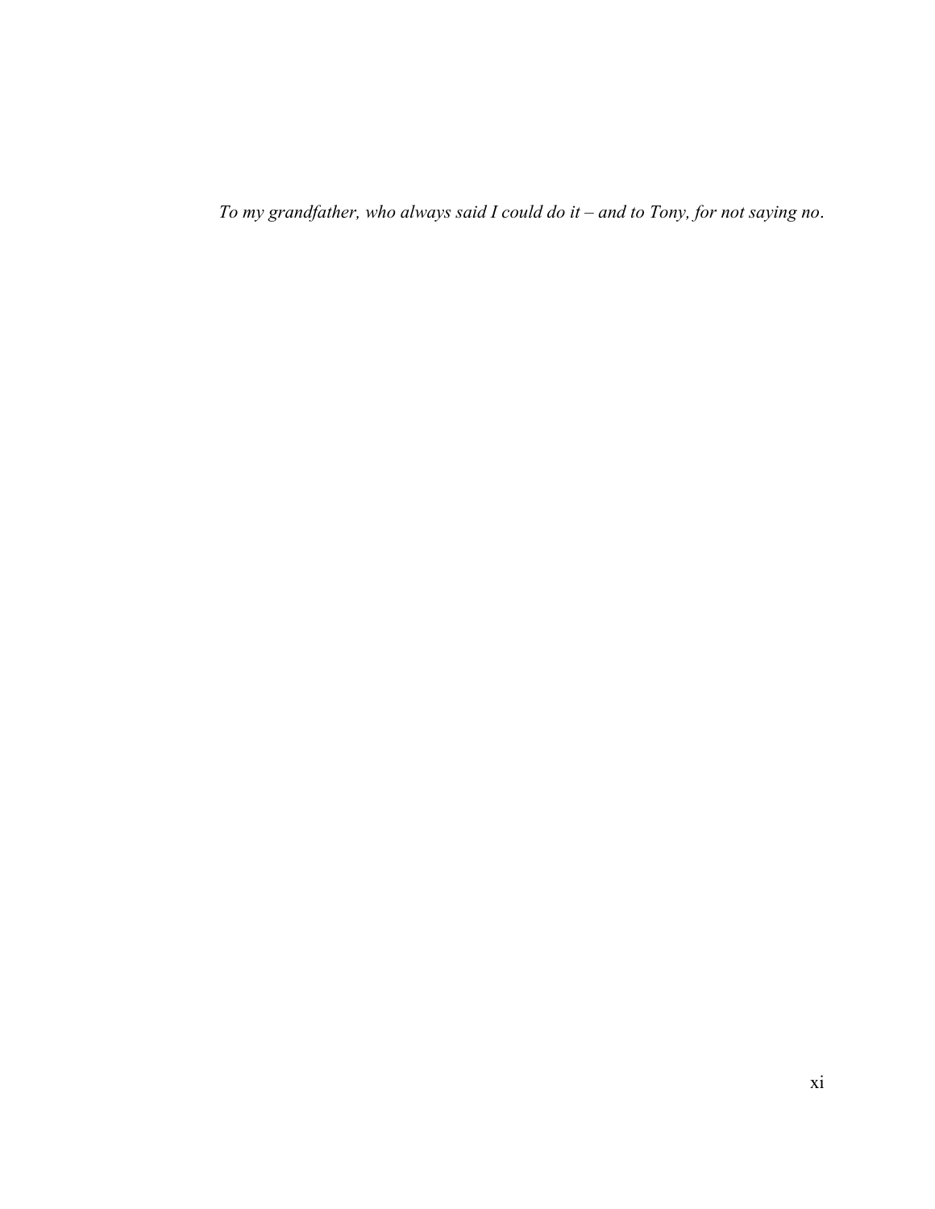*To my grandfather, who always said I could do it – and to Tony, for not saying no.*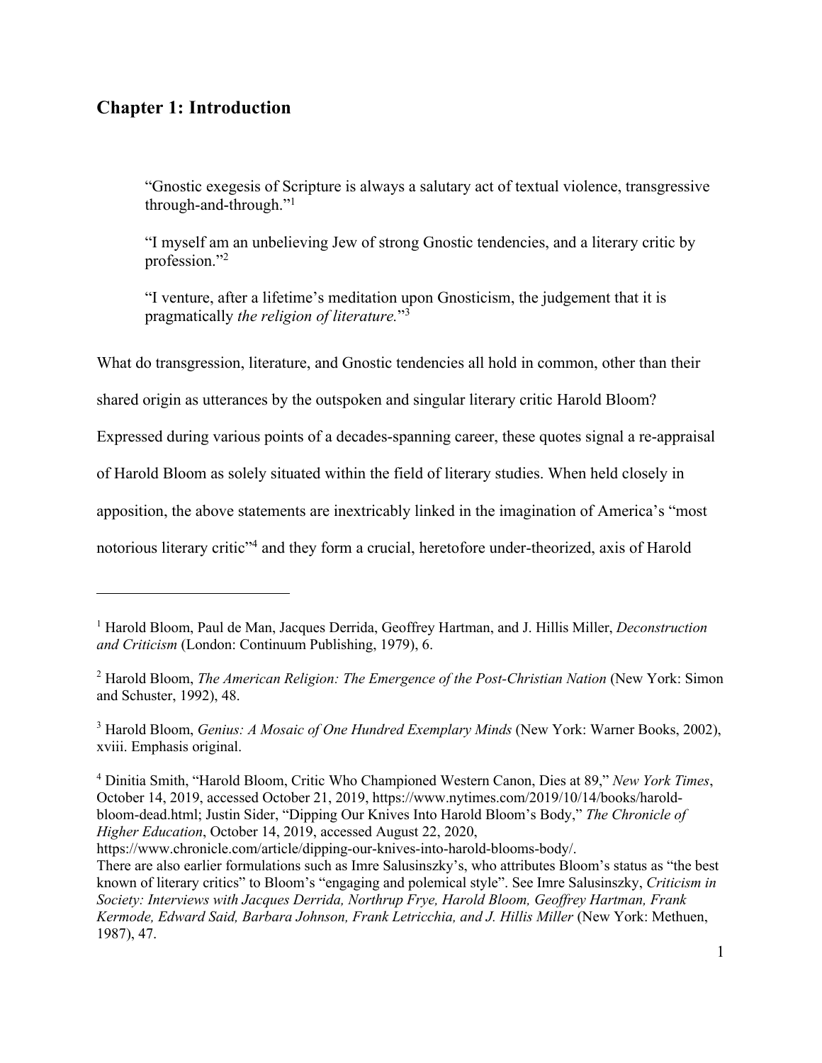## Chapter 1: Introduction

> "Gnostic exegesis of Scripture is always a salutary act of textual violence, transgressive through-and-through."[1]
>
> "I myself am an unbelieving Jew of strong Gnostic tendencies, and a literary critic by profession."[2]
>
> "I venture, after a lifetime's meditation upon Gnosticism, the judgement that it is pragmatically *the religion of literature.*"[3]

What do transgression, literature, and Gnostic tendencies all hold in common, other than their shared origin as utterances by the outspoken and singular literary critic Harold Bloom? Expressed during various points of a decades-spanning career, these quotes signal a re-appraisal of Harold Bloom as solely situated within the field of literary studies. When held closely in apposition, the above statements are inextricably linked in the imagination of America's "most notorious literary critic"[4] and they form a crucial, heretofore under-theorized, axis of Harold

---

[1] Harold Bloom, Paul de Man, Jacques Derrida, Geoffrey Hartman, and J. Hillis Miller, *Deconstruction and Criticism* (London: Continuum Publishing, 1979), 6.

[2] Harold Bloom, *The American Religion: The Emergence of the Post-Christian Nation* (New York: Simon and Schuster, 1992), 48.

[3] Harold Bloom, *Genius: A Mosaic of One Hundred Exemplary Minds* (New York: Warner Books, 2002), xviii. Emphasis original.

[4] Dinitia Smith, "Harold Bloom, Critic Who Championed Western Canon, Dies at 89," *New York Times*, October 14, 2019, accessed October 21, 2019, https://www.nytimes.com/2019/10/14/books/harold-bloom-dead.html; Justin Sider, "Dipping Our Knives Into Harold Bloom's Body," *The Chronicle of Higher Education*, October 14, 2019, accessed August 22, 2020, https://www.chronicle.com/article/dipping-our-knives-into-harold-blooms-body/.
There are also earlier formulations such as Imre Salusinszky's, who attributes Bloom's status as "the best known of literary critics" to Bloom's "engaging and polemical style". See Imre Salusinszky, *Criticism in Society: Interviews with Jacques Derrida, Northrup Frye, Harold Bloom, Geoffrey Hartman, Frank Kermode, Edward Said, Barbara Johnson, Frank Letricchia, and J. Hillis Miller* (New York: Methuen, 1987), 47.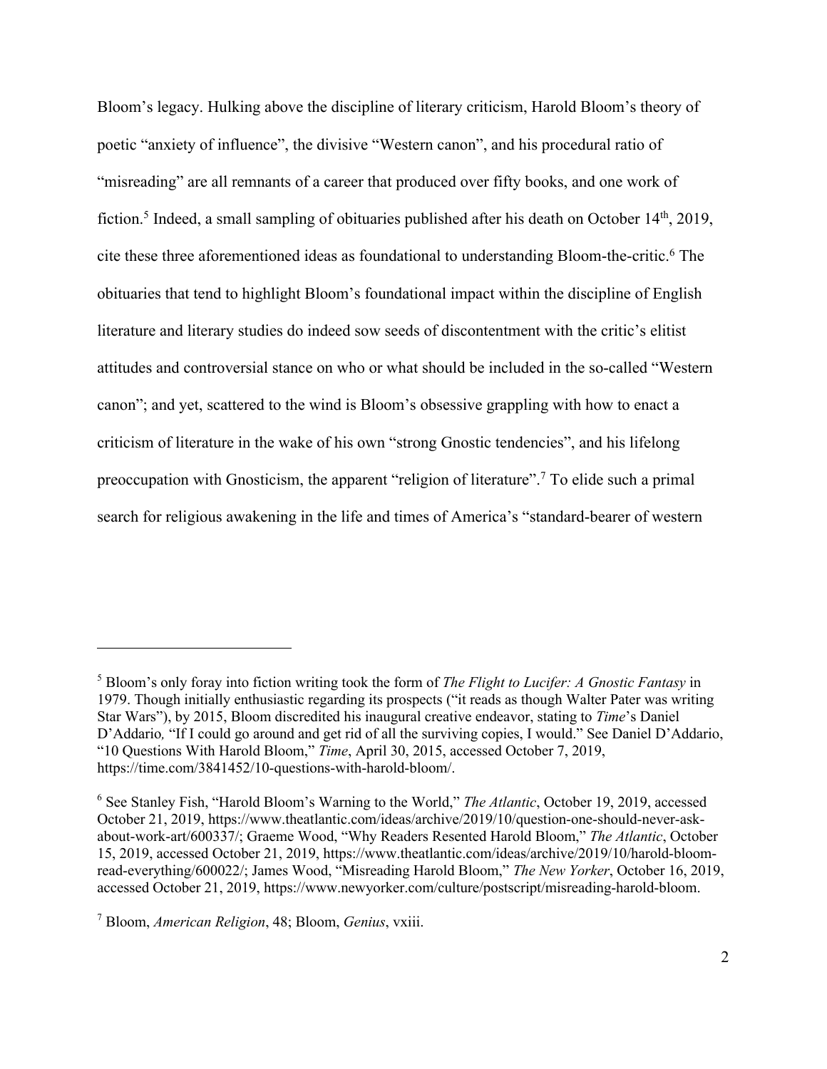Bloom's legacy. Hulking above the discipline of literary criticism, Harold Bloom's theory of poetic "anxiety of influence", the divisive "Western canon", and his procedural ratio of "misreading" are all remnants of a career that produced over fifty books, and one work of fiction.[5] Indeed, a small sampling of obituaries published after his death on October 14th, 2019, cite these three aforementioned ideas as foundational to understanding Bloom-the-critic.[6] The obituaries that tend to highlight Bloom's foundational impact within the discipline of English literature and literary studies do indeed sow seeds of discontentment with the critic's elitist attitudes and controversial stance on who or what should be included in the so-called "Western canon"; and yet, scattered to the wind is Bloom's obsessive grappling with how to enact a criticism of literature in the wake of his own "strong Gnostic tendencies", and his lifelong preoccupation with Gnosticism, the apparent "religion of literature".[7] To elide such a primal search for religious awakening in the life and times of America's "standard-bearer of western

---

[5] Bloom's only foray into fiction writing took the form of *The Flight to Lucifer: A Gnostic Fantasy* in 1979. Though initially enthusiastic regarding its prospects ("it reads as though Walter Pater was writing Star Wars"), by 2015, Bloom discredited his inaugural creative endeavor, stating to *Time*'s Daniel D'Addario, "If I could go around and get rid of all the surviving copies, I would." See Daniel D'Addario, "10 Questions With Harold Bloom," *Time*, April 30, 2015, accessed October 7, 2019, https://time.com/3841452/10-questions-with-harold-bloom/.

[6] See Stanley Fish, "Harold Bloom's Warning to the World," *The Atlantic*, October 19, 2019, accessed October 21, 2019, https://www.theatlantic.com/ideas/archive/2019/10/question-one-should-never-ask-about-work-art/600337/; Graeme Wood, "Why Readers Resented Harold Bloom," *The Atlantic*, October 15, 2019, accessed October 21, 2019, https://www.theatlantic.com/ideas/archive/2019/10/harold-bloom-read-everything/600022/; James Wood, "Misreading Harold Bloom," *The New Yorker*, October 16, 2019, accessed October 21, 2019, https://www.newyorker.com/culture/postscript/misreading-harold-bloom.

[7] Bloom, *American Religion*, 48; Bloom, *Genius*, vxiii.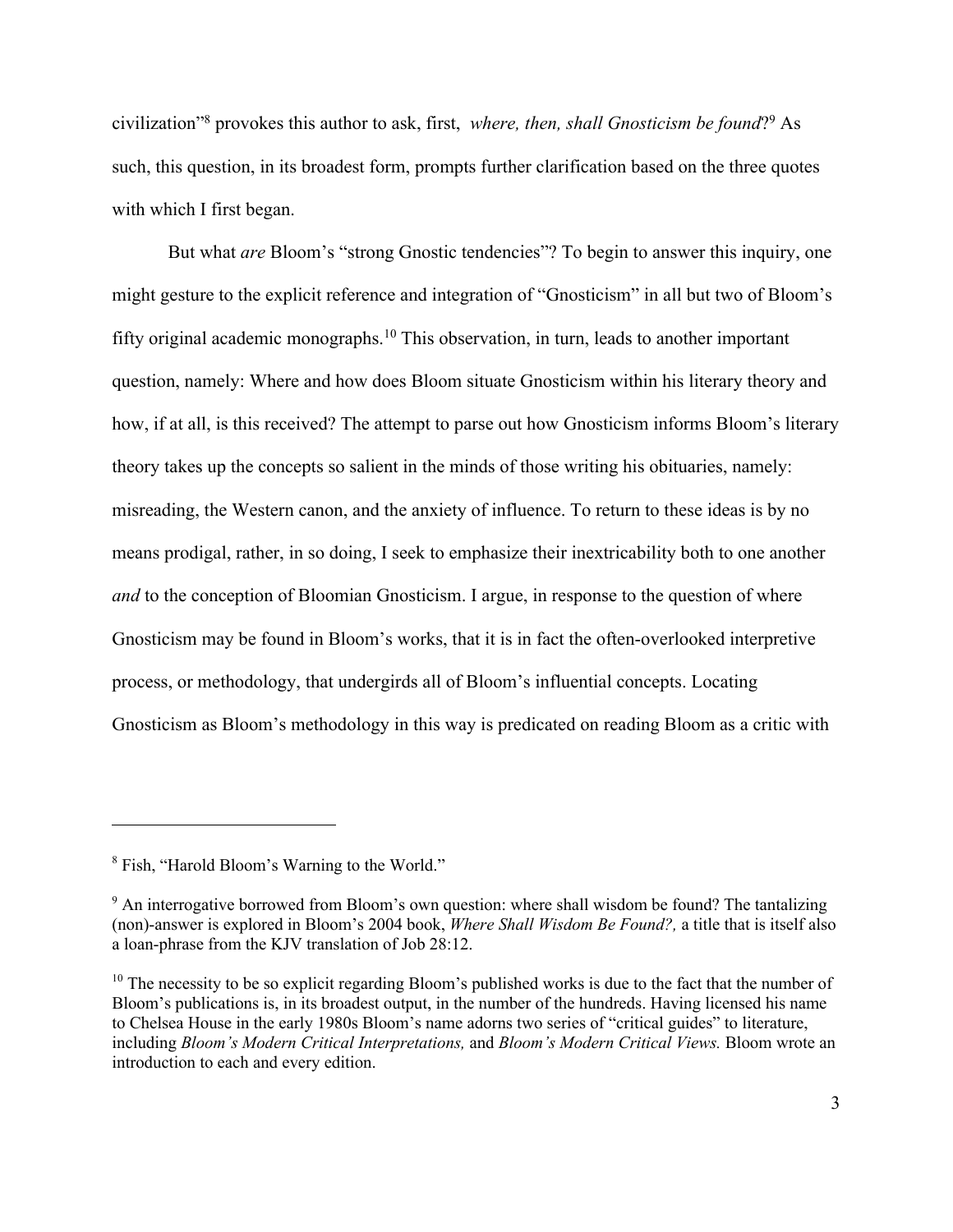civilization”[8] provokes this author to ask, first, *where, then, shall Gnosticism be found*?[9] As such, this question, in its broadest form, prompts further clarification based on the three quotes with which I first began.

But what *are* Bloom’s “strong Gnostic tendencies”? To begin to answer this inquiry, one might gesture to the explicit reference and integration of “Gnosticism” in all but two of Bloom’s fifty original academic monographs.[10] This observation, in turn, leads to another important question, namely: Where and how does Bloom situate Gnosticism within his literary theory and how, if at all, is this received? The attempt to parse out how Gnosticism informs Bloom’s literary theory takes up the concepts so salient in the minds of those writing his obituaries, namely: misreading, the Western canon, and the anxiety of influence. To return to these ideas is by no means prodigal, rather, in so doing, I seek to emphasize their inextricability both to one another *and* to the conception of Bloomian Gnosticism. I argue, in response to the question of where Gnosticism may be found in Bloom’s works, that it is in fact the often-overlooked interpretive process, or methodology, that undergirds all of Bloom’s influential concepts. Locating Gnosticism as Bloom’s methodology in this way is predicated on reading Bloom as a critic with

---

[8] Fish, “Harold Bloom’s Warning to the World.”

[9] An interrogative borrowed from Bloom’s own question: where shall wisdom be found? The tantalizing (non)-answer is explored in Bloom’s 2004 book, *Where Shall Wisdom Be Found?,* a title that is itself also a loan-phrase from the KJV translation of Job 28:12.

[10] The necessity to be so explicit regarding Bloom’s published works is due to the fact that the number of Bloom’s publications is, in its broadest output, in the number of the hundreds. Having licensed his name to Chelsea House in the early 1980s Bloom’s name adorns two series of “critical guides” to literature, including *Bloom’s Modern Critical Interpretations,* and *Bloom’s Modern Critical Views.* Bloom wrote an introduction to each and every edition.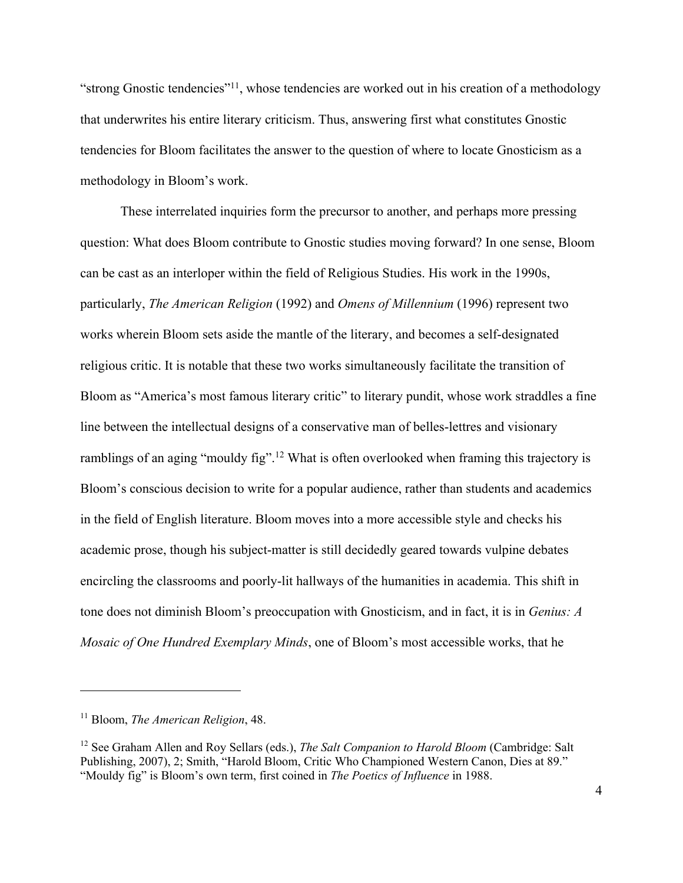"strong Gnostic tendencies"[11], whose tendencies are worked out in his creation of a methodology that underwrites his entire literary criticism. Thus, answering first what constitutes Gnostic tendencies for Bloom facilitates the answer to the question of where to locate Gnosticism as a methodology in Bloom's work.

These interrelated inquiries form the precursor to another, and perhaps more pressing question: What does Bloom contribute to Gnostic studies moving forward? In one sense, Bloom can be cast as an interloper within the field of Religious Studies. His work in the 1990s, particularly, *The American Religion* (1992) and *Omens of Millennium* (1996) represent two works wherein Bloom sets aside the mantle of the literary, and becomes a self-designated religious critic. It is notable that these two works simultaneously facilitate the transition of Bloom as "America's most famous literary critic" to literary pundit, whose work straddles a fine line between the intellectual designs of a conservative man of belles-lettres and visionary ramblings of an aging "mouldy fig".[12] What is often overlooked when framing this trajectory is Bloom's conscious decision to write for a popular audience, rather than students and academics in the field of English literature. Bloom moves into a more accessible style and checks his academic prose, though his subject-matter is still decidedly geared towards vulpine debates encircling the classrooms and poorly-lit hallways of the humanities in academia. This shift in tone does not diminish Bloom's preoccupation with Gnosticism, and in fact, it is in *Genius: A Mosaic of One Hundred Exemplary Minds*, one of Bloom's most accessible works, that he

---

[11] Bloom, *The American Religion*, 48.

[12] See Graham Allen and Roy Sellars (eds.), *The Salt Companion to Harold Bloom* (Cambridge: Salt Publishing, 2007), 2; Smith, "Harold Bloom, Critic Who Championed Western Canon, Dies at 89." "Mouldy fig" is Bloom's own term, first coined in *The Poetics of Influence* in 1988.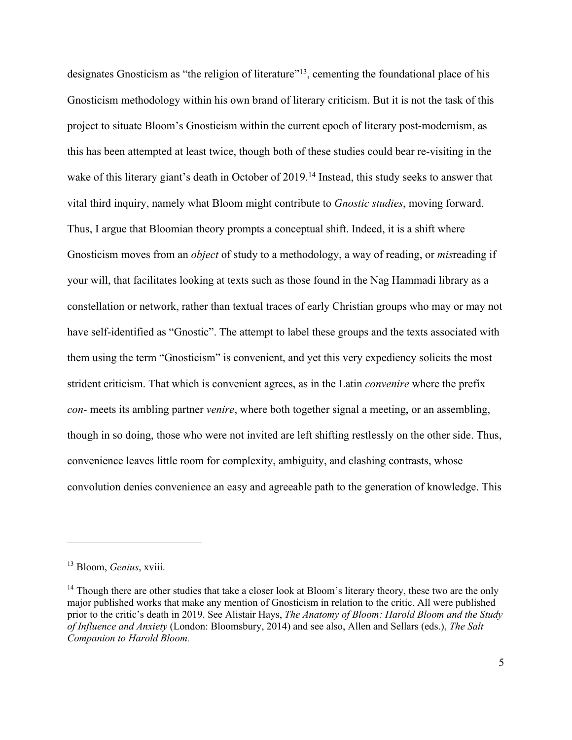designates Gnosticism as "the religion of literature"[13], cementing the foundational place of his Gnosticism methodology within his own brand of literary criticism. But it is not the task of this project to situate Bloom's Gnosticism within the current epoch of literary post-modernism, as this has been attempted at least twice, though both of these studies could bear re-visiting in the wake of this literary giant's death in October of 2019.[14] Instead, this study seeks to answer that vital third inquiry, namely what Bloom might contribute to *Gnostic studies*, moving forward. Thus, I argue that Bloomian theory prompts a conceptual shift. Indeed, it is a shift where Gnosticism moves from an *object* of study to a methodology, a way of reading, or *mis*reading if your will, that facilitates looking at texts such as those found in the Nag Hammadi library as a constellation or network, rather than textual traces of early Christian groups who may or may not have self-identified as "Gnostic". The attempt to label these groups and the texts associated with them using the term "Gnosticism" is convenient, and yet this very expediency solicits the most strident criticism. That which is convenient agrees, as in the Latin *convenire* where the prefix *con-* meets its ambling partner *venire*, where both together signal a meeting, or an assembling, though in so doing, those who were not invited are left shifting restlessly on the other side. Thus, convenience leaves little room for complexity, ambiguity, and clashing contrasts, whose convolution denies convenience an easy and agreeable path to the generation of knowledge. This

---

[13] Bloom, *Genius*, xviii.

[14] Though there are other studies that take a closer look at Bloom's literary theory, these two are the only major published works that make any mention of Gnosticism in relation to the critic. All were published prior to the critic's death in 2019. See Alistair Hays, *The Anatomy of Bloom: Harold Bloom and the Study of Influence and Anxiety* (London: Bloomsbury, 2014) and see also, Allen and Sellars (eds.), *The Salt Companion to Harold Bloom.*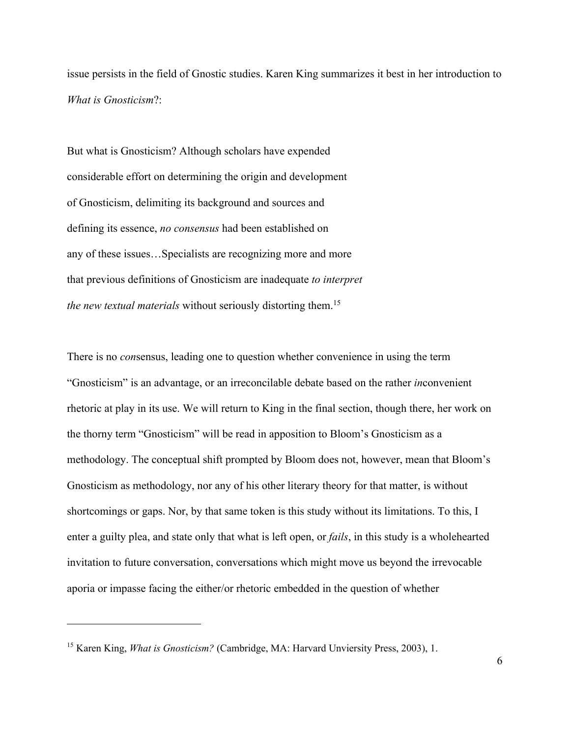issue persists in the field of Gnostic studies. Karen King summarizes it best in her introduction to *What is Gnosticism*?:

> But what is Gnosticism? Although scholars have expended considerable effort on determining the origin and development of Gnosticism, delimiting its background and sources and defining its essence, *no consensus* had been established on any of these issues…Specialists are recognizing more and more that previous definitions of Gnosticism are inadequate *to interpret the new textual materials* without seriously distorting them.[15]

There is no *con*sensus, leading one to question whether convenience in using the term "Gnosticism" is an advantage, or an irreconcilable debate based on the rather *in*convenient rhetoric at play in its use. We will return to King in the final section, though there, her work on the thorny term "Gnosticism" will be read in apposition to Bloom's Gnosticism as a methodology. The conceptual shift prompted by Bloom does not, however, mean that Bloom's Gnosticism as methodology, nor any of his other literary theory for that matter, is without shortcomings or gaps. Nor, by that same token is this study without its limitations. To this, I enter a guilty plea, and state only that what is left open, or *fails*, in this study is a wholehearted invitation to future conversation, conversations which might move us beyond the irrevocable aporia or impasse facing the either/or rhetoric embedded in the question of whether

---

[15] Karen King, *What is Gnosticism?* (Cambridge, MA: Harvard Unviersity Press, 2003), 1.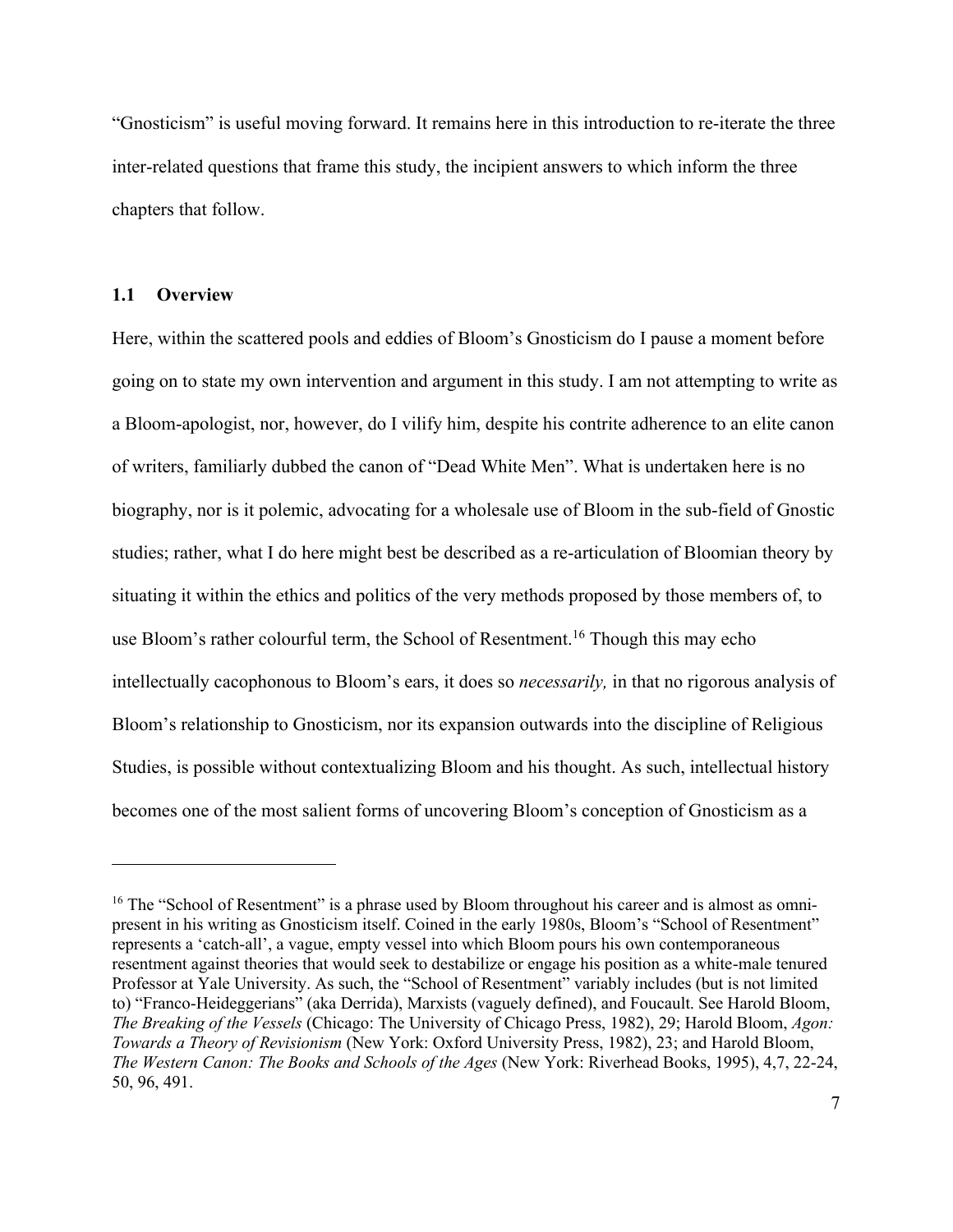"Gnosticism" is useful moving forward. It remains here in this introduction to re-iterate the three inter-related questions that frame this study, the incipient answers to which inform the three chapters that follow.

## 1.1 Overview

Here, within the scattered pools and eddies of Bloom's Gnosticism do I pause a moment before going on to state my own intervention and argument in this study. I am not attempting to write as a Bloom-apologist, nor, however, do I vilify him, despite his contrite adherence to an elite canon of writers, familiarly dubbed the canon of "Dead White Men". What is undertaken here is no biography, nor is it polemic, advocating for a wholesale use of Bloom in the sub-field of Gnostic studies; rather, what I do here might best be described as a re-articulation of Bloomian theory by situating it within the ethics and politics of the very methods proposed by those members of, to use Bloom's rather colourful term, the School of Resentment.[16] Though this may echo intellectually cacophonous to Bloom's ears, it does so *necessarily,* in that no rigorous analysis of Bloom's relationship to Gnosticism, nor its expansion outwards into the discipline of Religious Studies, is possible without contextualizing Bloom and his thought. As such, intellectual history becomes one of the most salient forms of uncovering Bloom's conception of Gnosticism as a

---

[16] The "School of Resentment" is a phrase used by Bloom throughout his career and is almost as omni-present in his writing as Gnosticism itself. Coined in the early 1980s, Bloom's "School of Resentment" represents a 'catch-all', a vague, empty vessel into which Bloom pours his own contemporaneous resentment against theories that would seek to destabilize or engage his position as a white-male tenured Professor at Yale University. As such, the "School of Resentment" variably includes (but is not limited to) "Franco-Heideggerians" (aka Derrida), Marxists (vaguely defined), and Foucault. See Harold Bloom, *The Breaking of the Vessels* (Chicago: The University of Chicago Press, 1982), 29; Harold Bloom, *Agon: Towards a Theory of Revisionism* (New York: Oxford University Press, 1982), 23; and Harold Bloom, *The Western Canon: The Books and Schools of the Ages* (New York: Riverhead Books, 1995), 4,7, 22-24, 50, 96, 491.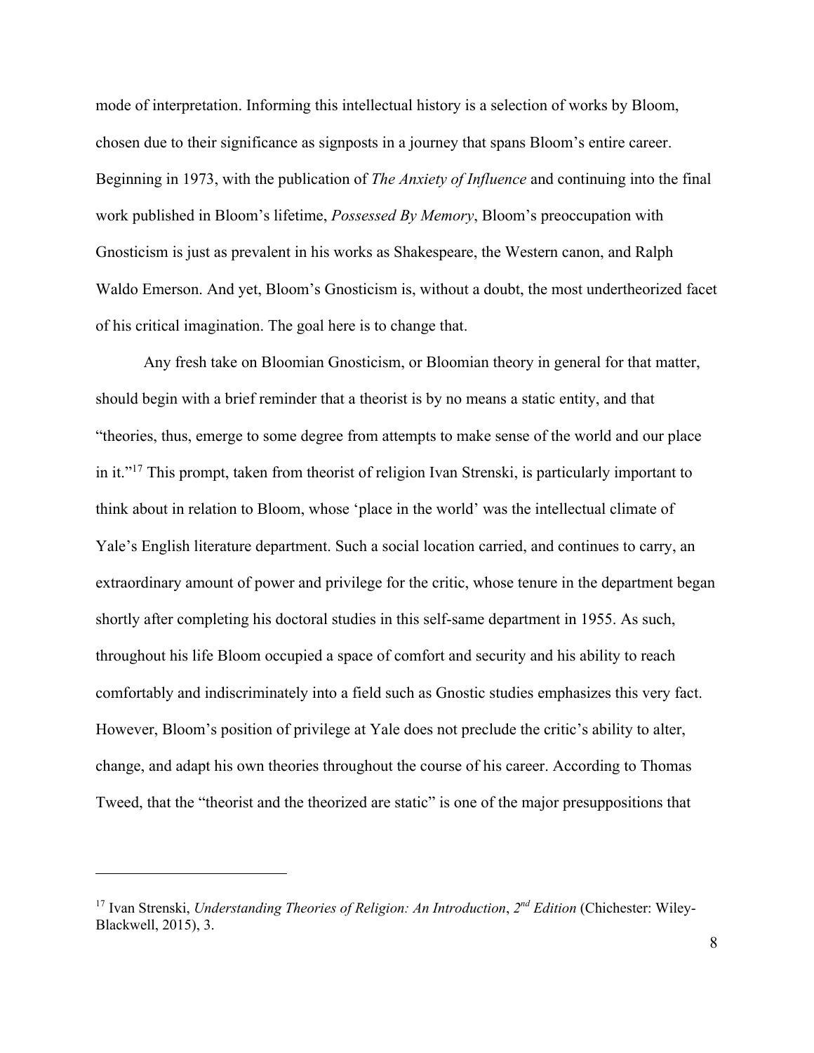mode of interpretation. Informing this intellectual history is a selection of works by Bloom, chosen due to their significance as signposts in a journey that spans Bloom's entire career. Beginning in 1973, with the publication of *The Anxiety of Influence* and continuing into the final work published in Bloom's lifetime, *Possessed By Memory*, Bloom's preoccupation with Gnosticism is just as prevalent in his works as Shakespeare, the Western canon, and Ralph Waldo Emerson. And yet, Bloom's Gnosticism is, without a doubt, the most undertheorized facet of his critical imagination. The goal here is to change that.

Any fresh take on Bloomian Gnosticism, or Bloomian theory in general for that matter, should begin with a brief reminder that a theorist is by no means a static entity, and that "theories, thus, emerge to some degree from attempts to make sense of the world and our place in it."[17] This prompt, taken from theorist of religion Ivan Strenski, is particularly important to think about in relation to Bloom, whose 'place in the world' was the intellectual climate of Yale's English literature department. Such a social location carried, and continues to carry, an extraordinary amount of power and privilege for the critic, whose tenure in the department began shortly after completing his doctoral studies in this self-same department in 1955. As such, throughout his life Bloom occupied a space of comfort and security and his ability to reach comfortably and indiscriminately into a field such as Gnostic studies emphasizes this very fact. However, Bloom's position of privilege at Yale does not preclude the critic's ability to alter, change, and adapt his own theories throughout the course of his career. According to Thomas Tweed, that the "theorist and the theorized are static" is one of the major presuppositions that

---

[17] Ivan Strenski, *Understanding Theories of Religion: An Introduction*, *2nd Edition* (Chichester: Wiley-Blackwell, 2015), 3.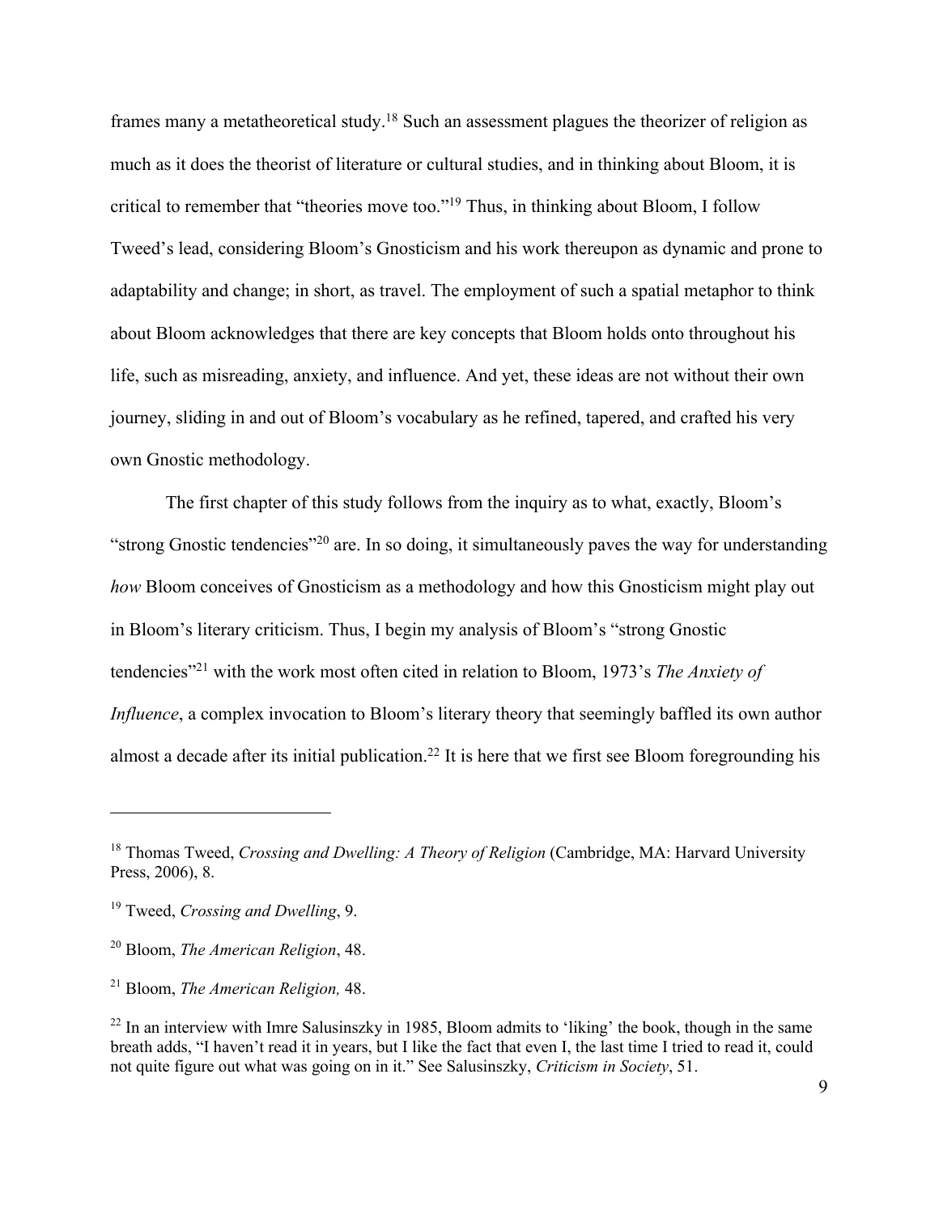frames many a metatheoretical study.[18] Such an assessment plagues the theorizer of religion as much as it does the theorist of literature or cultural studies, and in thinking about Bloom, it is critical to remember that "theories move too."[19] Thus, in thinking about Bloom, I follow Tweed's lead, considering Bloom's Gnosticism and his work thereupon as dynamic and prone to adaptability and change; in short, as travel. The employment of such a spatial metaphor to think about Bloom acknowledges that there are key concepts that Bloom holds onto throughout his life, such as misreading, anxiety, and influence. And yet, these ideas are not without their own journey, sliding in and out of Bloom's vocabulary as he refined, tapered, and crafted his very own Gnostic methodology.

The first chapter of this study follows from the inquiry as to what, exactly, Bloom's "strong Gnostic tendencies"[20] are. In so doing, it simultaneously paves the way for understanding *how* Bloom conceives of Gnosticism as a methodology and how this Gnosticism might play out in Bloom's literary criticism. Thus, I begin my analysis of Bloom's "strong Gnostic tendencies"[21] with the work most often cited in relation to Bloom, 1973's *The Anxiety of Influence*, a complex invocation to Bloom's literary theory that seemingly baffled its own author almost a decade after its initial publication.[22] It is here that we first see Bloom foregrounding his

---

[18] Thomas Tweed, *Crossing and Dwelling: A Theory of Religion* (Cambridge, MA: Harvard University Press, 2006), 8.

[19] Tweed, *Crossing and Dwelling*, 9.

[20] Bloom, *The American Religion*, 48.

[21] Bloom, *The American Religion,* 48.

[22] In an interview with Imre Salusinszky in 1985, Bloom admits to 'liking' the book, though in the same breath adds, "I haven't read it in years, but I like the fact that even I, the last time I tried to read it, could not quite figure out what was going on in it." See Salusinszky, *Criticism in Society*, 51.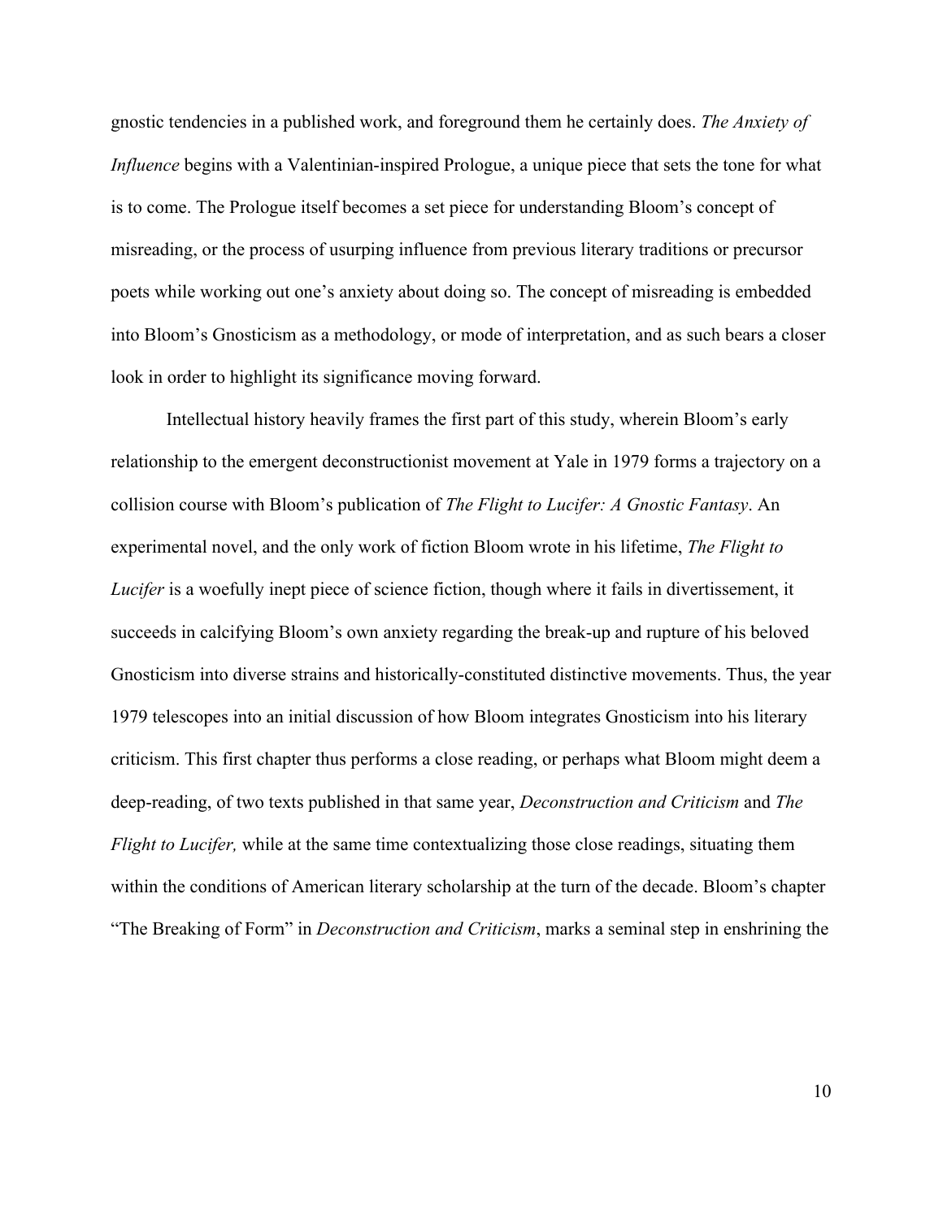gnostic tendencies in a published work, and foreground them he certainly does. *The Anxiety of Influence* begins with a Valentinian-inspired Prologue, a unique piece that sets the tone for what is to come. The Prologue itself becomes a set piece for understanding Bloom's concept of misreading, or the process of usurping influence from previous literary traditions or precursor poets while working out one's anxiety about doing so. The concept of misreading is embedded into Bloom's Gnosticism as a methodology, or mode of interpretation, and as such bears a closer look in order to highlight its significance moving forward.

Intellectual history heavily frames the first part of this study, wherein Bloom's early relationship to the emergent deconstructionist movement at Yale in 1979 forms a trajectory on a collision course with Bloom's publication of *The Flight to Lucifer: A Gnostic Fantasy*. An experimental novel, and the only work of fiction Bloom wrote in his lifetime, *The Flight to Lucifer* is a woefully inept piece of science fiction, though where it fails in divertissement, it succeeds in calcifying Bloom's own anxiety regarding the break-up and rupture of his beloved Gnosticism into diverse strains and historically-constituted distinctive movements. Thus, the year 1979 telescopes into an initial discussion of how Bloom integrates Gnosticism into his literary criticism. This first chapter thus performs a close reading, or perhaps what Bloom might deem a deep-reading, of two texts published in that same year, *Deconstruction and Criticism* and *The Flight to Lucifer,* while at the same time contextualizing those close readings, situating them within the conditions of American literary scholarship at the turn of the decade. Bloom's chapter "The Breaking of Form" in *Deconstruction and Criticism*, marks a seminal step in enshrining the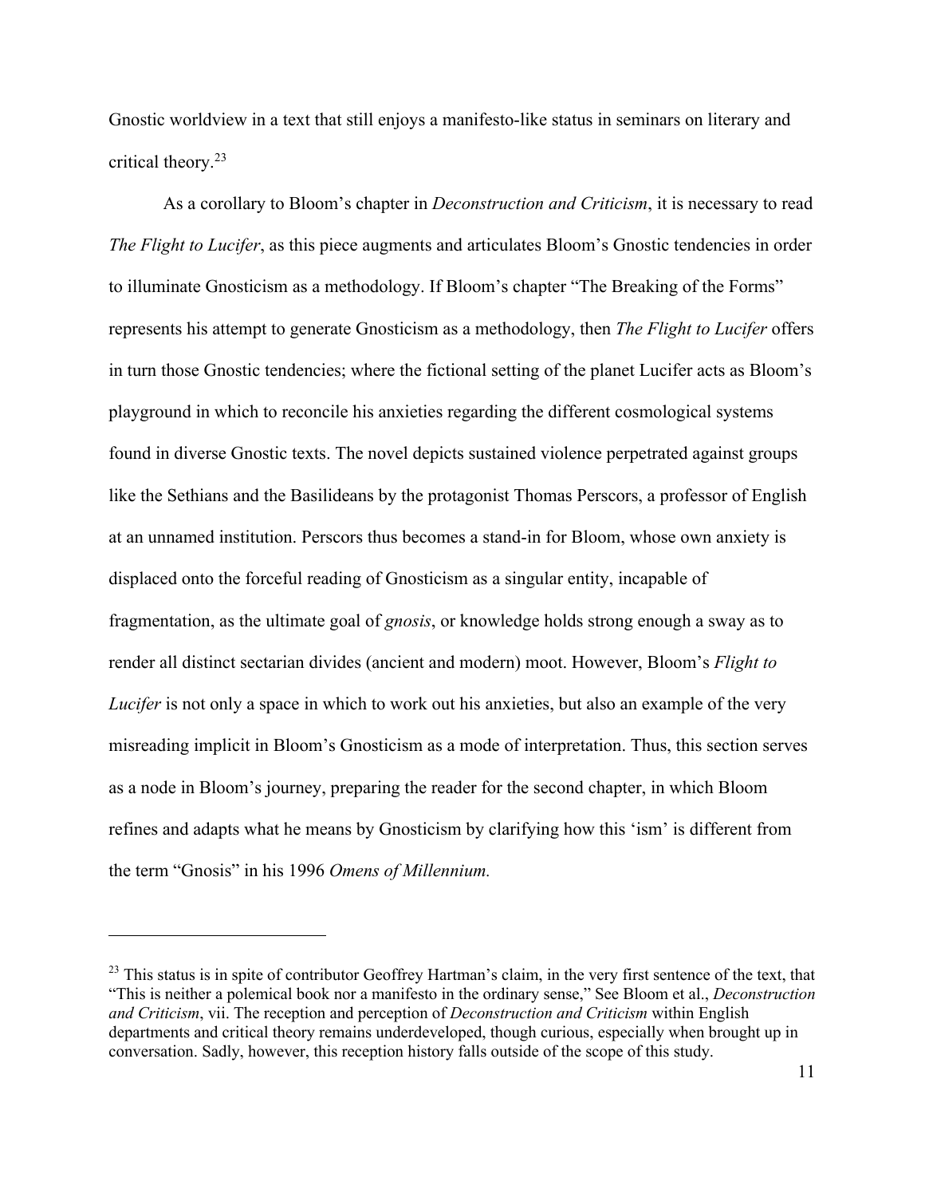Gnostic worldview in a text that still enjoys a manifesto-like status in seminars on literary and critical theory.[23]

As a corollary to Bloom's chapter in *Deconstruction and Criticism*, it is necessary to read *The Flight to Lucifer*, as this piece augments and articulates Bloom's Gnostic tendencies in order to illuminate Gnosticism as a methodology. If Bloom's chapter "The Breaking of the Forms" represents his attempt to generate Gnosticism as a methodology, then *The Flight to Lucifer* offers in turn those Gnostic tendencies; where the fictional setting of the planet Lucifer acts as Bloom's playground in which to reconcile his anxieties regarding the different cosmological systems found in diverse Gnostic texts. The novel depicts sustained violence perpetrated against groups like the Sethians and the Basilideans by the protagonist Thomas Perscors, a professor of English at an unnamed institution. Perscors thus becomes a stand-in for Bloom, whose own anxiety is displaced onto the forceful reading of Gnosticism as a singular entity, incapable of fragmentation, as the ultimate goal of *gnosis*, or knowledge holds strong enough a sway as to render all distinct sectarian divides (ancient and modern) moot. However, Bloom's *Flight to Lucifer* is not only a space in which to work out his anxieties, but also an example of the very misreading implicit in Bloom's Gnosticism as a mode of interpretation. Thus, this section serves as a node in Bloom's journey, preparing the reader for the second chapter, in which Bloom refines and adapts what he means by Gnosticism by clarifying how this 'ism' is different from the term "Gnosis" in his 1996 *Omens of Millennium.*

---

[23] This status is in spite of contributor Geoffrey Hartman's claim, in the very first sentence of the text, that "This is neither a polemical book nor a manifesto in the ordinary sense," See Bloom et al., *Deconstruction and Criticism*, vii. The reception and perception of *Deconstruction and Criticism* within English departments and critical theory remains underdeveloped, though curious, especially when brought up in conversation. Sadly, however, this reception history falls outside of the scope of this study.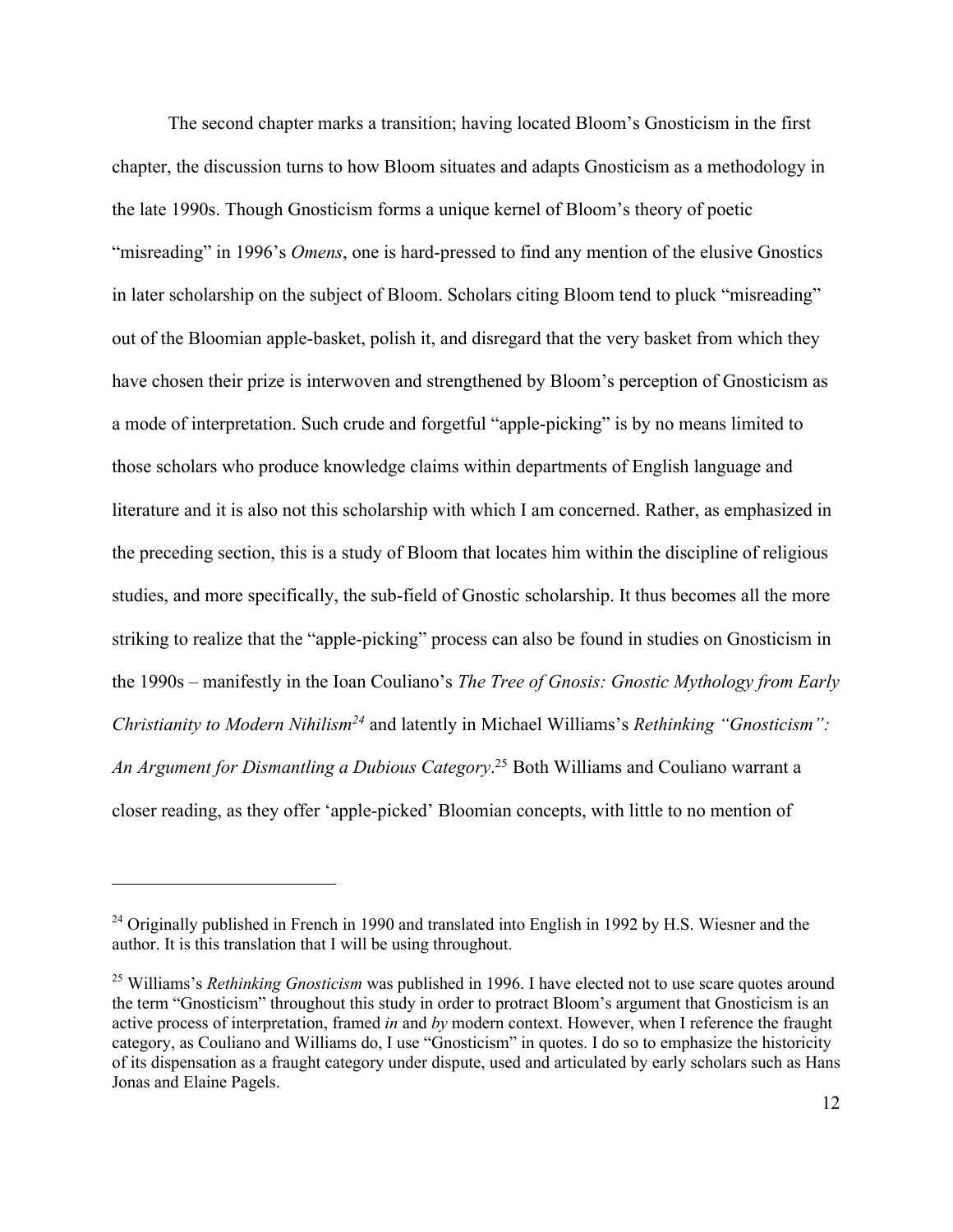The second chapter marks a transition; having located Bloom's Gnosticism in the first chapter, the discussion turns to how Bloom situates and adapts Gnosticism as a methodology in the late 1990s. Though Gnosticism forms a unique kernel of Bloom's theory of poetic "misreading" in 1996's *Omens*, one is hard-pressed to find any mention of the elusive Gnostics in later scholarship on the subject of Bloom. Scholars citing Bloom tend to pluck "misreading" out of the Bloomian apple-basket, polish it, and disregard that the very basket from which they have chosen their prize is interwoven and strengthened by Bloom's perception of Gnosticism as a mode of interpretation. Such crude and forgetful "apple-picking" is by no means limited to those scholars who produce knowledge claims within departments of English language and literature and it is also not this scholarship with which I am concerned. Rather, as emphasized in the preceding section, this is a study of Bloom that locates him within the discipline of religious studies, and more specifically, the sub-field of Gnostic scholarship. It thus becomes all the more striking to realize that the "apple-picking" process can also be found in studies on Gnosticism in the 1990s – manifestly in the Ioan Couliano's *The Tree of Gnosis: Gnostic Mythology from Early Christianity to Modern Nihilism*[24] and latently in Michael Williams's *Rethinking "Gnosticism": An Argument for Dismantling a Dubious Category*.[25] Both Williams and Couliano warrant a closer reading, as they offer 'apple-picked' Bloomian concepts, with little to no mention of

---

[24] Originally published in French in 1990 and translated into English in 1992 by H.S. Wiesner and the author. It is this translation that I will be using throughout.

[25] Williams's *Rethinking Gnosticism* was published in 1996. I have elected not to use scare quotes around the term "Gnosticism" throughout this study in order to protract Bloom's argument that Gnosticism is an active process of interpretation, framed *in* and *by* modern context. However, when I reference the fraught category, as Couliano and Williams do, I use "Gnosticism" in quotes. I do so to emphasize the historicity of its dispensation as a fraught category under dispute, used and articulated by early scholars such as Hans Jonas and Elaine Pagels.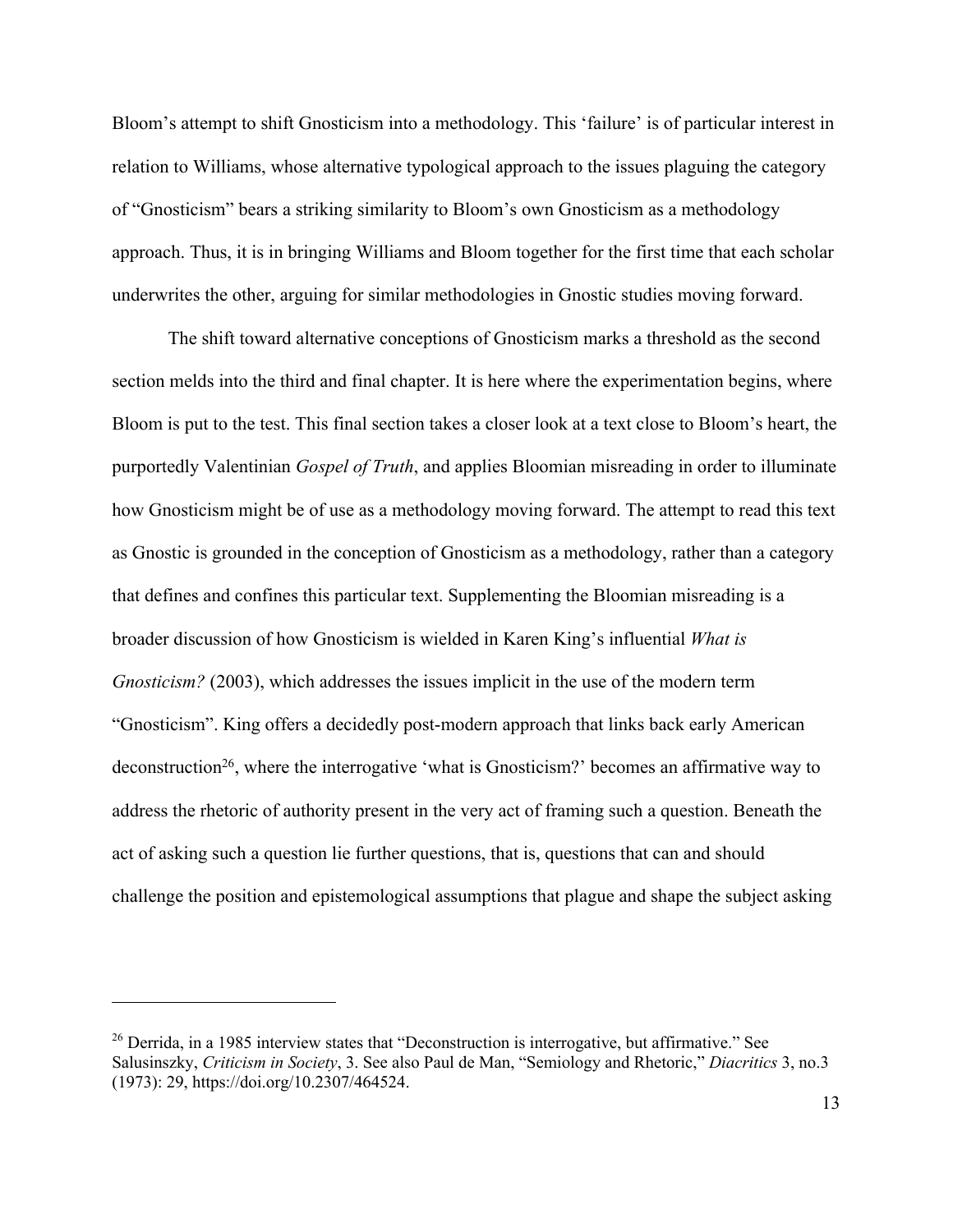Bloom's attempt to shift Gnosticism into a methodology. This 'failure' is of particular interest in relation to Williams, whose alternative typological approach to the issues plaguing the category of "Gnosticism" bears a striking similarity to Bloom's own Gnosticism as a methodology approach. Thus, it is in bringing Williams and Bloom together for the first time that each scholar underwrites the other, arguing for similar methodologies in Gnostic studies moving forward.

The shift toward alternative conceptions of Gnosticism marks a threshold as the second section melds into the third and final chapter. It is here where the experimentation begins, where Bloom is put to the test. This final section takes a closer look at a text close to Bloom's heart, the purportedly Valentinian *Gospel of Truth*, and applies Bloomian misreading in order to illuminate how Gnosticism might be of use as a methodology moving forward. The attempt to read this text as Gnostic is grounded in the conception of Gnosticism as a methodology, rather than a category that defines and confines this particular text. Supplementing the Bloomian misreading is a broader discussion of how Gnosticism is wielded in Karen King's influential *What is Gnosticism?* (2003), which addresses the issues implicit in the use of the modern term "Gnosticism". King offers a decidedly post-modern approach that links back early American deconstruction[26], where the interrogative 'what is Gnosticism?' becomes an affirmative way to address the rhetoric of authority present in the very act of framing such a question. Beneath the act of asking such a question lie further questions, that is, questions that can and should challenge the position and epistemological assumptions that plague and shape the subject asking

---

[26] Derrida, in a 1985 interview states that "Deconstruction is interrogative, but affirmative." See Salusinszky, *Criticism in Society*, 3. See also Paul de Man, "Semiology and Rhetoric," *Diacritics* 3, no.3 (1973): 29, https://doi.org/10.2307/464524.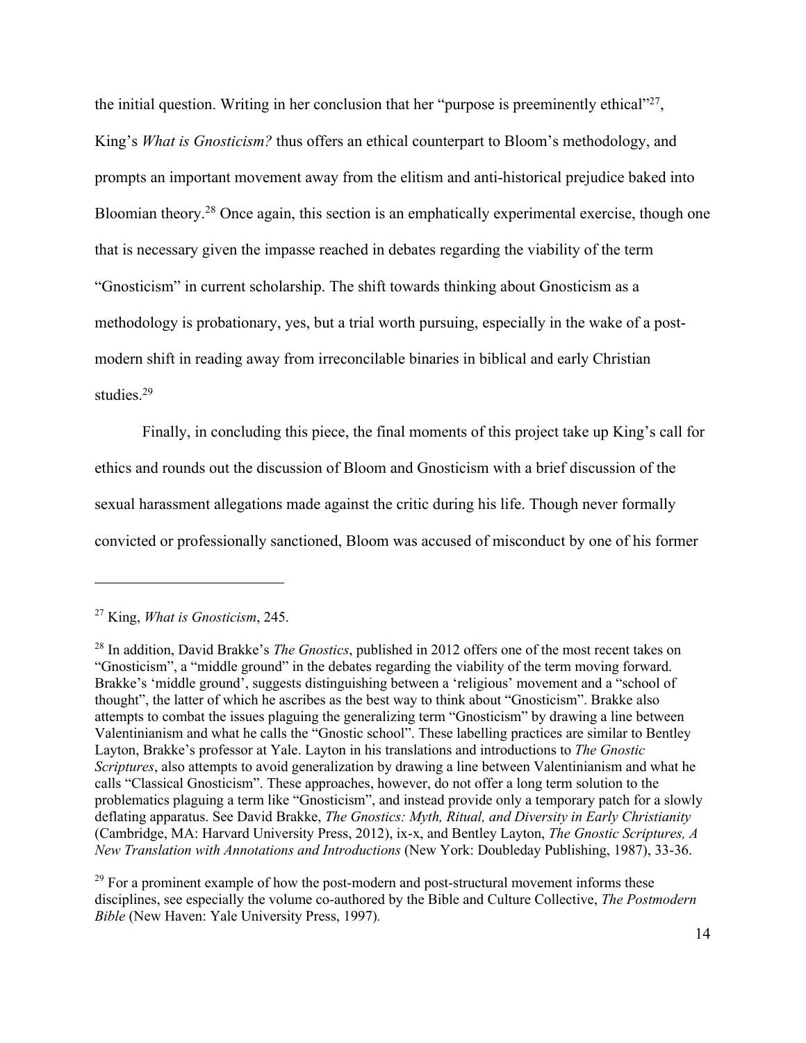the initial question. Writing in her conclusion that her "purpose is preeminently ethical"[27], King's *What is Gnosticism?* thus offers an ethical counterpart to Bloom's methodology, and prompts an important movement away from the elitism and anti-historical prejudice baked into Bloomian theory.[28] Once again, this section is an emphatically experimental exercise, though one that is necessary given the impasse reached in debates regarding the viability of the term "Gnosticism" in current scholarship. The shift towards thinking about Gnosticism as a methodology is probationary, yes, but a trial worth pursuing, especially in the wake of a post-modern shift in reading away from irreconcilable binaries in biblical and early Christian studies.[29]

Finally, in concluding this piece, the final moments of this project take up King's call for ethics and rounds out the discussion of Bloom and Gnosticism with a brief discussion of the sexual harassment allegations made against the critic during his life. Though never formally convicted or professionally sanctioned, Bloom was accused of misconduct by one of his former

---

[27] King, *What is Gnosticism*, 245.

[28] In addition, David Brakke's *The Gnostics*, published in 2012 offers one of the most recent takes on "Gnosticism", a "middle ground" in the debates regarding the viability of the term moving forward. Brakke's 'middle ground', suggests distinguishing between a 'religious' movement and a "school of thought", the latter of which he ascribes as the best way to think about "Gnosticism". Brakke also attempts to combat the issues plaguing the generalizing term "Gnosticism" by drawing a line between Valentinianism and what he calls the "Gnostic school". These labelling practices are similar to Bentley Layton, Brakke's professor at Yale. Layton in his translations and introductions to *The Gnostic Scriptures*, also attempts to avoid generalization by drawing a line between Valentinianism and what he calls "Classical Gnosticism". These approaches, however, do not offer a long term solution to the problematics plaguing a term like "Gnosticism", and instead provide only a temporary patch for a slowly deflating apparatus. See David Brakke, *The Gnostics: Myth, Ritual, and Diversity in Early Christianity* (Cambridge, MA: Harvard University Press, 2012), ix-x, and Bentley Layton, *The Gnostic Scriptures, A New Translation with Annotations and Introductions* (New York: Doubleday Publishing, 1987), 33-36.

[29] For a prominent example of how the post-modern and post-structural movement informs these disciplines, see especially the volume co-authored by the Bible and Culture Collective, *The Postmodern Bible* (New Haven: Yale University Press, 1997).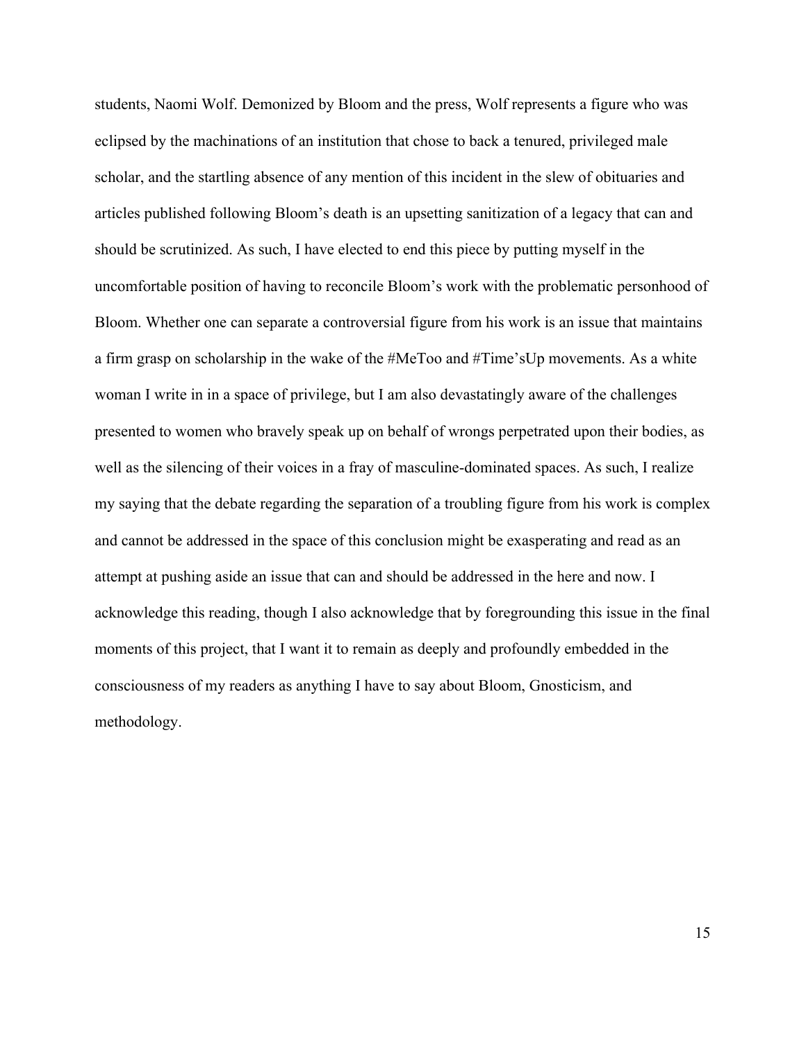students, Naomi Wolf. Demonized by Bloom and the press, Wolf represents a figure who was eclipsed by the machinations of an institution that chose to back a tenured, privileged male scholar, and the startling absence of any mention of this incident in the slew of obituaries and articles published following Bloom's death is an upsetting sanitization of a legacy that can and should be scrutinized. As such, I have elected to end this piece by putting myself in the uncomfortable position of having to reconcile Bloom's work with the problematic personhood of Bloom. Whether one can separate a controversial figure from his work is an issue that maintains a firm grasp on scholarship in the wake of the #MeToo and #Time'sUp movements. As a white woman I write in in a space of privilege, but I am also devastatingly aware of the challenges presented to women who bravely speak up on behalf of wrongs perpetrated upon their bodies, as well as the silencing of their voices in a fray of masculine-dominated spaces. As such, I realize my saying that the debate regarding the separation of a troubling figure from his work is complex and cannot be addressed in the space of this conclusion might be exasperating and read as an attempt at pushing aside an issue that can and should be addressed in the here and now. I acknowledge this reading, though I also acknowledge that by foregrounding this issue in the final moments of this project, that I want it to remain as deeply and profoundly embedded in the consciousness of my readers as anything I have to say about Bloom, Gnosticism, and methodology.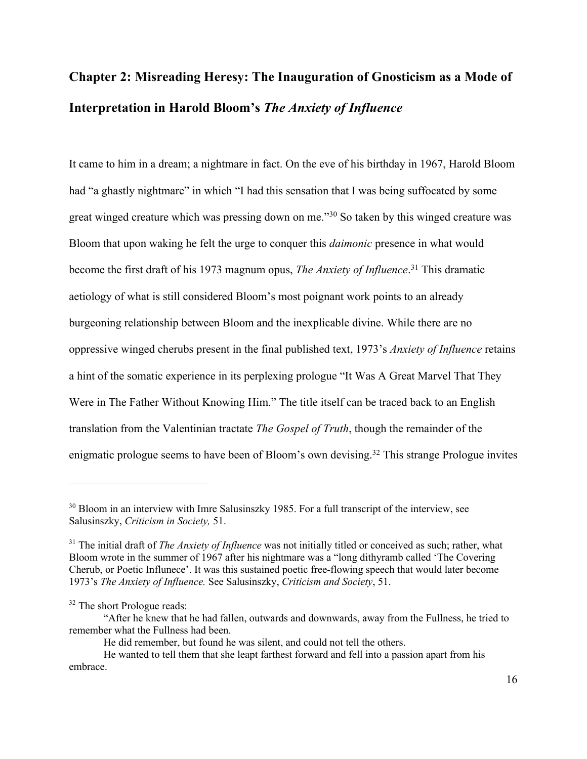## Chapter 2: Misreading Heresy: The Inauguration of Gnosticism as a Mode of Interpretation in Harold Bloom's *The Anxiety of Influence*

It came to him in a dream; a nightmare in fact. On the eve of his birthday in 1967, Harold Bloom had "a ghastly nightmare" in which "I had this sensation that I was being suffocated by some great winged creature which was pressing down on me."[30] So taken by this winged creature was Bloom that upon waking he felt the urge to conquer this *daimonic* presence in what would become the first draft of his 1973 magnum opus, *The Anxiety of Influence*.[31] This dramatic aetiology of what is still considered Bloom's most poignant work points to an already burgeoning relationship between Bloom and the inexplicable divine. While there are no oppressive winged cherubs present in the final published text, 1973's *Anxiety of Influence* retains a hint of the somatic experience in its perplexing prologue "It Was A Great Marvel That They Were in The Father Without Knowing Him." The title itself can be traced back to an English translation from the Valentinian tractate *The Gospel of Truth*, though the remainder of the enigmatic prologue seems to have been of Bloom's own devising.[32] This strange Prologue invites

---

[30] Bloom in an interview with Imre Salusinszky 1985. For a full transcript of the interview, see Salusinszky, *Criticism in Society,* 51.

[31] The initial draft of *The Anxiety of Influence* was not initially titled or conceived as such; rather, what Bloom wrote in the summer of 1967 after his nightmare was a "long dithyramb called 'The Covering Cherub, or Poetic Influnece'. It was this sustained poetic free-flowing speech that would later become 1973's *The Anxiety of Influence.* See Salusinszky, *Criticism and Society*, 51.

[32] The short Prologue reads:

"After he knew that he had fallen, outwards and downwards, away from the Fullness, he tried to remember what the Fullness had been.

He did remember, but found he was silent, and could not tell the others.

He wanted to tell them that she leapt farthest forward and fell into a passion apart from his embrace.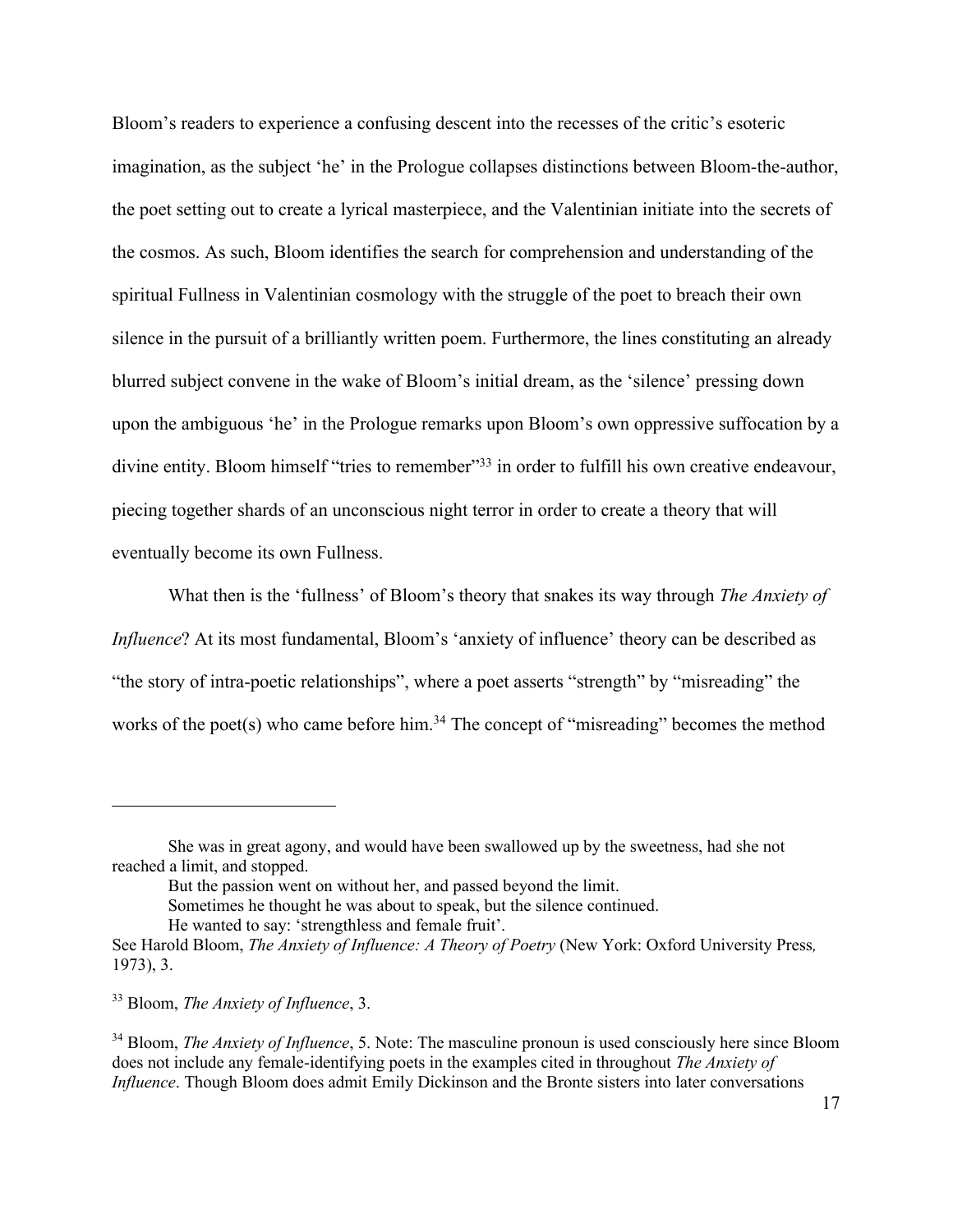Bloom's readers to experience a confusing descent into the recesses of the critic's esoteric imagination, as the subject 'he' in the Prologue collapses distinctions between Bloom-the-author, the poet setting out to create a lyrical masterpiece, and the Valentinian initiate into the secrets of the cosmos. As such, Bloom identifies the search for comprehension and understanding of the spiritual Fullness in Valentinian cosmology with the struggle of the poet to breach their own silence in the pursuit of a brilliantly written poem. Furthermore, the lines constituting an already blurred subject convene in the wake of Bloom's initial dream, as the 'silence' pressing down upon the ambiguous 'he' in the Prologue remarks upon Bloom's own oppressive suffocation by a divine entity. Bloom himself "tries to remember"[33] in order to fulfill his own creative endeavour, piecing together shards of an unconscious night terror in order to create a theory that will eventually become its own Fullness.

What then is the 'fullness' of Bloom's theory that snakes its way through *The Anxiety of Influence*? At its most fundamental, Bloom's 'anxiety of influence' theory can be described as "the story of intra-poetic relationships", where a poet asserts "strength" by "misreading" the works of the poet(s) who came before him.[34] The concept of "misreading" becomes the method

---

She was in great agony, and would have been swallowed up by the sweetness, had she not reached a limit, and stopped.

But the passion went on without her, and passed beyond the limit.

Sometimes he thought he was about to speak, but the silence continued.

He wanted to say: 'strengthless and female fruit'.

See Harold Bloom, *The Anxiety of Influence: A Theory of Poetry* (New York: Oxford University Press, 1973), 3.

[33] Bloom, *The Anxiety of Influence*, 3.

[34] Bloom, *The Anxiety of Influence*, 5. Note: The masculine pronoun is used consciously here since Bloom does not include any female-identifying poets in the examples cited in throughout *The Anxiety of Influence*. Though Bloom does admit Emily Dickinson and the Bronte sisters into later conversations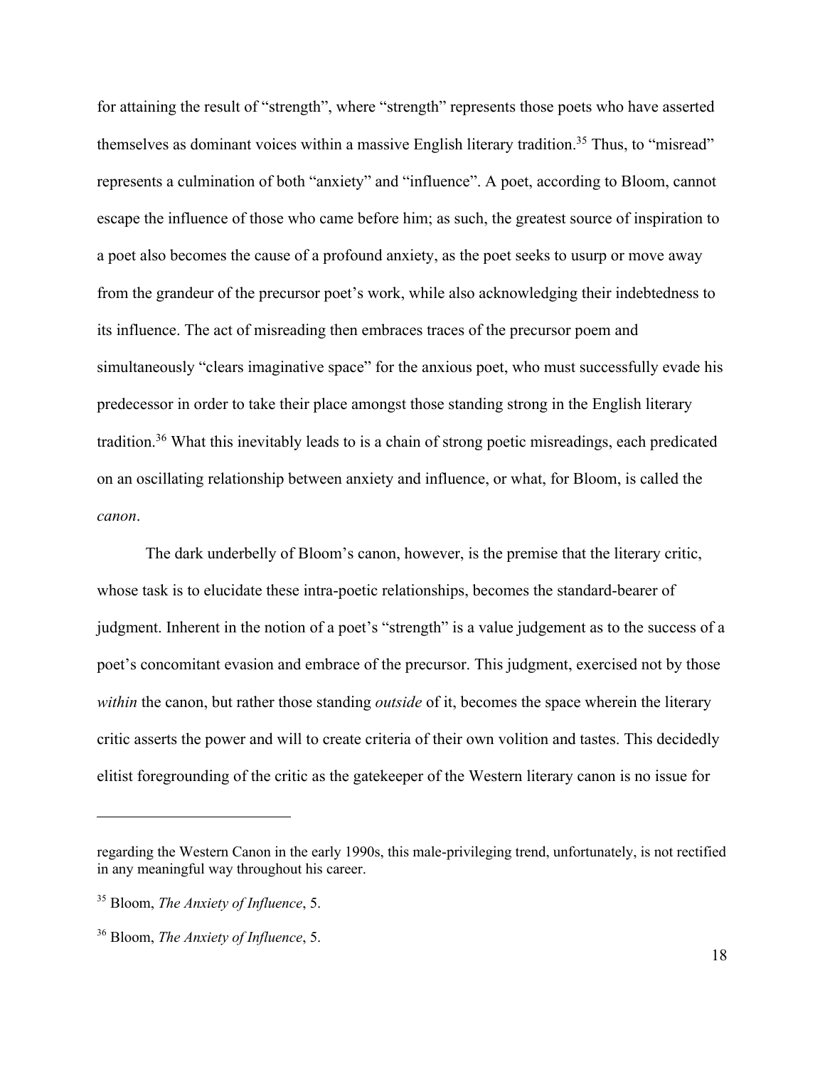for attaining the result of "strength", where "strength" represents those poets who have asserted themselves as dominant voices within a massive English literary tradition.[35] Thus, to "misread" represents a culmination of both "anxiety" and "influence". A poet, according to Bloom, cannot escape the influence of those who came before him; as such, the greatest source of inspiration to a poet also becomes the cause of a profound anxiety, as the poet seeks to usurp or move away from the grandeur of the precursor poet's work, while also acknowledging their indebtedness to its influence. The act of misreading then embraces traces of the precursor poem and simultaneously "clears imaginative space" for the anxious poet, who must successfully evade his predecessor in order to take their place amongst those standing strong in the English literary tradition.[36] What this inevitably leads to is a chain of strong poetic misreadings, each predicated on an oscillating relationship between anxiety and influence, or what, for Bloom, is called the *canon*.

The dark underbelly of Bloom's canon, however, is the premise that the literary critic, whose task is to elucidate these intra-poetic relationships, becomes the standard-bearer of judgment. Inherent in the notion of a poet's "strength" is a value judgement as to the success of a poet's concomitant evasion and embrace of the precursor. This judgment, exercised not by those *within* the canon, but rather those standing *outside* of it, becomes the space wherein the literary critic asserts the power and will to create criteria of their own volition and tastes. This decidedly elitist foregrounding of the critic as the gatekeeper of the Western literary canon is no issue for

---

regarding the Western Canon in the early 1990s, this male-privileging trend, unfortunately, is not rectified in any meaningful way throughout his career.

[35] Bloom, *The Anxiety of Influence*, 5.

[36] Bloom, *The Anxiety of Influence*, 5.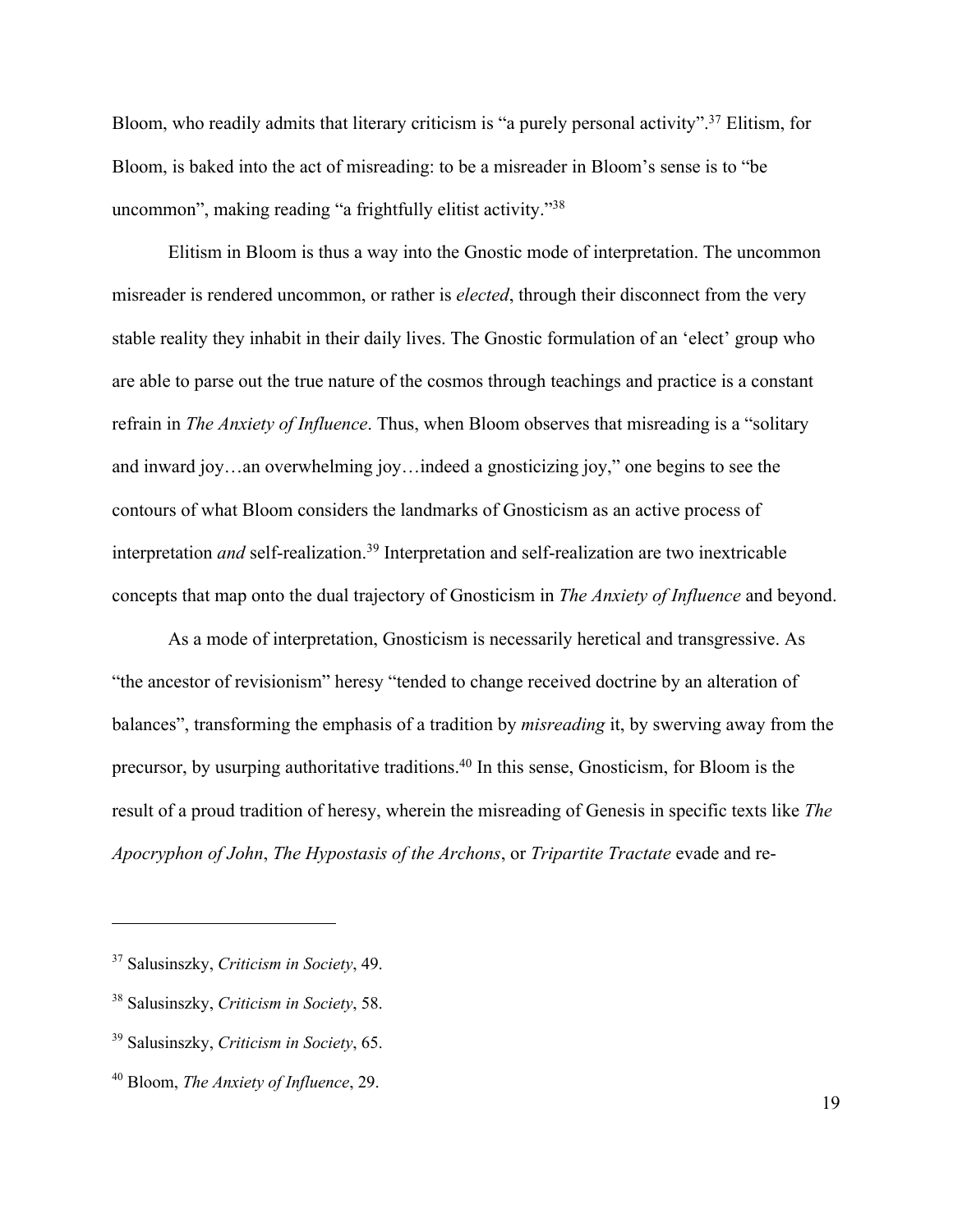Bloom, who readily admits that literary criticism is "a purely personal activity".[37] Elitism, for Bloom, is baked into the act of misreading: to be a misreader in Bloom's sense is to "be uncommon", making reading "a frightfully elitist activity."[38]

Elitism in Bloom is thus a way into the Gnostic mode of interpretation. The uncommon misreader is rendered uncommon, or rather is *elected*, through their disconnect from the very stable reality they inhabit in their daily lives. The Gnostic formulation of an 'elect' group who are able to parse out the true nature of the cosmos through teachings and practice is a constant refrain in *The Anxiety of Influence*. Thus, when Bloom observes that misreading is a "solitary and inward joy…an overwhelming joy…indeed a gnosticizing joy," one begins to see the contours of what Bloom considers the landmarks of Gnosticism as an active process of interpretation *and* self-realization.[39] Interpretation and self-realization are two inextricable concepts that map onto the dual trajectory of Gnosticism in *The Anxiety of Influence* and beyond.

As a mode of interpretation, Gnosticism is necessarily heretical and transgressive. As "the ancestor of revisionism" heresy "tended to change received doctrine by an alteration of balances", transforming the emphasis of a tradition by *misreading* it, by swerving away from the precursor, by usurping authoritative traditions.[40] In this sense, Gnosticism, for Bloom is the result of a proud tradition of heresy, wherein the misreading of Genesis in specific texts like *The Apocryphon of John*, *The Hypostasis of the Archons*, or *Tripartite Tractate* evade and re-

---

[37] Salusinszky, *Criticism in Society*, 49.

[38] Salusinszky, *Criticism in Society*, 58.

[39] Salusinszky, *Criticism in Society*, 65.

[40] Bloom, *The Anxiety of Influence*, 29.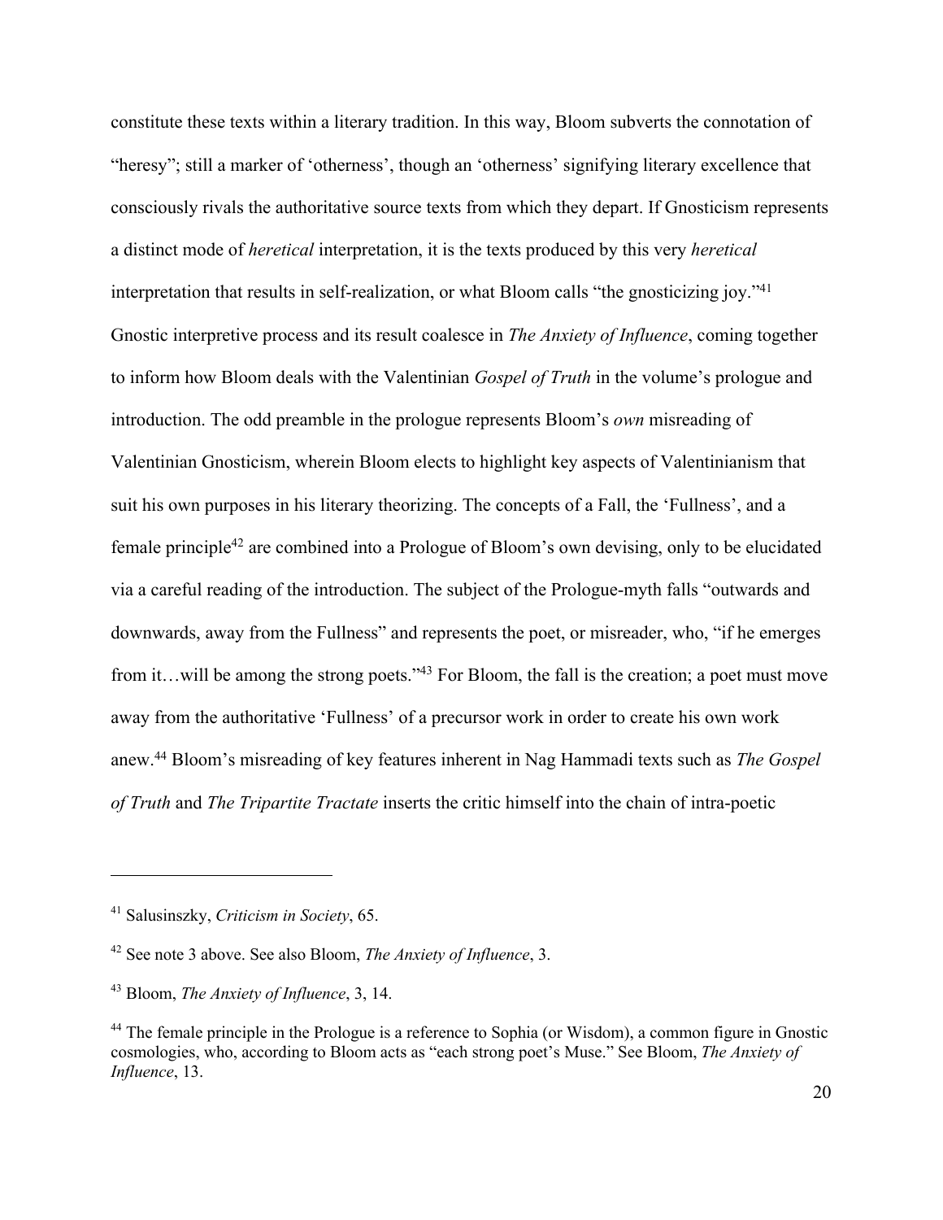constitute these texts within a literary tradition. In this way, Bloom subverts the connotation of "heresy"; still a marker of 'otherness', though an 'otherness' signifying literary excellence that consciously rivals the authoritative source texts from which they depart. If Gnosticism represents a distinct mode of *heretical* interpretation, it is the texts produced by this very *heretical* interpretation that results in self-realization, or what Bloom calls "the gnosticizing joy."[41] Gnostic interpretive process and its result coalesce in *The Anxiety of Influence*, coming together to inform how Bloom deals with the Valentinian *Gospel of Truth* in the volume's prologue and introduction. The odd preamble in the prologue represents Bloom's *own* misreading of Valentinian Gnosticism, wherein Bloom elects to highlight key aspects of Valentinianism that suit his own purposes in his literary theorizing. The concepts of a Fall, the 'Fullness', and a female principle[42] are combined into a Prologue of Bloom's own devising, only to be elucidated via a careful reading of the introduction. The subject of the Prologue-myth falls "outwards and downwards, away from the Fullness" and represents the poet, or misreader, who, "if he emerges from it…will be among the strong poets."[43] For Bloom, the fall is the creation; a poet must move away from the authoritative 'Fullness' of a precursor work in order to create his own work anew.[44] Bloom's misreading of key features inherent in Nag Hammadi texts such as *The Gospel of Truth* and *The Tripartite Tractate* inserts the critic himself into the chain of intra-poetic

---

[41] Salusinszky, *Criticism in Society*, 65.

[42] See note 3 above. See also Bloom, *The Anxiety of Influence*, 3.

[43] Bloom, *The Anxiety of Influence*, 3, 14.

[44] The female principle in the Prologue is a reference to Sophia (or Wisdom), a common figure in Gnostic cosmologies, who, according to Bloom acts as "each strong poet's Muse." See Bloom, *The Anxiety of Influence*, 13.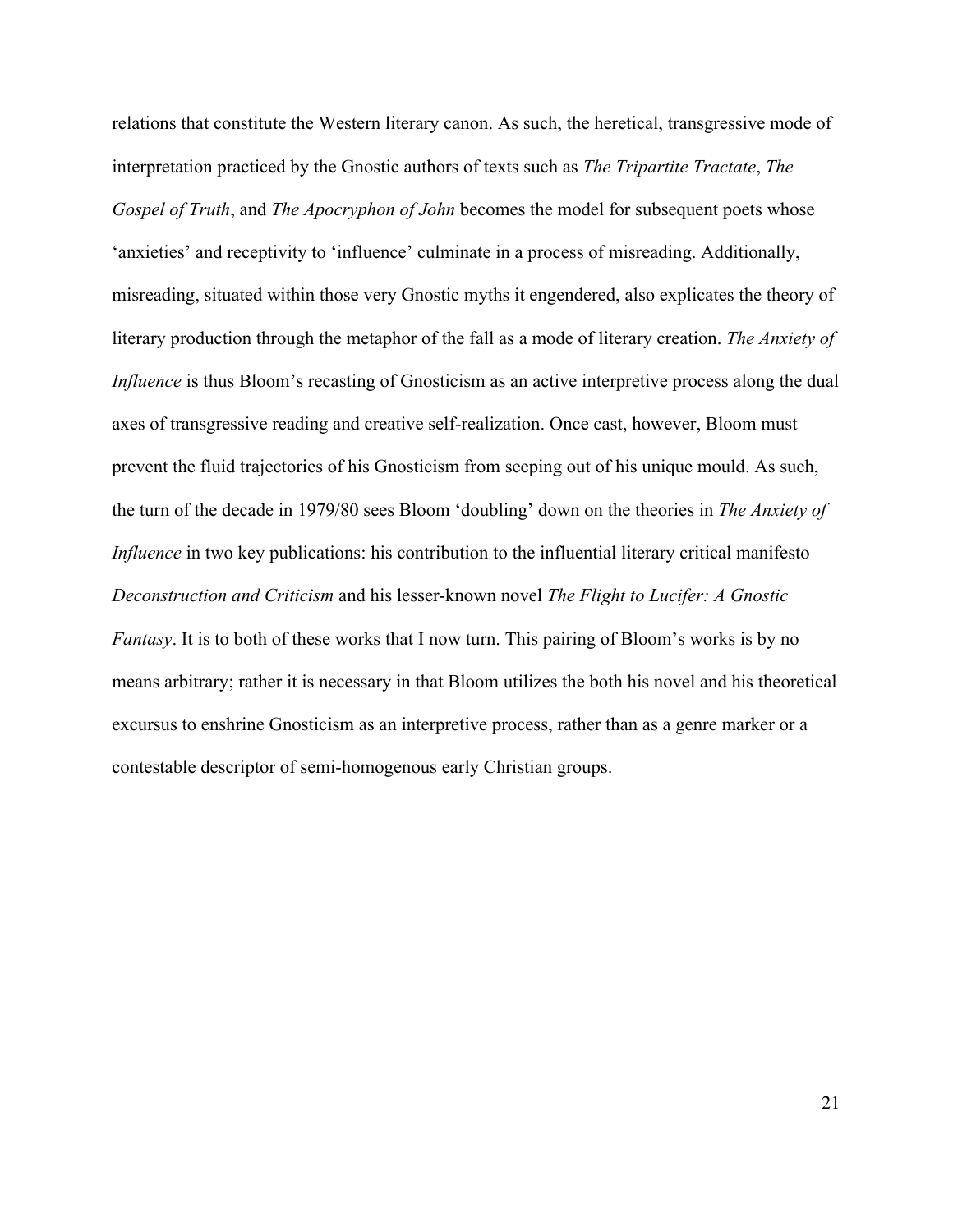relations that constitute the Western literary canon. As such, the heretical, transgressive mode of interpretation practiced by the Gnostic authors of texts such as *The Tripartite Tractate*, *The Gospel of Truth*, and *The Apocryphon of John* becomes the model for subsequent poets whose 'anxieties' and receptivity to 'influence' culminate in a process of misreading. Additionally, misreading, situated within those very Gnostic myths it engendered, also explicates the theory of literary production through the metaphor of the fall as a mode of literary creation. *The Anxiety of Influence* is thus Bloom's recasting of Gnosticism as an active interpretive process along the dual axes of transgressive reading and creative self-realization. Once cast, however, Bloom must prevent the fluid trajectories of his Gnosticism from seeping out of his unique mould. As such, the turn of the decade in 1979/80 sees Bloom 'doubling' down on the theories in *The Anxiety of Influence* in two key publications: his contribution to the influential literary critical manifesto *Deconstruction and Criticism* and his lesser-known novel *The Flight to Lucifer: A Gnostic Fantasy*. It is to both of these works that I now turn. This pairing of Bloom's works is by no means arbitrary; rather it is necessary in that Bloom utilizes the both his novel and his theoretical excursus to enshrine Gnosticism as an interpretive process, rather than as a genre marker or a contestable descriptor of semi-homogenous early Christian groups.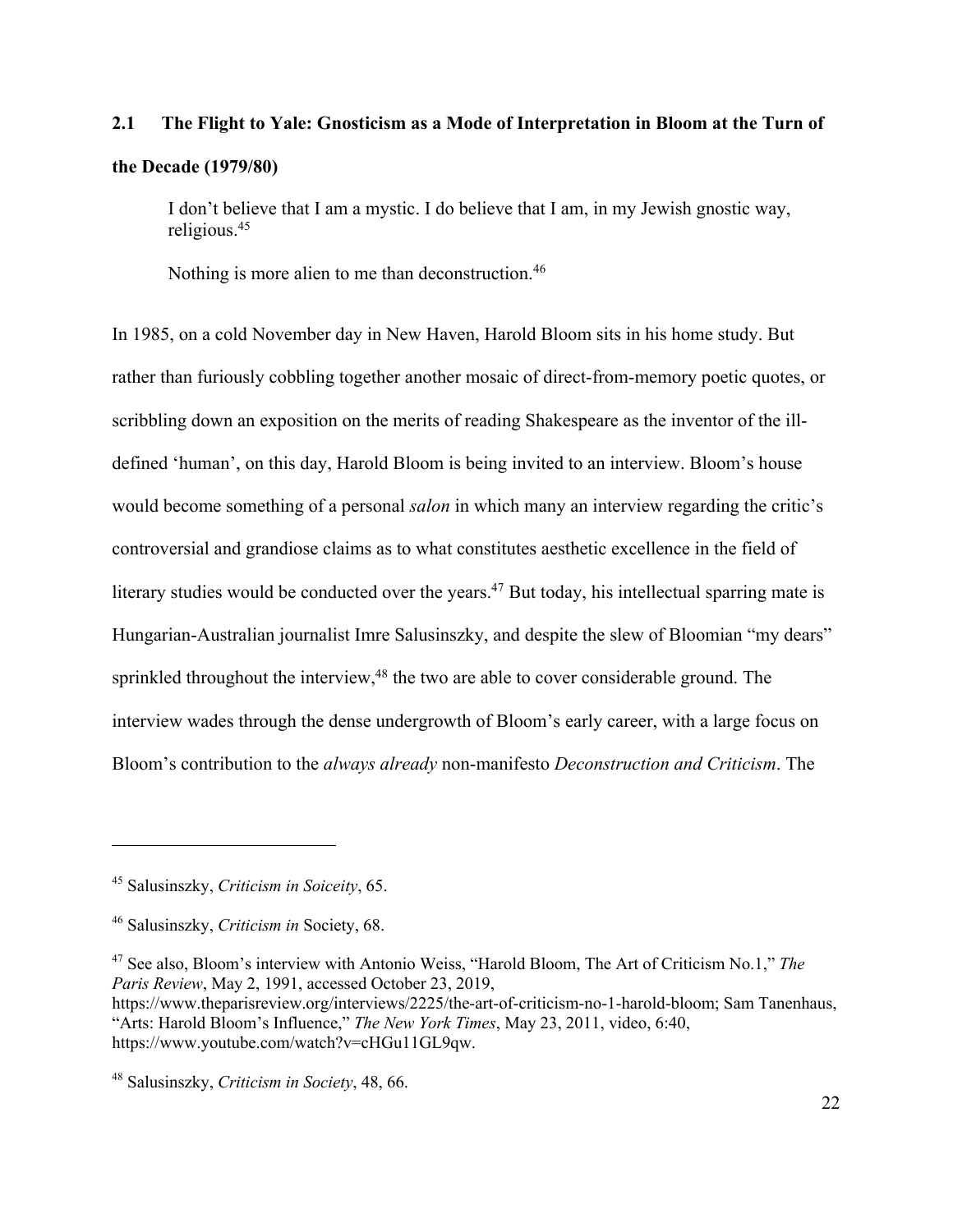## 2.1 The Flight to Yale: Gnosticism as a Mode of Interpretation in Bloom at the Turn of the Decade (1979/80)

> I don't believe that I am a mystic. I do believe that I am, in my Jewish gnostic way, religious.[45]
>
> Nothing is more alien to me than deconstruction.[46]

In 1985, on a cold November day in New Haven, Harold Bloom sits in his home study. But rather than furiously cobbling together another mosaic of direct-from-memory poetic quotes, or scribbling down an exposition on the merits of reading Shakespeare as the inventor of the ill-defined 'human', on this day, Harold Bloom is being invited to an interview. Bloom's house would become something of a personal *salon* in which many an interview regarding the critic's controversial and grandiose claims as to what constitutes aesthetic excellence in the field of literary studies would be conducted over the years.[47] But today, his intellectual sparring mate is Hungarian-Australian journalist Imre Salusinszky, and despite the slew of Bloomian "my dears" sprinkled throughout the interview,[48] the two are able to cover considerable ground. The interview wades through the dense undergrowth of Bloom's early career, with a large focus on Bloom's contribution to the *always already* non-manifesto *Deconstruction and Criticism*. The

---

[45] Salusinszky, *Criticism in Soiceity*, 65.

[46] Salusinszky, *Criticism in* Society, 68.

[47] See also, Bloom's interview with Antonio Weiss, "Harold Bloom, The Art of Criticism No.1," *The Paris Review*, May 2, 1991, accessed October 23, 2019, https://www.theparisreview.org/interviews/2225/the-art-of-criticism-no-1-harold-bloom; Sam Tanenhaus, "Arts: Harold Bloom's Influence," *The New York Times*, May 23, 2011, video, 6:40, https://www.youtube.com/watch?v=cHGu11GL9qw.

[48] Salusinszky, *Criticism in Society*, 48, 66.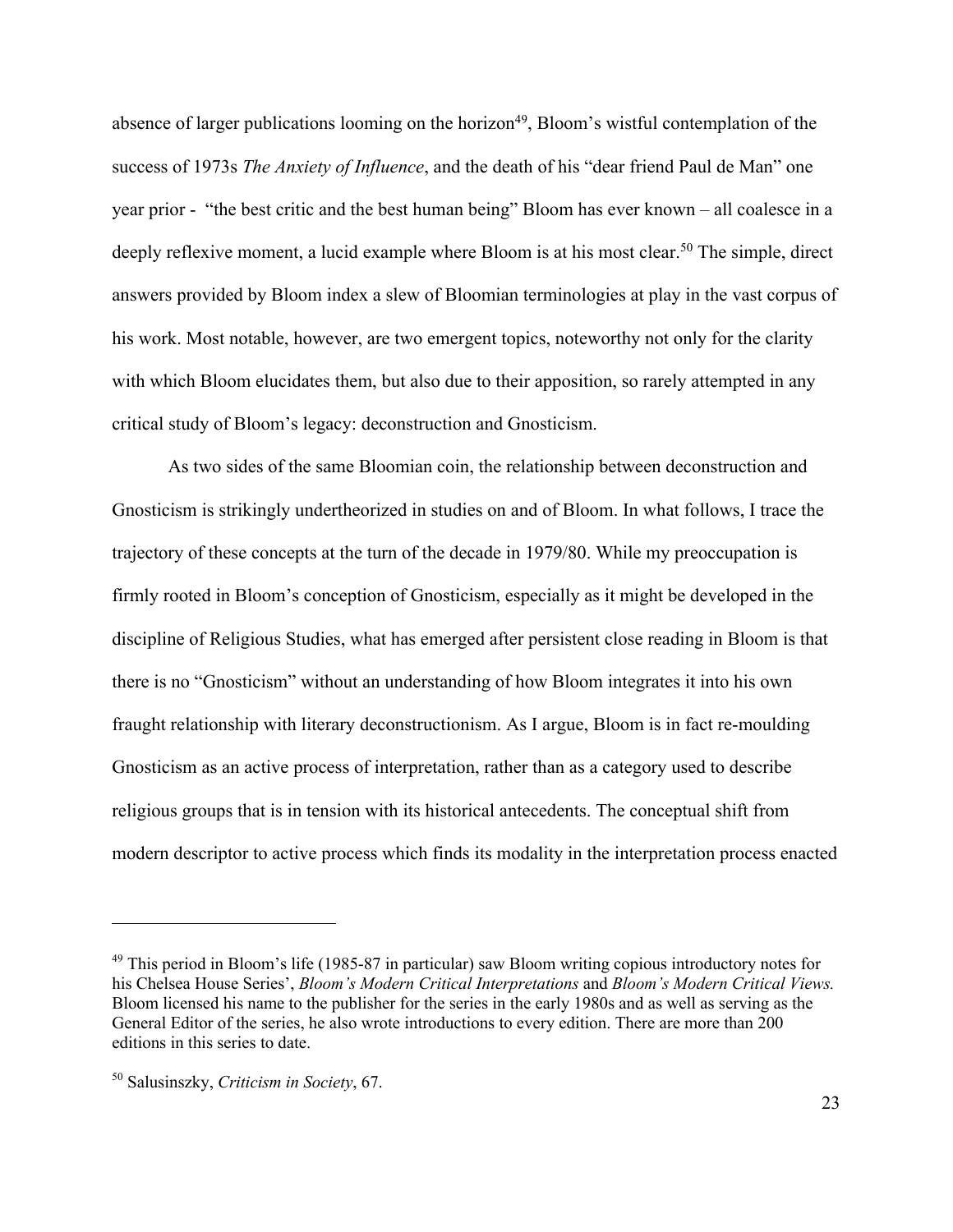absence of larger publications looming on the horizon[49], Bloom's wistful contemplation of the success of 1973s *The Anxiety of Influence*, and the death of his "dear friend Paul de Man" one year prior - "the best critic and the best human being" Bloom has ever known – all coalesce in a deeply reflexive moment, a lucid example where Bloom is at his most clear.[50] The simple, direct answers provided by Bloom index a slew of Bloomian terminologies at play in the vast corpus of his work. Most notable, however, are two emergent topics, noteworthy not only for the clarity with which Bloom elucidates them, but also due to their apposition, so rarely attempted in any critical study of Bloom's legacy: deconstruction and Gnosticism.

As two sides of the same Bloomian coin, the relationship between deconstruction and Gnosticism is strikingly undertheorized in studies on and of Bloom. In what follows, I trace the trajectory of these concepts at the turn of the decade in 1979/80. While my preoccupation is firmly rooted in Bloom's conception of Gnosticism, especially as it might be developed in the discipline of Religious Studies, what has emerged after persistent close reading in Bloom is that there is no "Gnosticism" without an understanding of how Bloom integrates it into his own fraught relationship with literary deconstructionism. As I argue, Bloom is in fact re-moulding Gnosticism as an active process of interpretation, rather than as a category used to describe religious groups that is in tension with its historical antecedents. The conceptual shift from modern descriptor to active process which finds its modality in the interpretation process enacted

---

[49] This period in Bloom's life (1985-87 in particular) saw Bloom writing copious introductory notes for his Chelsea House Series', *Bloom's Modern Critical Interpretations* and *Bloom's Modern Critical Views.* Bloom licensed his name to the publisher for the series in the early 1980s and as well as serving as the General Editor of the series, he also wrote introductions to every edition. There are more than 200 editions in this series to date.

[50] Salusinszky, *Criticism in Society*, 67.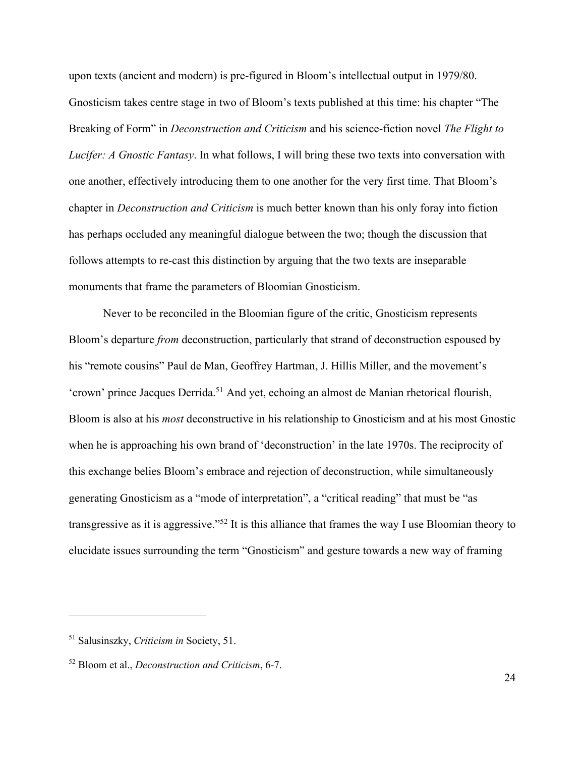upon texts (ancient and modern) is pre-figured in Bloom's intellectual output in 1979/80. Gnosticism takes centre stage in two of Bloom's texts published at this time: his chapter "The Breaking of Form" in *Deconstruction and Criticism* and his science-fiction novel *The Flight to Lucifer: A Gnostic Fantasy*. In what follows, I will bring these two texts into conversation with one another, effectively introducing them to one another for the very first time. That Bloom's chapter in *Deconstruction and Criticism* is much better known than his only foray into fiction has perhaps occluded any meaningful dialogue between the two; though the discussion that follows attempts to re-cast this distinction by arguing that the two texts are inseparable monuments that frame the parameters of Bloomian Gnosticism.

Never to be reconciled in the Bloomian figure of the critic, Gnosticism represents Bloom's departure *from* deconstruction, particularly that strand of deconstruction espoused by his "remote cousins" Paul de Man, Geoffrey Hartman, J. Hillis Miller, and the movement's 'crown' prince Jacques Derrida.[51] And yet, echoing an almost de Manian rhetorical flourish, Bloom is also at his *most* deconstructive in his relationship to Gnosticism and at his most Gnostic when he is approaching his own brand of 'deconstruction' in the late 1970s. The reciprocity of this exchange belies Bloom's embrace and rejection of deconstruction, while simultaneously generating Gnosticism as a "mode of interpretation", a "critical reading" that must be "as transgressive as it is aggressive."[52] It is this alliance that frames the way I use Bloomian theory to elucidate issues surrounding the term "Gnosticism" and gesture towards a new way of framing

---

[51] Salusinszky, *Criticism in* Society, 51.

[52] Bloom et al., *Deconstruction and Criticism*, 6-7.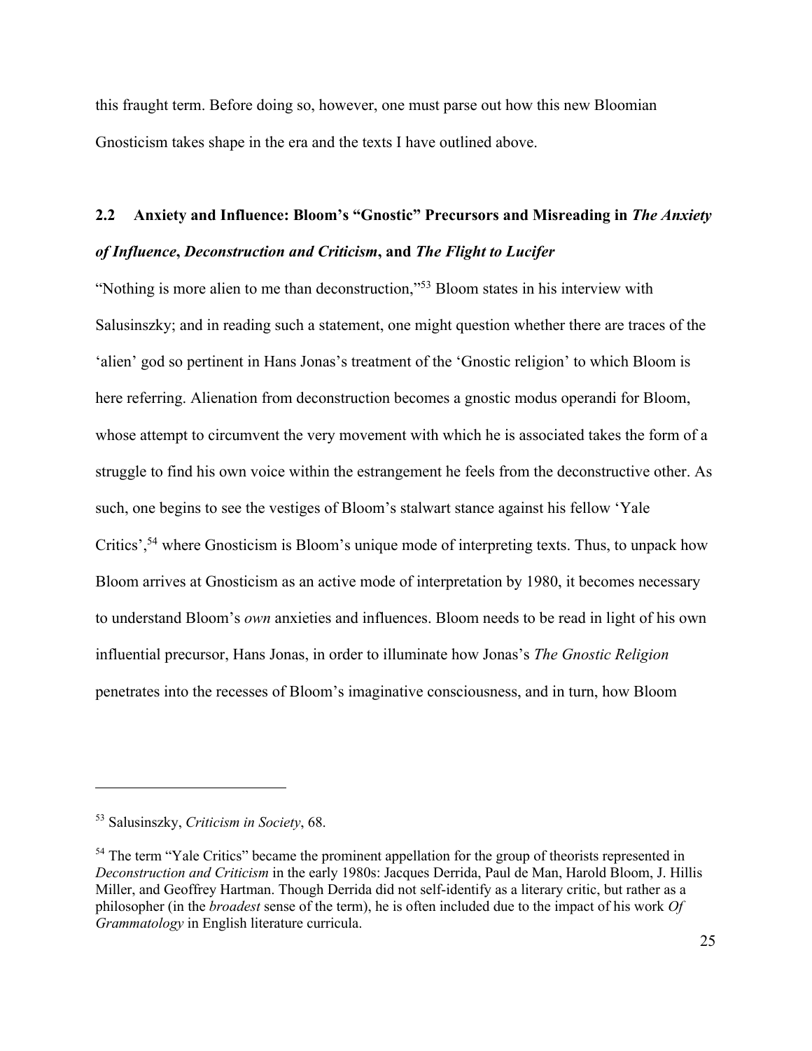this fraught term. Before doing so, however, one must parse out how this new Bloomian Gnosticism takes shape in the era and the texts I have outlined above.

## 2.2 Anxiety and Influence: Bloom's "Gnostic" Precursors and Misreading in *The Anxiety of Influence*, *Deconstruction and Criticism*, and *The Flight to Lucifer*

"Nothing is more alien to me than deconstruction,"[53] Bloom states in his interview with Salusinszky; and in reading such a statement, one might question whether there are traces of the 'alien' god so pertinent in Hans Jonas's treatment of the 'Gnostic religion' to which Bloom is here referring. Alienation from deconstruction becomes a gnostic modus operandi for Bloom, whose attempt to circumvent the very movement with which he is associated takes the form of a struggle to find his own voice within the estrangement he feels from the deconstructive other. As such, one begins to see the vestiges of Bloom's stalwart stance against his fellow 'Yale Critics',[54] where Gnosticism is Bloom's unique mode of interpreting texts. Thus, to unpack how Bloom arrives at Gnosticism as an active mode of interpretation by 1980, it becomes necessary to understand Bloom's *own* anxieties and influences. Bloom needs to be read in light of his own influential precursor, Hans Jonas, in order to illuminate how Jonas's *The Gnostic Religion* penetrates into the recesses of Bloom's imaginative consciousness, and in turn, how Bloom

---

[53] Salusinszky, *Criticism in Society*, 68.

[54] The term "Yale Critics" became the prominent appellation for the group of theorists represented in *Deconstruction and Criticism* in the early 1980s: Jacques Derrida, Paul de Man, Harold Bloom, J. Hillis Miller, and Geoffrey Hartman. Though Derrida did not self-identify as a literary critic, but rather as a philosopher (in the *broadest* sense of the term), he is often included due to the impact of his work *Of Grammatology* in English literature curricula.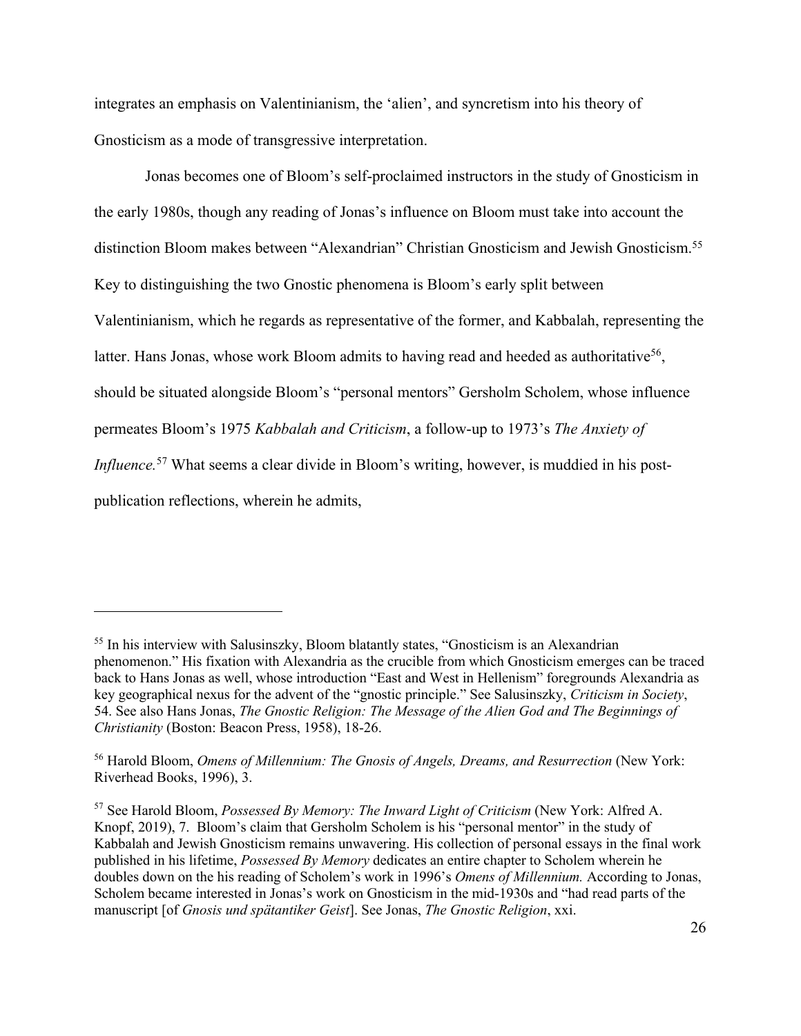integrates an emphasis on Valentinianism, the 'alien', and syncretism into his theory of Gnosticism as a mode of transgressive interpretation.

Jonas becomes one of Bloom's self-proclaimed instructors in the study of Gnosticism in the early 1980s, though any reading of Jonas's influence on Bloom must take into account the distinction Bloom makes between "Alexandrian" Christian Gnosticism and Jewish Gnosticism.[55] Key to distinguishing the two Gnostic phenomena is Bloom's early split between Valentinianism, which he regards as representative of the former, and Kabbalah, representing the latter. Hans Jonas, whose work Bloom admits to having read and heeded as authoritative[56], should be situated alongside Bloom's "personal mentors" Gersholm Scholem, whose influence permeates Bloom's 1975 *Kabbalah and Criticism*, a follow-up to 1973's *The Anxiety of Influence.*[57] What seems a clear divide in Bloom's writing, however, is muddied in his post-publication reflections, wherein he admits,

---

[55] In his interview with Salusinszky, Bloom blatantly states, "Gnosticism is an Alexandrian phenomenon." His fixation with Alexandria as the crucible from which Gnosticism emerges can be traced back to Hans Jonas as well, whose introduction "East and West in Hellenism" foregrounds Alexandria as key geographical nexus for the advent of the "gnostic principle." See Salusinszky, *Criticism in Society*, 54. See also Hans Jonas, *The Gnostic Religion: The Message of the Alien God and The Beginnings of Christianity* (Boston: Beacon Press, 1958), 18-26.

[56] Harold Bloom, *Omens of Millennium: The Gnosis of Angels, Dreams, and Resurrection* (New York: Riverhead Books, 1996), 3.

[57] See Harold Bloom, *Possessed By Memory: The Inward Light of Criticism* (New York: Alfred A. Knopf, 2019), 7. Bloom's claim that Gersholm Scholem is his "personal mentor" in the study of Kabbalah and Jewish Gnosticism remains unwavering. His collection of personal essays in the final work published in his lifetime, *Possessed By Memory* dedicates an entire chapter to Scholem wherein he doubles down on the his reading of Scholem's work in 1996's *Omens of Millennium.* According to Jonas, Scholem became interested in Jonas's work on Gnosticism in the mid-1930s and "had read parts of the manuscript [of *Gnosis und spätantiker Geist*]. See Jonas, *The Gnostic Religion*, xxi.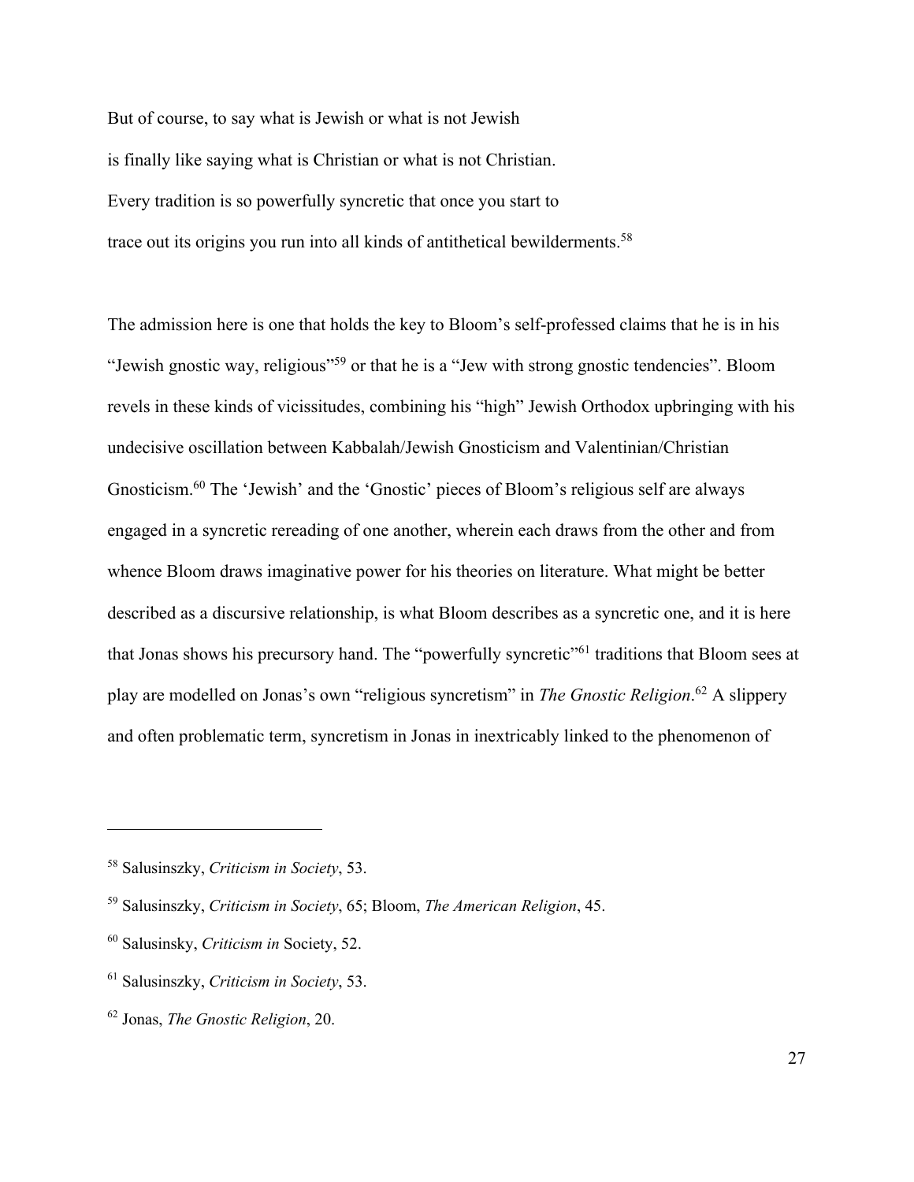But of course, to say what is Jewish or what is not Jewish
is finally like saying what is Christian or what is not Christian.
Every tradition is so powerfully syncretic that once you start to
trace out its origins you run into all kinds of antithetical bewilderments.[58]

The admission here is one that holds the key to Bloom's self-professed claims that he is in his "Jewish gnostic way, religious"[59] or that he is a "Jew with strong gnostic tendencies". Bloom revels in these kinds of vicissitudes, combining his "high" Jewish Orthodox upbringing with his undecisive oscillation between Kabbalah/Jewish Gnosticism and Valentinian/Christian Gnosticism.[60] The 'Jewish' and the 'Gnostic' pieces of Bloom's religious self are always engaged in a syncretic rereading of one another, wherein each draws from the other and from whence Bloom draws imaginative power for his theories on literature. What might be better described as a discursive relationship, is what Bloom describes as a syncretic one, and it is here that Jonas shows his precursory hand. The "powerfully syncretic"[61] traditions that Bloom sees at play are modelled on Jonas's own "religious syncretism" in *The Gnostic Religion*.[62] A slippery and often problematic term, syncretism in Jonas in inextricably linked to the phenomenon of

---

[58] Salusinszky, *Criticism in Society*, 53.

[59] Salusinszky, *Criticism in Society*, 65; Bloom, *The American Religion*, 45.

[60] Salusinsky, *Criticism in* Society, 52.

[61] Salusinszky, *Criticism in Society*, 53.

[62] Jonas, *The Gnostic Religion*, 20.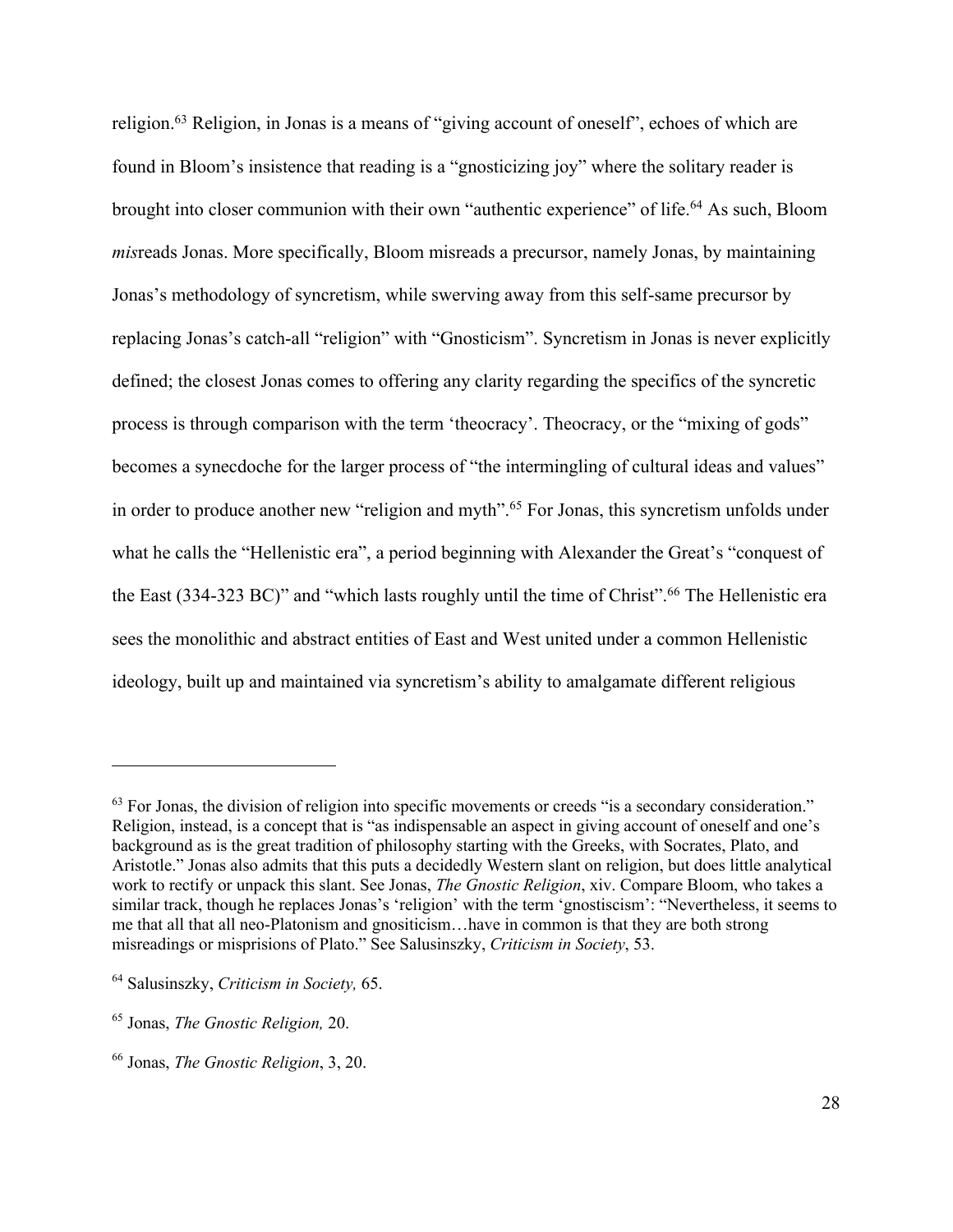religion.[63] Religion, in Jonas is a means of "giving account of oneself", echoes of which are found in Bloom's insistence that reading is a "gnosticizing joy" where the solitary reader is brought into closer communion with their own "authentic experience" of life.[64] As such, Bloom *mis*reads Jonas. More specifically, Bloom misreads a precursor, namely Jonas, by maintaining Jonas's methodology of syncretism, while swerving away from this self-same precursor by replacing Jonas's catch-all "religion" with "Gnosticism". Syncretism in Jonas is never explicitly defined; the closest Jonas comes to offering any clarity regarding the specifics of the syncretic process is through comparison with the term 'theocracy'. Theocracy, or the "mixing of gods" becomes a synecdoche for the larger process of "the intermingling of cultural ideas and values" in order to produce another new "religion and myth".[65] For Jonas, this syncretism unfolds under what he calls the "Hellenistic era", a period beginning with Alexander the Great's "conquest of the East (334-323 BC)" and "which lasts roughly until the time of Christ".[66] The Hellenistic era sees the monolithic and abstract entities of East and West united under a common Hellenistic ideology, built up and maintained via syncretism's ability to amalgamate different religious

---

[63] For Jonas, the division of religion into specific movements or creeds "is a secondary consideration." Religion, instead, is a concept that is "as indispensable an aspect in giving account of oneself and one's background as is the great tradition of philosophy starting with the Greeks, with Socrates, Plato, and Aristotle." Jonas also admits that this puts a decidedly Western slant on religion, but does little analytical work to rectify or unpack this slant. See Jonas, *The Gnostic Religion*, xiv. Compare Bloom, who takes a similar track, though he replaces Jonas's 'religion' with the term 'gnostiscism': "Nevertheless, it seems to me that all that all neo-Platonism and gnositicism…have in common is that they are both strong misreadings or misprisions of Plato." See Salusinszky, *Criticism in Society*, 53.

[64] Salusinszky, *Criticism in Society,* 65.

[65] Jonas, *The Gnostic Religion,* 20.

[66] Jonas, *The Gnostic Religion*, 3, 20.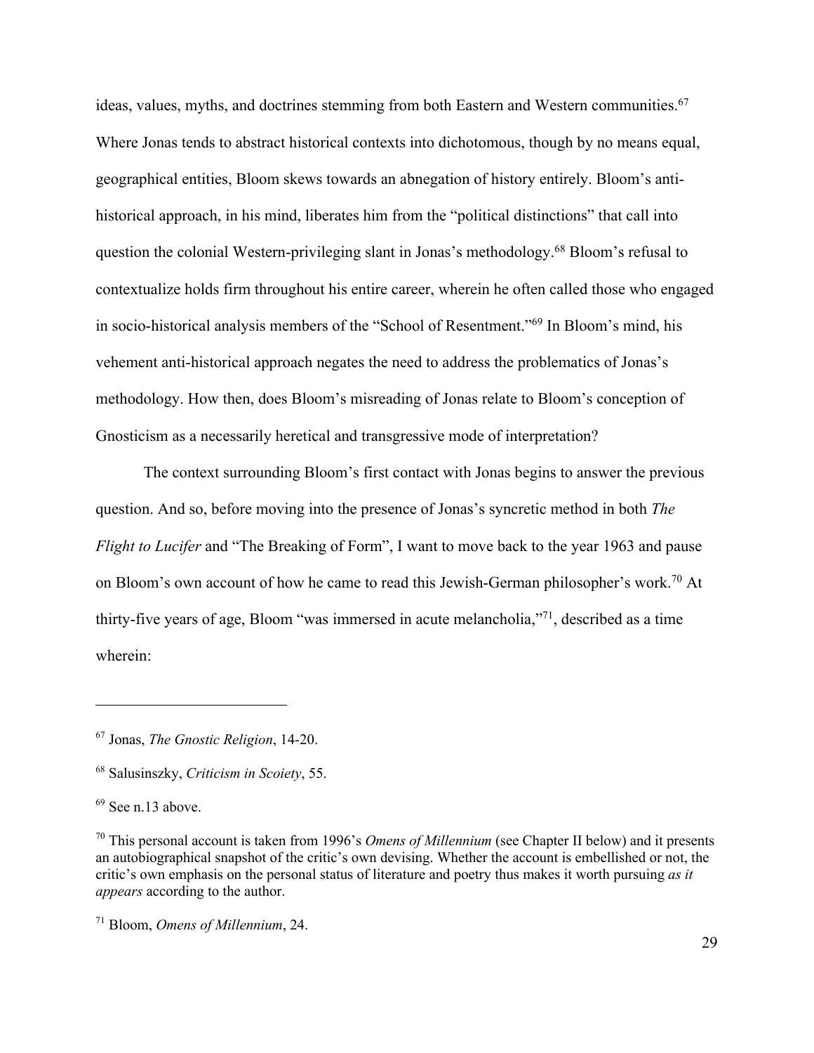ideas, values, myths, and doctrines stemming from both Eastern and Western communities.[67] Where Jonas tends to abstract historical contexts into dichotomous, though by no means equal, geographical entities, Bloom skews towards an abnegation of history entirely. Bloom's anti-historical approach, in his mind, liberates him from the "political distinctions" that call into question the colonial Western-privileging slant in Jonas's methodology.[68] Bloom's refusal to contextualize holds firm throughout his entire career, wherein he often called those who engaged in socio-historical analysis members of the "School of Resentment."[69] In Bloom's mind, his vehement anti-historical approach negates the need to address the problematics of Jonas's methodology. How then, does Bloom's misreading of Jonas relate to Bloom's conception of Gnosticism as a necessarily heretical and transgressive mode of interpretation?

The context surrounding Bloom's first contact with Jonas begins to answer the previous question. And so, before moving into the presence of Jonas's syncretic method in both *The Flight to Lucifer* and "The Breaking of Form", I want to move back to the year 1963 and pause on Bloom's own account of how he came to read this Jewish-German philosopher's work.[70] At thirty-five years of age, Bloom "was immersed in acute melancholia,"[71], described as a time wherein:

---

[67] Jonas, *The Gnostic Religion*, 14-20.

[68] Salusinszky, *Criticism in Scoiety*, 55.

[69] See n.13 above.

[70] This personal account is taken from 1996's *Omens of Millennium* (see Chapter II below) and it presents an autobiographical snapshot of the critic's own devising. Whether the account is embellished or not, the critic's own emphasis on the personal status of literature and poetry thus makes it worth pursuing *as it appears* according to the author.

[71] Bloom, *Omens of Millennium*, 24.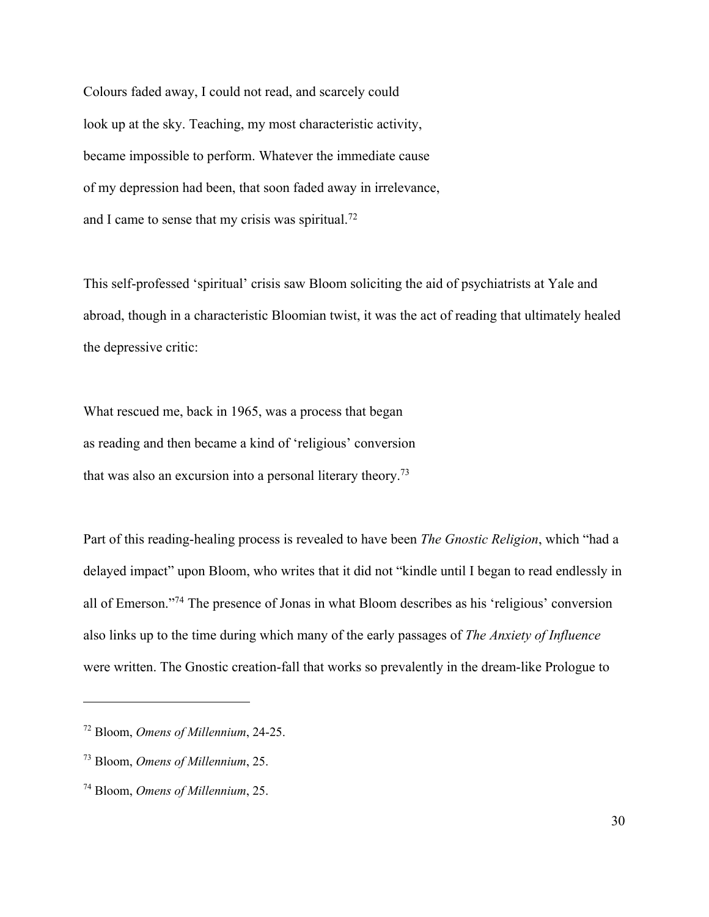Colours faded away, I could not read, and scarcely could
look up at the sky. Teaching, my most characteristic activity,
became impossible to perform. Whatever the immediate cause
of my depression had been, that soon faded away in irrelevance,
and I came to sense that my crisis was spiritual.[72]

This self-professed 'spiritual' crisis saw Bloom soliciting the aid of psychiatrists at Yale and abroad, though in a characteristic Bloomian twist, it was the act of reading that ultimately healed the depressive critic:

What rescued me, back in 1965, was a process that began
as reading and then became a kind of 'religious' conversion
that was also an excursion into a personal literary theory.[73]

Part of this reading-healing process is revealed to have been *The Gnostic Religion*, which "had a delayed impact" upon Bloom, who writes that it did not "kindle until I began to read endlessly in all of Emerson."[74] The presence of Jonas in what Bloom describes as his 'religious' conversion also links up to the time during which many of the early passages of *The Anxiety of Influence* were written. The Gnostic creation-fall that works so prevalently in the dream-like Prologue to

---

[72] Bloom, *Omens of Millennium*, 24-25.

[73] Bloom, *Omens of Millennium*, 25.

[74] Bloom, *Omens of Millennium*, 25.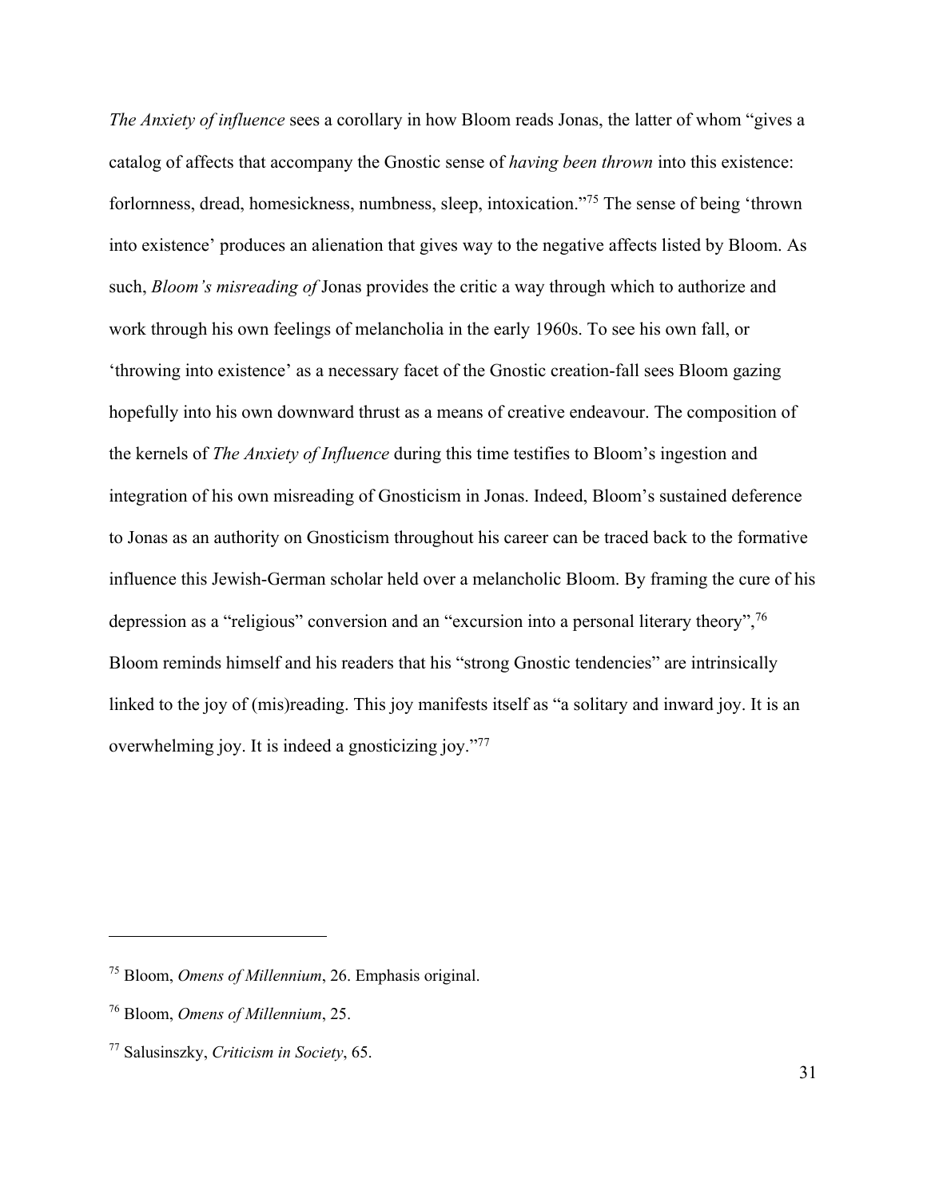*The Anxiety of influence* sees a corollary in how Bloom reads Jonas, the latter of whom "gives a catalog of affects that accompany the Gnostic sense of *having been thrown* into this existence: forlornness, dread, homesickness, numbness, sleep, intoxication."[75] The sense of being 'thrown into existence' produces an alienation that gives way to the negative affects listed by Bloom. As such, *Bloom's misreading of* Jonas provides the critic a way through which to authorize and work through his own feelings of melancholia in the early 1960s. To see his own fall, or 'throwing into existence' as a necessary facet of the Gnostic creation-fall sees Bloom gazing hopefully into his own downward thrust as a means of creative endeavour. The composition of the kernels of *The Anxiety of Influence* during this time testifies to Bloom's ingestion and integration of his own misreading of Gnosticism in Jonas. Indeed, Bloom's sustained deference to Jonas as an authority on Gnosticism throughout his career can be traced back to the formative influence this Jewish-German scholar held over a melancholic Bloom. By framing the cure of his depression as a "religious" conversion and an "excursion into a personal literary theory",[76] Bloom reminds himself and his readers that his "strong Gnostic tendencies" are intrinsically linked to the joy of (mis)reading. This joy manifests itself as "a solitary and inward joy. It is an overwhelming joy. It is indeed a gnosticizing joy."[77]

---

[75] Bloom, *Omens of Millennium*, 26. Emphasis original.

[76] Bloom, *Omens of Millennium*, 25.

[77] Salusinszky, *Criticism in Society*, 65.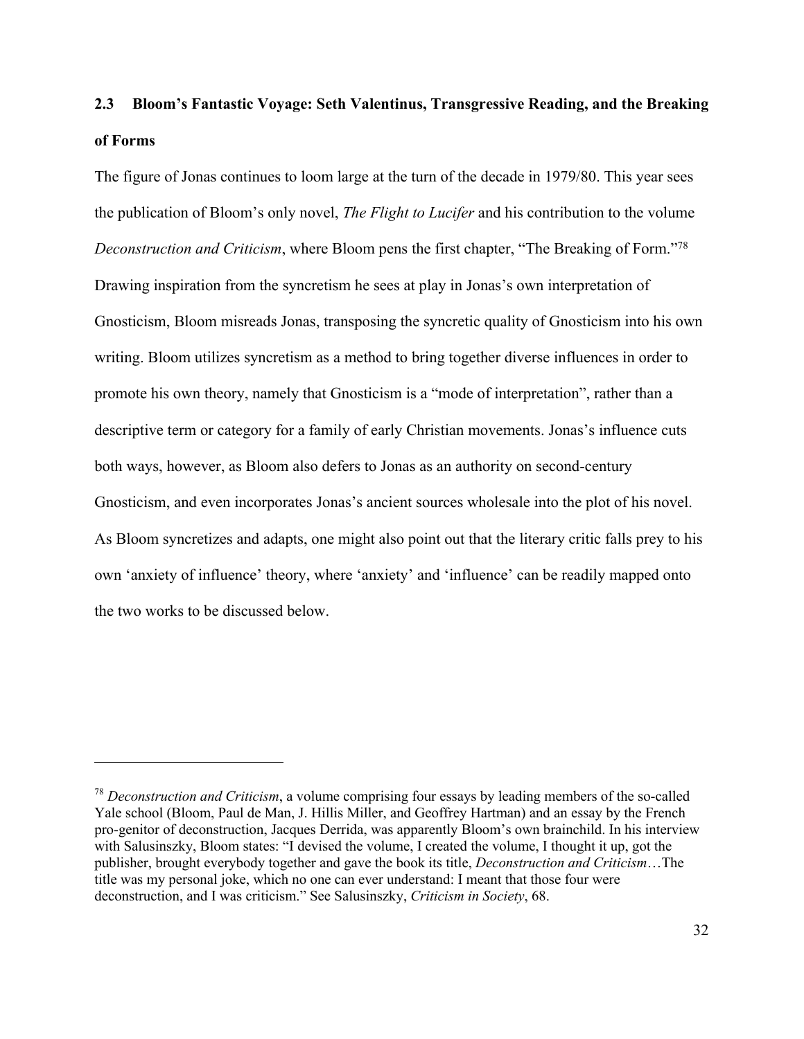### 2.3 Bloom's Fantastic Voyage: Seth Valentinus, Transgressive Reading, and the Breaking of Forms

The figure of Jonas continues to loom large at the turn of the decade in 1979/80. This year sees the publication of Bloom's only novel, *The Flight to Lucifer* and his contribution to the volume *Deconstruction and Criticism*, where Bloom pens the first chapter, "The Breaking of Form."[78] Drawing inspiration from the syncretism he sees at play in Jonas's own interpretation of Gnosticism, Bloom misreads Jonas, transposing the syncretic quality of Gnosticism into his own writing. Bloom utilizes syncretism as a method to bring together diverse influences in order to promote his own theory, namely that Gnosticism is a "mode of interpretation", rather than a descriptive term or category for a family of early Christian movements. Jonas's influence cuts both ways, however, as Bloom also defers to Jonas as an authority on second-century Gnosticism, and even incorporates Jonas's ancient sources wholesale into the plot of his novel. As Bloom syncretizes and adapts, one might also point out that the literary critic falls prey to his own 'anxiety of influence' theory, where 'anxiety' and 'influence' can be readily mapped onto the two works to be discussed below.

---

[78] *Deconstruction and Criticism*, a volume comprising four essays by leading members of the so-called Yale school (Bloom, Paul de Man, J. Hillis Miller, and Geoffrey Hartman) and an essay by the French pro-genitor of deconstruction, Jacques Derrida, was apparently Bloom's own brainchild. In his interview with Salusinszky, Bloom states: "I devised the volume, I created the volume, I thought it up, got the publisher, brought everybody together and gave the book its title, *Deconstruction and Criticism*…The title was my personal joke, which no one can ever understand: I meant that those four were deconstruction, and I was criticism." See Salusinszky, *Criticism in Society*, 68.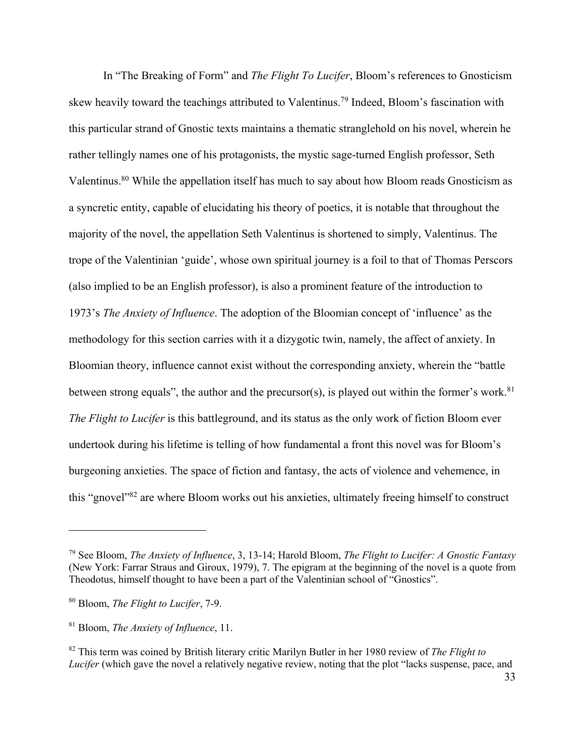In "The Breaking of Form" and *The Flight To Lucifer*, Bloom's references to Gnosticism skew heavily toward the teachings attributed to Valentinus.[79] Indeed, Bloom's fascination with this particular strand of Gnostic texts maintains a thematic stranglehold on his novel, wherein he rather tellingly names one of his protagonists, the mystic sage-turned English professor, Seth Valentinus.[80] While the appellation itself has much to say about how Bloom reads Gnosticism as a syncretic entity, capable of elucidating his theory of poetics, it is notable that throughout the majority of the novel, the appellation Seth Valentinus is shortened to simply, Valentinus. The trope of the Valentinian 'guide', whose own spiritual journey is a foil to that of Thomas Perscors (also implied to be an English professor), is also a prominent feature of the introduction to 1973's *The Anxiety of Influence*. The adoption of the Bloomian concept of 'influence' as the methodology for this section carries with it a dizygotic twin, namely, the affect of anxiety. In Bloomian theory, influence cannot exist without the corresponding anxiety, wherein the "battle between strong equals", the author and the precursor(s), is played out within the former's work.[81] *The Flight to Lucifer* is this battleground, and its status as the only work of fiction Bloom ever undertook during his lifetime is telling of how fundamental a front this novel was for Bloom's burgeoning anxieties. The space of fiction and fantasy, the acts of violence and vehemence, in this "gnovel"[82] are where Bloom works out his anxieties, ultimately freeing himself to construct

---

[79] See Bloom, *The Anxiety of Influence*, 3, 13-14; Harold Bloom, *The Flight to Lucifer: A Gnostic Fantasy* (New York: Farrar Straus and Giroux, 1979), 7. The epigram at the beginning of the novel is a quote from Theodotus, himself thought to have been a part of the Valentinian school of "Gnostics".

[80] Bloom, *The Flight to Lucifer*, 7-9.

[81] Bloom, *The Anxiety of Influence*, 11.

[82] This term was coined by British literary critic Marilyn Butler in her 1980 review of *The Flight to Lucifer* (which gave the novel a relatively negative review, noting that the plot "lacks suspense, pace, and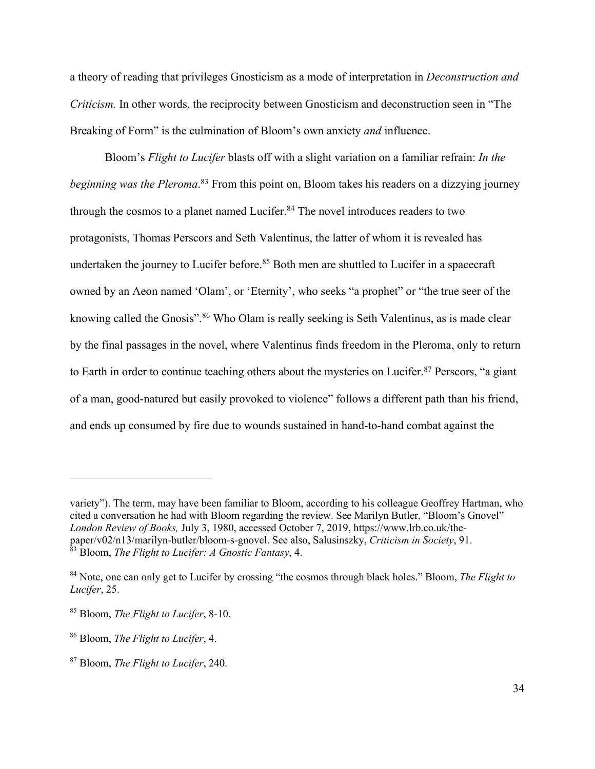a theory of reading that privileges Gnosticism as a mode of interpretation in *Deconstruction and Criticism.* In other words, the reciprocity between Gnosticism and deconstruction seen in "The Breaking of Form" is the culmination of Bloom's own anxiety *and* influence.

Bloom's *Flight to Lucifer* blasts off with a slight variation on a familiar refrain: *In the beginning was the Pleroma*.[83] From this point on, Bloom takes his readers on a dizzying journey through the cosmos to a planet named Lucifer.[84] The novel introduces readers to two protagonists, Thomas Perscors and Seth Valentinus, the latter of whom it is revealed has undertaken the journey to Lucifer before.[85] Both men are shuttled to Lucifer in a spacecraft owned by an Aeon named 'Olam', or 'Eternity', who seeks "a prophet" or "the true seer of the knowing called the Gnosis".[86] Who Olam is really seeking is Seth Valentinus, as is made clear by the final passages in the novel, where Valentinus finds freedom in the Pleroma, only to return to Earth in order to continue teaching others about the mysteries on Lucifer.[87] Perscors, "a giant of a man, good-natured but easily provoked to violence" follows a different path than his friend, and ends up consumed by fire due to wounds sustained in hand-to-hand combat against the

---

variety"). The term, may have been familiar to Bloom, according to his colleague Geoffrey Hartman, who cited a conversation he had with Bloom regarding the review. See Marilyn Butler, "Bloom's Gnovel" *London Review of Books,* July 3, 1980, accessed October 7, 2019, https://www.lrb.co.uk/the-paper/v02/n13/marilyn-butler/bloom-s-gnovel. See also, Salusinszky, *Criticism in Society*, 91.

[83] Bloom, *The Flight to Lucifer: A Gnostic Fantasy*, 4.

[84] Note, one can only get to Lucifer by crossing "the cosmos through black holes." Bloom, *The Flight to Lucifer*, 25.

[85] Bloom, *The Flight to Lucifer*, 8-10.

[86] Bloom, *The Flight to Lucifer*, 4.

[87] Bloom, *The Flight to Lucifer*, 240.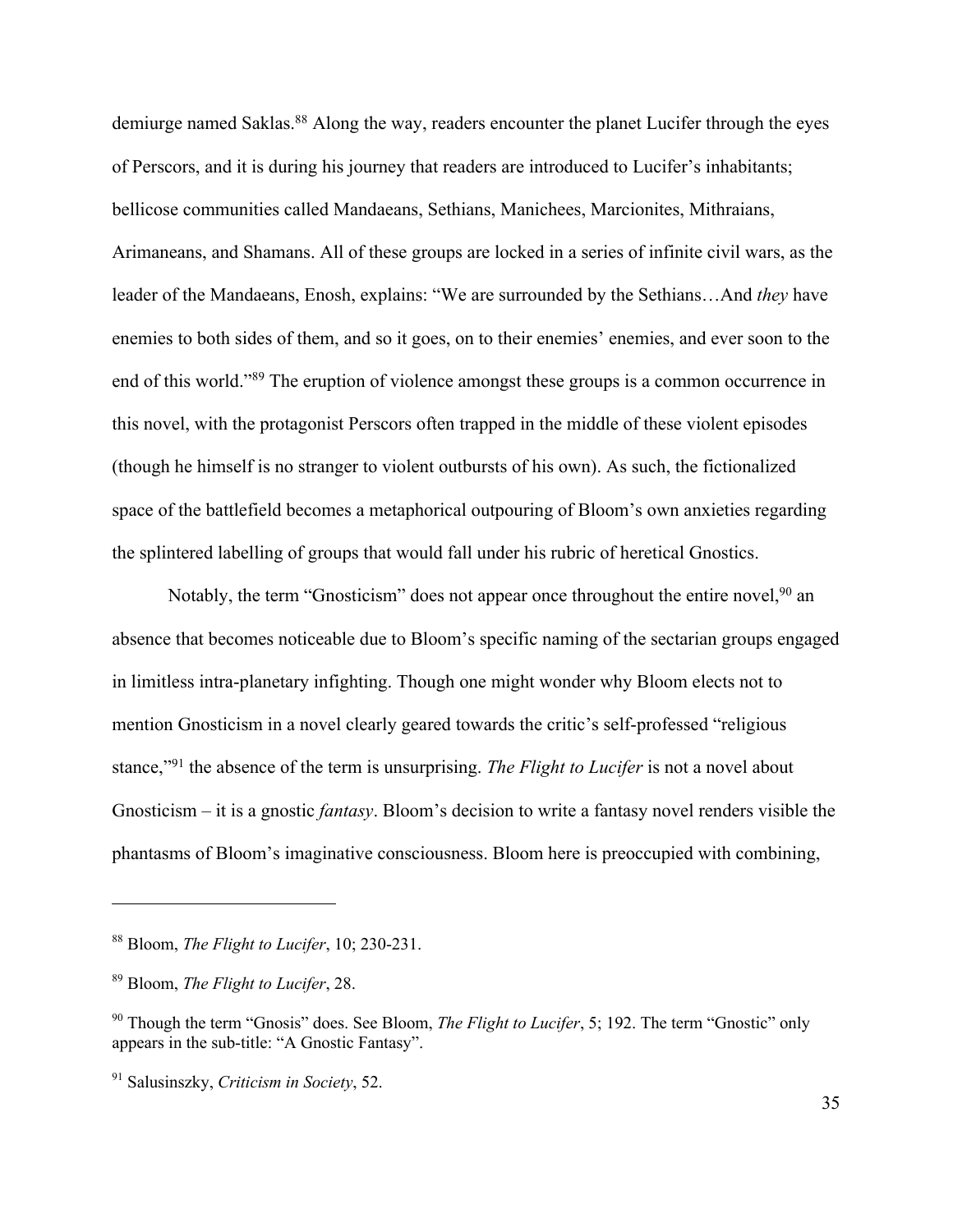demiurge named Saklas.[88] Along the way, readers encounter the planet Lucifer through the eyes of Perscors, and it is during his journey that readers are introduced to Lucifer's inhabitants; bellicose communities called Mandaeans, Sethians, Manichees, Marcionites, Mithraians, Arimaneans, and Shamans. All of these groups are locked in a series of infinite civil wars, as the leader of the Mandaeans, Enosh, explains: "We are surrounded by the Sethians…And *they* have enemies to both sides of them, and so it goes, on to their enemies' enemies, and ever soon to the end of this world."[89] The eruption of violence amongst these groups is a common occurrence in this novel, with the protagonist Perscors often trapped in the middle of these violent episodes (though he himself is no stranger to violent outbursts of his own). As such, the fictionalized space of the battlefield becomes a metaphorical outpouring of Bloom's own anxieties regarding the splintered labelling of groups that would fall under his rubric of heretical Gnostics.

Notably, the term "Gnosticism" does not appear once throughout the entire novel,[90] an absence that becomes noticeable due to Bloom's specific naming of the sectarian groups engaged in limitless intra-planetary infighting. Though one might wonder why Bloom elects not to mention Gnosticism in a novel clearly geared towards the critic's self-professed "religious stance,"[91] the absence of the term is unsurprising. *The Flight to Lucifer* is not a novel about Gnosticism – it is a gnostic *fantasy*. Bloom's decision to write a fantasy novel renders visible the phantasms of Bloom's imaginative consciousness. Bloom here is preoccupied with combining,

---

[88] Bloom, *The Flight to Lucifer*, 10; 230-231.

[89] Bloom, *The Flight to Lucifer*, 28.

[90] Though the term "Gnosis" does. See Bloom, *The Flight to Lucifer*, 5; 192. The term "Gnostic" only appears in the sub-title: "A Gnostic Fantasy".

[91] Salusinszky, *Criticism in Society*, 52.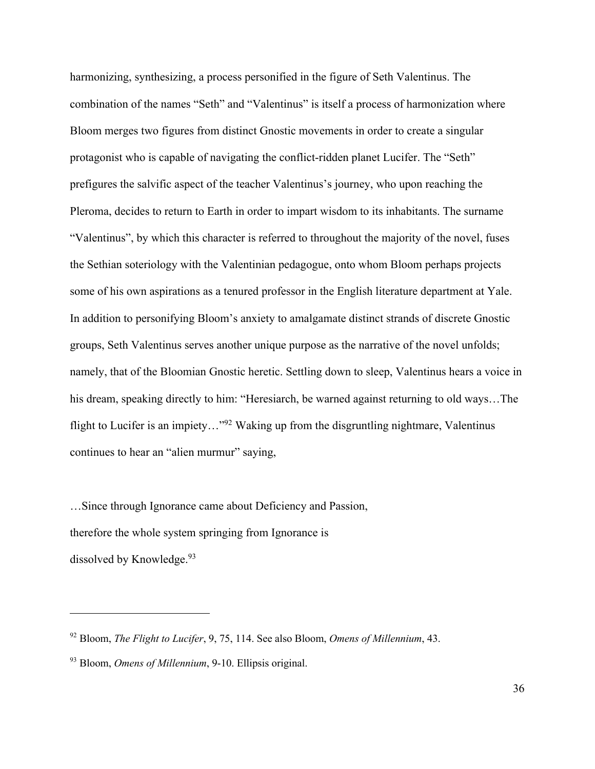harmonizing, synthesizing, a process personified in the figure of Seth Valentinus. The combination of the names "Seth" and "Valentinus" is itself a process of harmonization where Bloom merges two figures from distinct Gnostic movements in order to create a singular protagonist who is capable of navigating the conflict-ridden planet Lucifer. The "Seth" prefigures the salvific aspect of the teacher Valentinus's journey, who upon reaching the Pleroma, decides to return to Earth in order to impart wisdom to its inhabitants. The surname "Valentinus", by which this character is referred to throughout the majority of the novel, fuses the Sethian soteriology with the Valentinian pedagogue, onto whom Bloom perhaps projects some of his own aspirations as a tenured professor in the English literature department at Yale. In addition to personifying Bloom's anxiety to amalgamate distinct strands of discrete Gnostic groups, Seth Valentinus serves another unique purpose as the narrative of the novel unfolds; namely, that of the Bloomian Gnostic heretic. Settling down to sleep, Valentinus hears a voice in his dream, speaking directly to him: "Heresiarch, be warned against returning to old ways…The flight to Lucifer is an impiety…"[92] Waking up from the disgruntling nightmare, Valentinus continues to hear an "alien murmur" saying,

> …Since through Ignorance came about Deficiency and Passion,
> therefore the whole system springing from Ignorance is
> dissolved by Knowledge.[93]

---

[92] Bloom, *The Flight to Lucifer*, 9, 75, 114. See also Bloom, *Omens of Millennium*, 43.

[93] Bloom, *Omens of Millennium*, 9-10. Ellipsis original.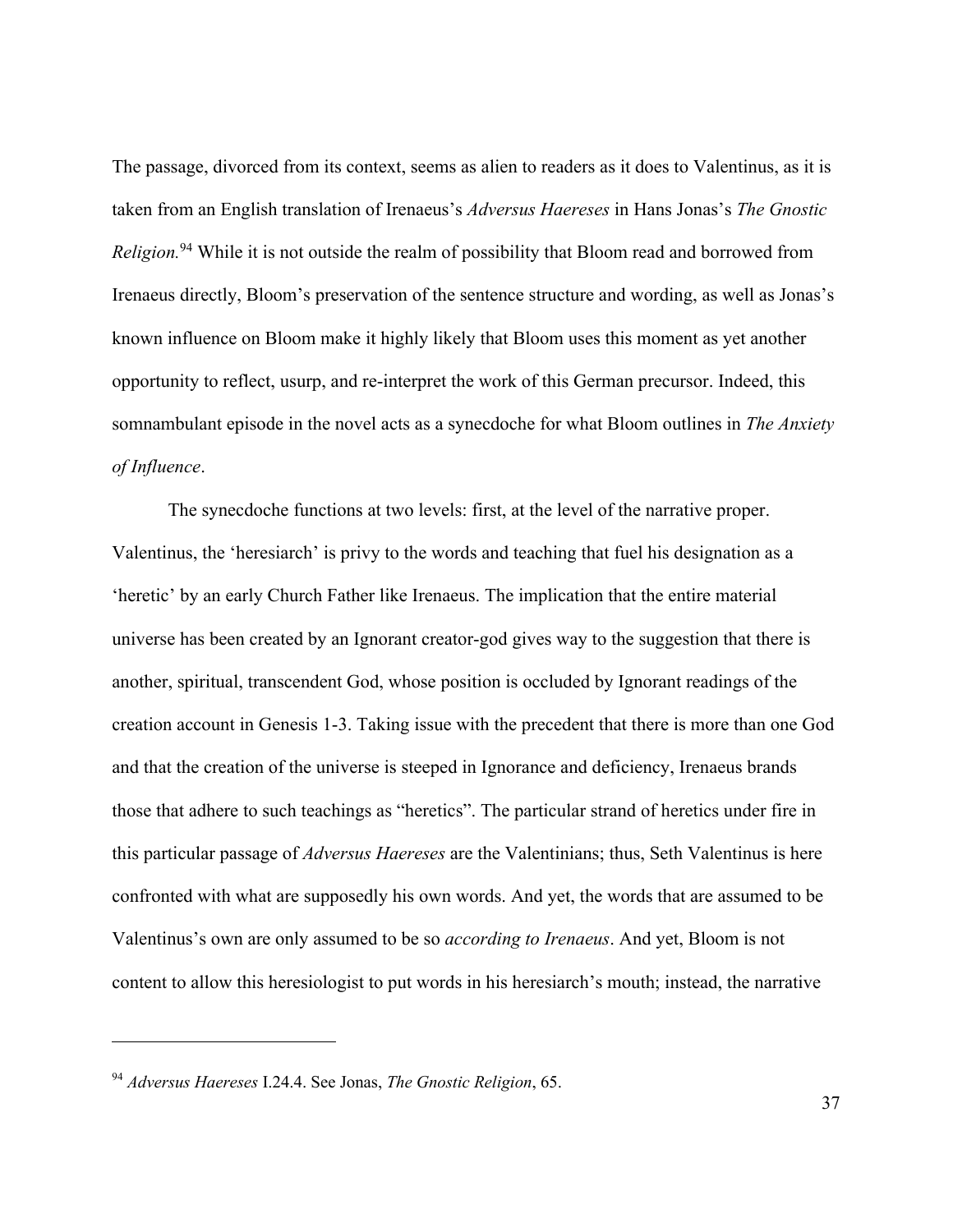The passage, divorced from its context, seems as alien to readers as it does to Valentinus, as it is taken from an English translation of Irenaeus's *Adversus Haereses* in Hans Jonas's *The Gnostic Religion.*[94] While it is not outside the realm of possibility that Bloom read and borrowed from Irenaeus directly, Bloom's preservation of the sentence structure and wording, as well as Jonas's known influence on Bloom make it highly likely that Bloom uses this moment as yet another opportunity to reflect, usurp, and re-interpret the work of this German precursor. Indeed, this somnambulant episode in the novel acts as a synecdoche for what Bloom outlines in *The Anxiety of Influence*.

The synecdoche functions at two levels: first, at the level of the narrative proper. Valentinus, the 'heresiarch' is privy to the words and teaching that fuel his designation as a 'heretic' by an early Church Father like Irenaeus. The implication that the entire material universe has been created by an Ignorant creator-god gives way to the suggestion that there is another, spiritual, transcendent God, whose position is occluded by Ignorant readings of the creation account in Genesis 1-3. Taking issue with the precedent that there is more than one God and that the creation of the universe is steeped in Ignorance and deficiency, Irenaeus brands those that adhere to such teachings as "heretics". The particular strand of heretics under fire in this particular passage of *Adversus Haereses* are the Valentinians; thus, Seth Valentinus is here confronted with what are supposedly his own words. And yet, the words that are assumed to be Valentinus's own are only assumed to be so *according to Irenaeus*. And yet, Bloom is not content to allow this heresiologist to put words in his heresiarch's mouth; instead, the narrative

[94] *Adversus Haereses* I.24.4. See Jonas, *The Gnostic Religion*, 65.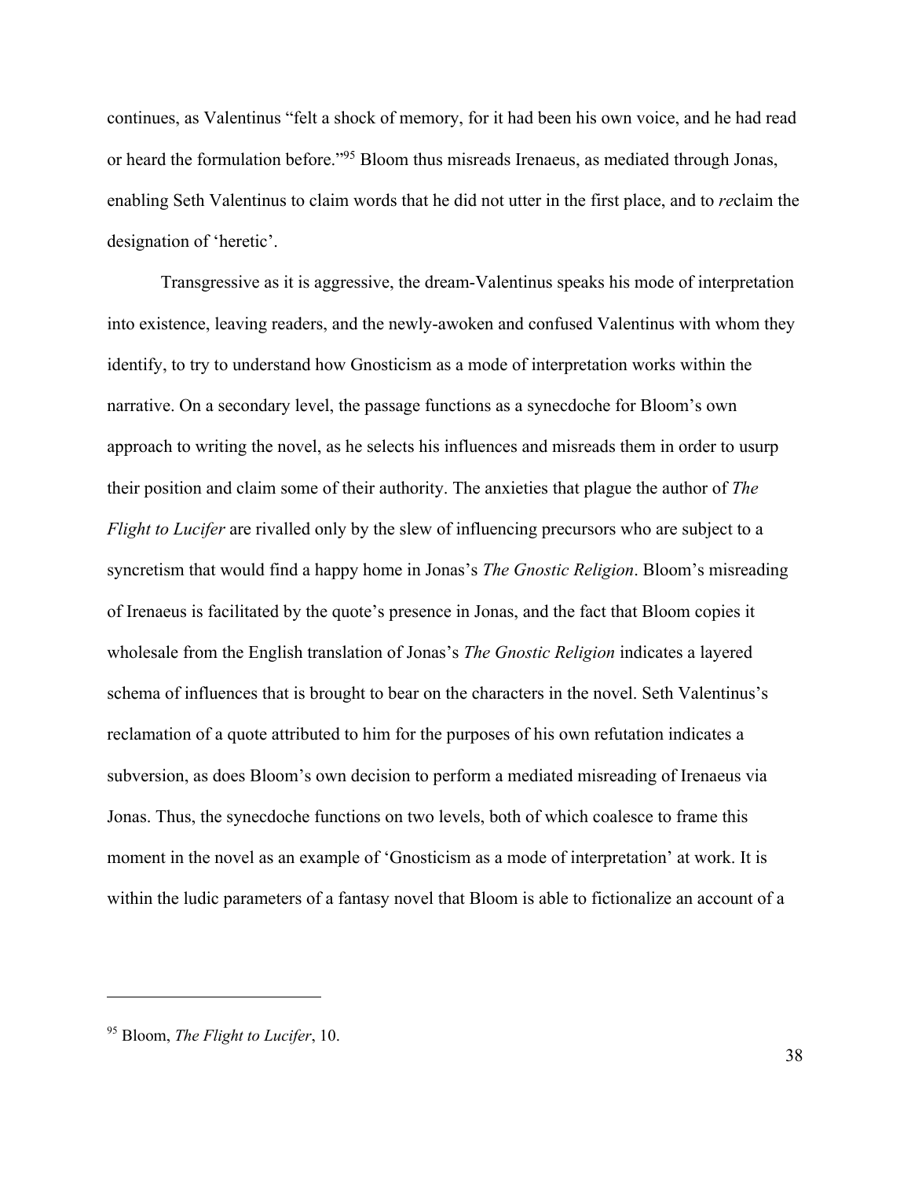continues, as Valentinus “felt a shock of memory, for it had been his own voice, and he had read or heard the formulation before.”[95] Bloom thus misreads Irenaeus, as mediated through Jonas, enabling Seth Valentinus to claim words that he did not utter in the first place, and to *re*claim the designation of ‘heretic’.

Transgressive as it is aggressive, the dream-Valentinus speaks his mode of interpretation into existence, leaving readers, and the newly-awoken and confused Valentinus with whom they identify, to try to understand how Gnosticism as a mode of interpretation works within the narrative. On a secondary level, the passage functions as a synecdoche for Bloom’s own approach to writing the novel, as he selects his influences and misreads them in order to usurp their position and claim some of their authority. The anxieties that plague the author of *The Flight to Lucifer* are rivalled only by the slew of influencing precursors who are subject to a syncretism that would find a happy home in Jonas’s *The Gnostic Religion*. Bloom’s misreading of Irenaeus is facilitated by the quote’s presence in Jonas, and the fact that Bloom copies it wholesale from the English translation of Jonas’s *The Gnostic Religion* indicates a layered schema of influences that is brought to bear on the characters in the novel. Seth Valentinus’s reclamation of a quote attributed to him for the purposes of his own refutation indicates a subversion, as does Bloom’s own decision to perform a mediated misreading of Irenaeus via Jonas. Thus, the synecdoche functions on two levels, both of which coalesce to frame this moment in the novel as an example of ‘Gnosticism as a mode of interpretation’ at work. It is within the ludic parameters of a fantasy novel that Bloom is able to fictionalize an account of a

---

[95] Bloom, *The Flight to Lucifer*, 10.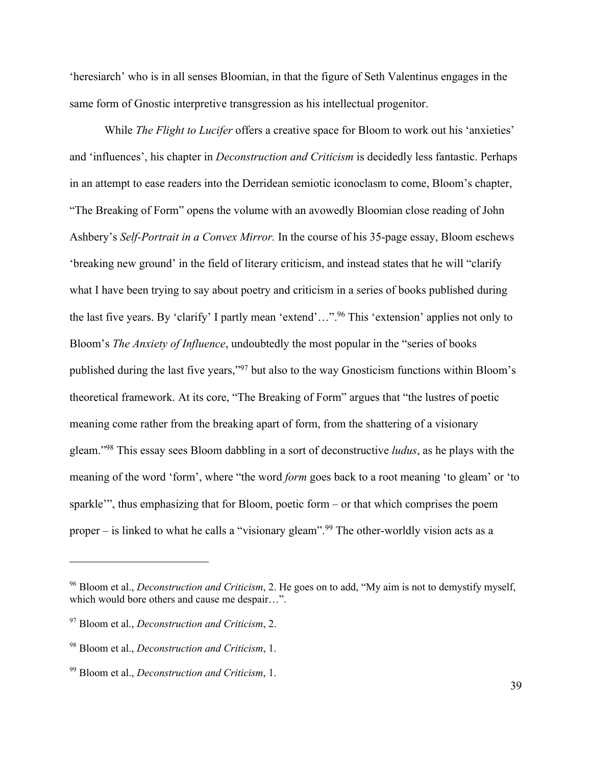'heresiarch' who is in all senses Bloomian, in that the figure of Seth Valentinus engages in the same form of Gnostic interpretive transgression as his intellectual progenitor.

While *The Flight to Lucifer* offers a creative space for Bloom to work out his 'anxieties' and 'influences', his chapter in *Deconstruction and Criticism* is decidedly less fantastic. Perhaps in an attempt to ease readers into the Derridean semiotic iconoclasm to come, Bloom's chapter, "The Breaking of Form" opens the volume with an avowedly Bloomian close reading of John Ashbery's *Self-Portrait in a Convex Mirror.* In the course of his 35-page essay, Bloom eschews 'breaking new ground' in the field of literary criticism, and instead states that he will "clarify what I have been trying to say about poetry and criticism in a series of books published during the last five years. By 'clarify' I partly mean 'extend'…".[96] This 'extension' applies not only to Bloom's *The Anxiety of Influence*, undoubtedly the most popular in the "series of books published during the last five years,"[97] but also to the way Gnosticism functions within Bloom's theoretical framework. At its core, "The Breaking of Form" argues that "the lustres of poetic meaning come rather from the breaking apart of form, from the shattering of a visionary gleam."[98] This essay sees Bloom dabbling in a sort of deconstructive *ludus*, as he plays with the meaning of the word 'form', where "the word *form* goes back to a root meaning 'to gleam' or 'to sparkle'", thus emphasizing that for Bloom, poetic form – or that which comprises the poem proper – is linked to what he calls a "visionary gleam".[99] The other-worldly vision acts as a

---

[96] Bloom et al., *Deconstruction and Criticism*, 2. He goes on to add, "My aim is not to demystify myself, which would bore others and cause me despair…".

[97] Bloom et al., *Deconstruction and Criticism*, 2.

[98] Bloom et al., *Deconstruction and Criticism*, 1.

[99] Bloom et al., *Deconstruction and Criticism*, 1.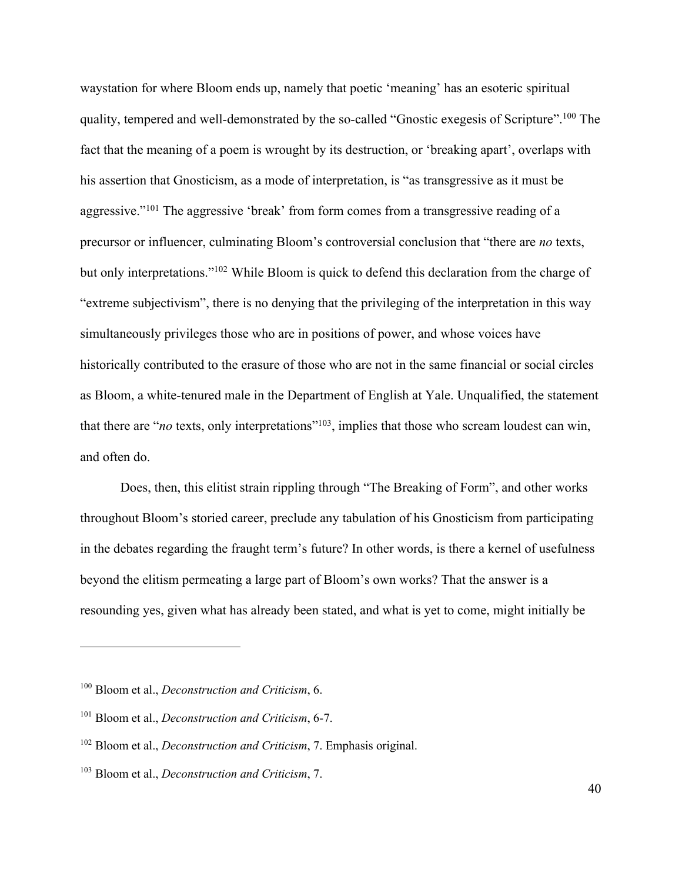waystation for where Bloom ends up, namely that poetic 'meaning' has an esoteric spiritual quality, tempered and well-demonstrated by the so-called "Gnostic exegesis of Scripture".[100] The fact that the meaning of a poem is wrought by its destruction, or 'breaking apart', overlaps with his assertion that Gnosticism, as a mode of interpretation, is "as transgressive as it must be aggressive."[101] The aggressive 'break' from form comes from a transgressive reading of a precursor or influencer, culminating Bloom's controversial conclusion that "there are *no* texts, but only interpretations."[102] While Bloom is quick to defend this declaration from the charge of "extreme subjectivism", there is no denying that the privileging of the interpretation in this way simultaneously privileges those who are in positions of power, and whose voices have historically contributed to the erasure of those who are not in the same financial or social circles as Bloom, a white-tenured male in the Department of English at Yale. Unqualified, the statement that there are "*no* texts, only interpretations"[103], implies that those who scream loudest can win, and often do.

Does, then, this elitist strain rippling through "The Breaking of Form", and other works throughout Bloom's storied career, preclude any tabulation of his Gnosticism from participating in the debates regarding the fraught term's future? In other words, is there a kernel of usefulness beyond the elitism permeating a large part of Bloom's own works? That the answer is a resounding yes, given what has already been stated, and what is yet to come, might initially be

---

[100] Bloom et al., *Deconstruction and Criticism*, 6.

[101] Bloom et al., *Deconstruction and Criticism*, 6-7.

[102] Bloom et al., *Deconstruction and Criticism*, 7. Emphasis original.

[103] Bloom et al., *Deconstruction and Criticism*, 7.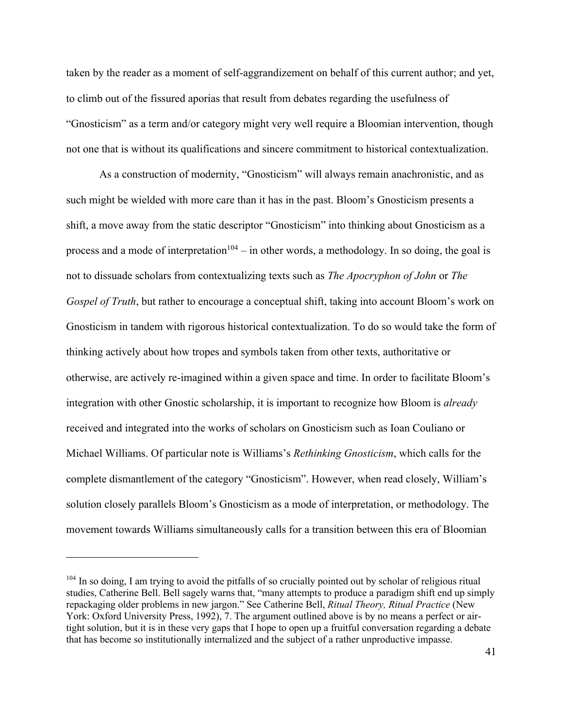taken by the reader as a moment of self-aggrandizement on behalf of this current author; and yet, to climb out of the fissured aporias that result from debates regarding the usefulness of "Gnosticism" as a term and/or category might very well require a Bloomian intervention, though not one that is without its qualifications and sincere commitment to historical contextualization.

As a construction of modernity, "Gnosticism" will always remain anachronistic, and as such might be wielded with more care than it has in the past. Bloom's Gnosticism presents a shift, a move away from the static descriptor "Gnosticism" into thinking about Gnosticism as a process and a mode of interpretation[104] – in other words, a methodology. In so doing, the goal is not to dissuade scholars from contextualizing texts such as *The Apocryphon of John* or *The Gospel of Truth*, but rather to encourage a conceptual shift, taking into account Bloom's work on Gnosticism in tandem with rigorous historical contextualization. To do so would take the form of thinking actively about how tropes and symbols taken from other texts, authoritative or otherwise, are actively re-imagined within a given space and time. In order to facilitate Bloom's integration with other Gnostic scholarship, it is important to recognize how Bloom is *already* received and integrated into the works of scholars on Gnosticism such as Ioan Couliano or Michael Williams. Of particular note is Williams's *Rethinking Gnosticism*, which calls for the complete dismantlement of the category "Gnosticism". However, when read closely, William's solution closely parallels Bloom's Gnosticism as a mode of interpretation, or methodology. The movement towards Williams simultaneously calls for a transition between this era of Bloomian

---

[104] In so doing, I am trying to avoid the pitfalls of so crucially pointed out by scholar of religious ritual studies, Catherine Bell. Bell sagely warns that, "many attempts to produce a paradigm shift end up simply repackaging older problems in new jargon." See Catherine Bell, *Ritual Theory, Ritual Practice* (New York: Oxford University Press, 1992), 7. The argument outlined above is by no means a perfect or air-tight solution, but it is in these very gaps that I hope to open up a fruitful conversation regarding a debate that has become so institutionally internalized and the subject of a rather unproductive impasse.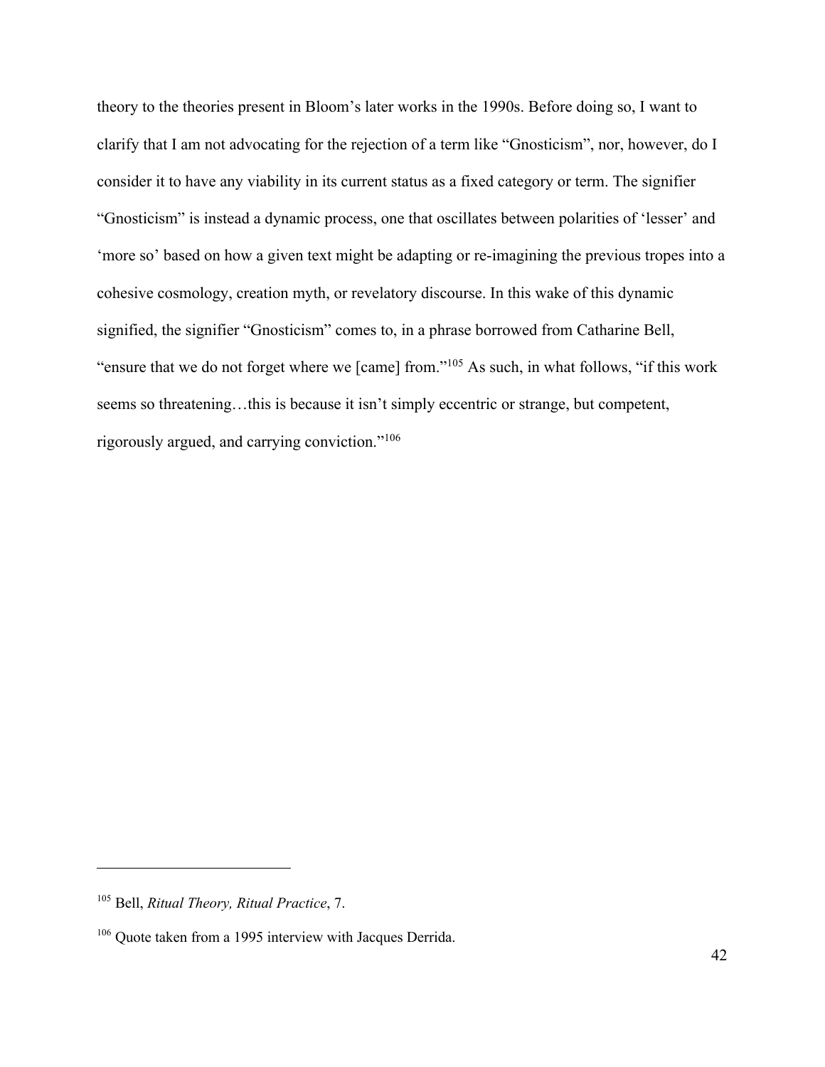theory to the theories present in Bloom's later works in the 1990s. Before doing so, I want to clarify that I am not advocating for the rejection of a term like "Gnosticism", nor, however, do I consider it to have any viability in its current status as a fixed category or term. The signifier "Gnosticism" is instead a dynamic process, one that oscillates between polarities of 'lesser' and 'more so' based on how a given text might be adapting or re-imagining the previous tropes into a cohesive cosmology, creation myth, or revelatory discourse. In this wake of this dynamic signified, the signifier "Gnosticism" comes to, in a phrase borrowed from Catharine Bell, "ensure that we do not forget where we [came] from."[105] As such, in what follows, "if this work seems so threatening…this is because it isn't simply eccentric or strange, but competent, rigorously argued, and carrying conviction."[106]

---

[105] Bell, *Ritual Theory, Ritual Practice*, 7.

[106] Quote taken from a 1995 interview with Jacques Derrida.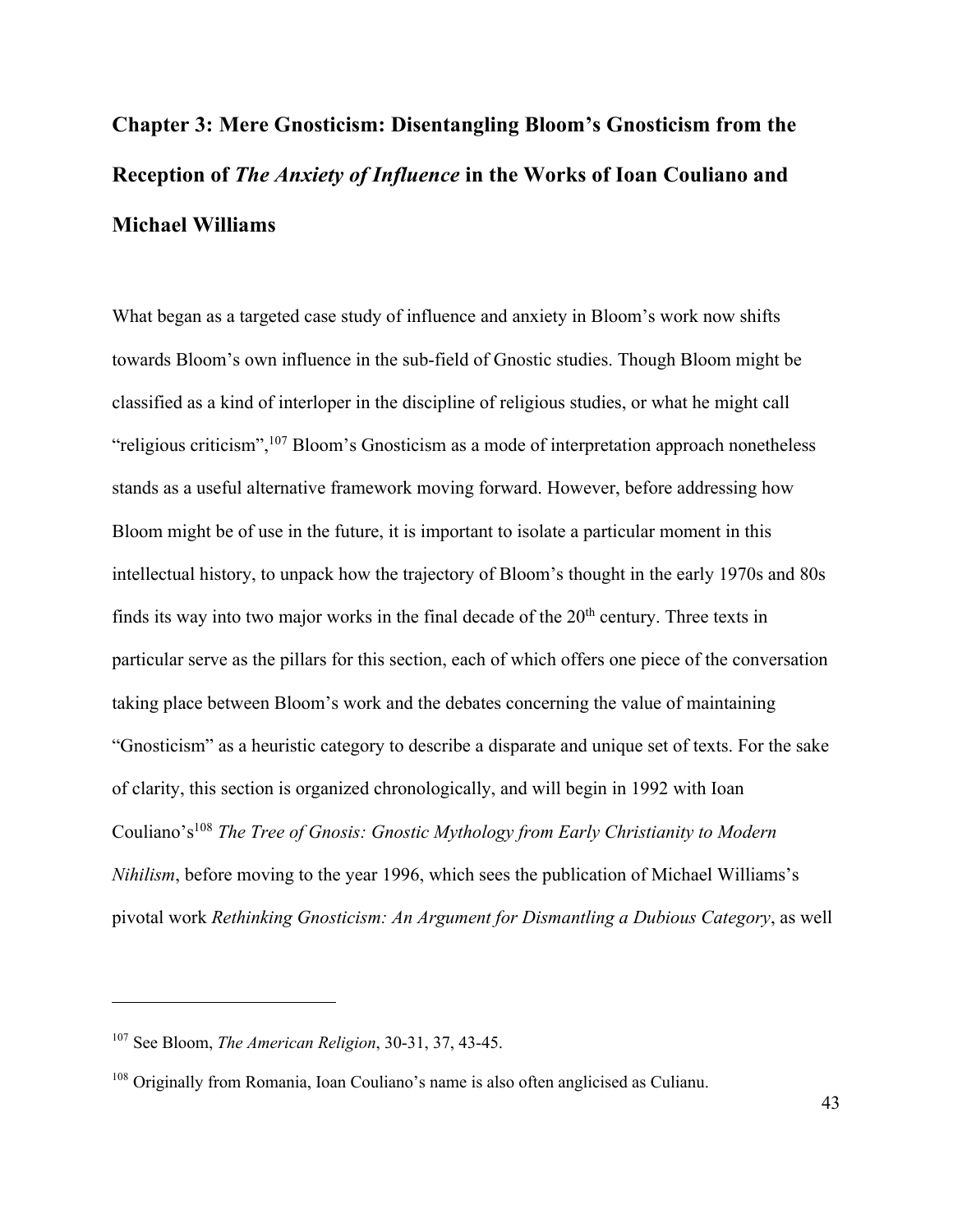# Chapter 3: Mere Gnosticism: Disentangling Bloom's Gnosticism from the Reception of *The Anxiety of Influence* in the Works of Ioan Couliano and Michael Williams

What began as a targeted case study of influence and anxiety in Bloom's work now shifts towards Bloom's own influence in the sub-field of Gnostic studies. Though Bloom might be classified as a kind of interloper in the discipline of religious studies, or what he might call "religious criticism",[107] Bloom's Gnosticism as a mode of interpretation approach nonetheless stands as a useful alternative framework moving forward. However, before addressing how Bloom might be of use in the future, it is important to isolate a particular moment in this intellectual history, to unpack how the trajectory of Bloom's thought in the early 1970s and 80s finds its way into two major works in the final decade of the 20th century. Three texts in particular serve as the pillars for this section, each of which offers one piece of the conversation taking place between Bloom's work and the debates concerning the value of maintaining "Gnosticism" as a heuristic category to describe a disparate and unique set of texts. For the sake of clarity, this section is organized chronologically, and will begin in 1992 with Ioan Couliano's[108] *The Tree of Gnosis: Gnostic Mythology from Early Christianity to Modern Nihilism*, before moving to the year 1996, which sees the publication of Michael Williams's pivotal work *Rethinking Gnosticism: An Argument for Dismantling a Dubious Category*, as well

---

[107] See Bloom, *The American Religion*, 30-31, 37, 43-45.

[108] Originally from Romania, Ioan Couliano's name is also often anglicised as Culianu.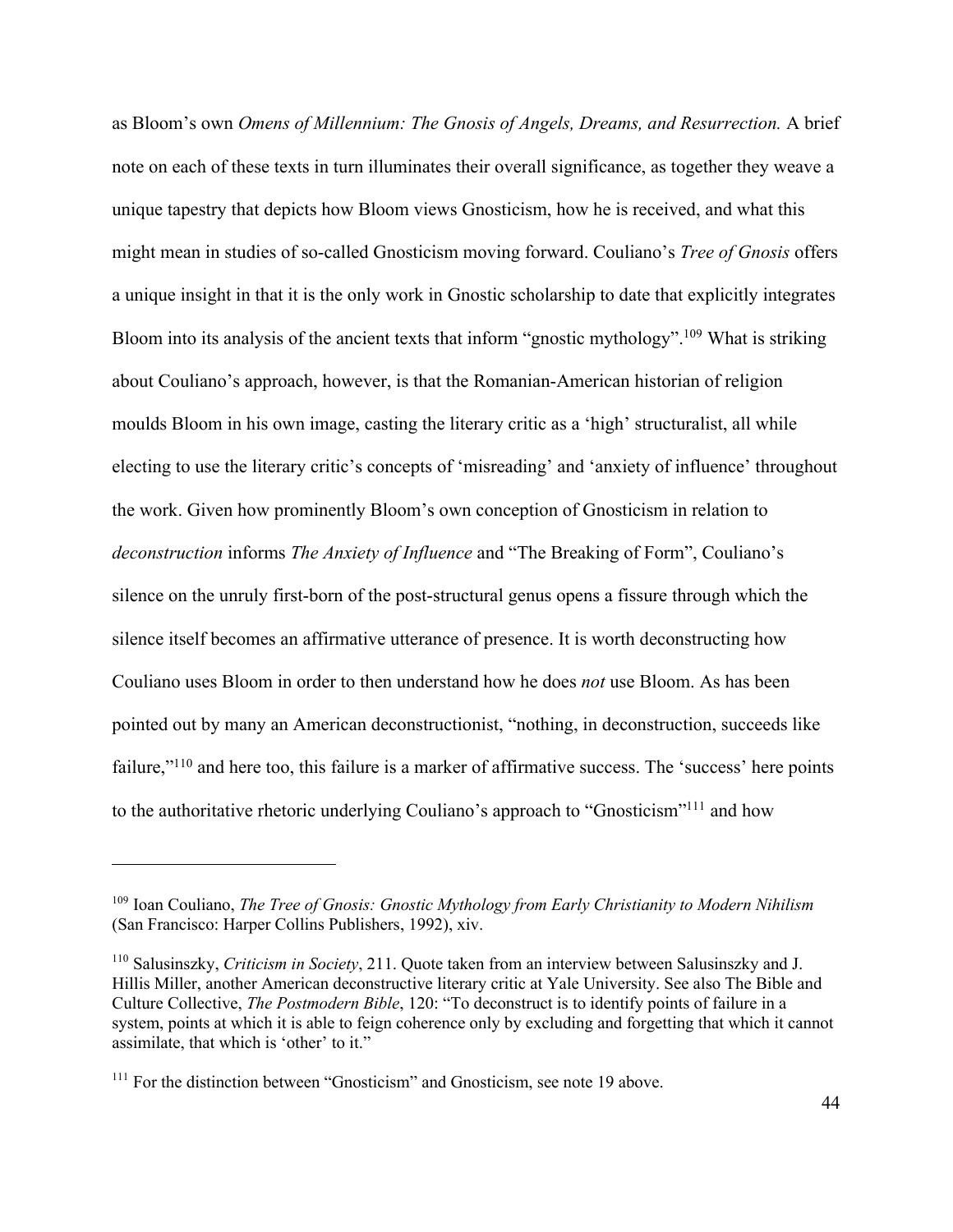as Bloom's own *Omens of Millennium: The Gnosis of Angels, Dreams, and Resurrection.* A brief note on each of these texts in turn illuminates their overall significance, as together they weave a unique tapestry that depicts how Bloom views Gnosticism, how he is received, and what this might mean in studies of so-called Gnosticism moving forward. Couliano's *Tree of Gnosis* offers a unique insight in that it is the only work in Gnostic scholarship to date that explicitly integrates Bloom into its analysis of the ancient texts that inform "gnostic mythology".[109] What is striking about Couliano's approach, however, is that the Romanian-American historian of religion moulds Bloom in his own image, casting the literary critic as a 'high' structuralist, all while electing to use the literary critic's concepts of 'misreading' and 'anxiety of influence' throughout the work. Given how prominently Bloom's own conception of Gnosticism in relation to *deconstruction* informs *The Anxiety of Influence* and "The Breaking of Form", Couliano's silence on the unruly first-born of the post-structural genus opens a fissure through which the silence itself becomes an affirmative utterance of presence. It is worth deconstructing how Couliano uses Bloom in order to then understand how he does *not* use Bloom. As has been pointed out by many an American deconstructionist, "nothing, in deconstruction, succeeds like failure,"[110] and here too, this failure is a marker of affirmative success. The 'success' here points to the authoritative rhetoric underlying Couliano's approach to "Gnosticism"[111] and how

---

[109] Ioan Couliano, *The Tree of Gnosis: Gnostic Mythology from Early Christianity to Modern Nihilism* (San Francisco: Harper Collins Publishers, 1992), xiv.

[110] Salusinszky, *Criticism in Society*, 211. Quote taken from an interview between Salusinszky and J. Hillis Miller, another American deconstructive literary critic at Yale University. See also The Bible and Culture Collective, *The Postmodern Bible*, 120: "To deconstruct is to identify points of failure in a system, points at which it is able to feign coherence only by excluding and forgetting that which it cannot assimilate, that which is 'other' to it."

[111] For the distinction between "Gnosticism" and Gnosticism, see note 19 above.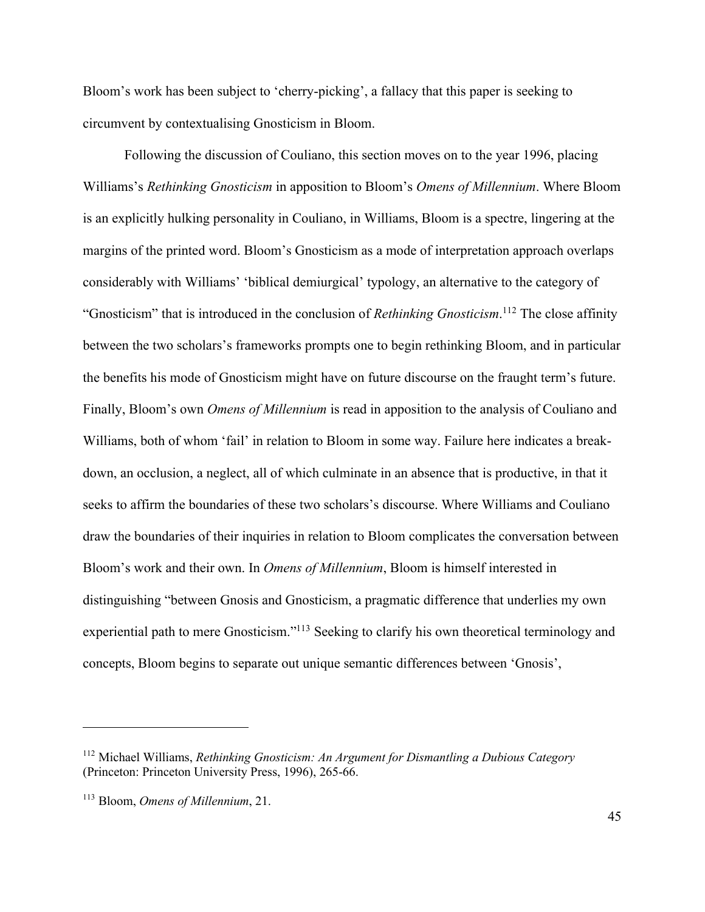Bloom's work has been subject to 'cherry-picking', a fallacy that this paper is seeking to circumvent by contextualising Gnosticism in Bloom.

Following the discussion of Couliano, this section moves on to the year 1996, placing Williams's *Rethinking Gnosticism* in apposition to Bloom's *Omens of Millennium*. Where Bloom is an explicitly hulking personality in Couliano, in Williams, Bloom is a spectre, lingering at the margins of the printed word. Bloom's Gnosticism as a mode of interpretation approach overlaps considerably with Williams' 'biblical demiurgical' typology, an alternative to the category of "Gnosticism" that is introduced in the conclusion of *Rethinking Gnosticism*.[112] The close affinity between the two scholars's frameworks prompts one to begin rethinking Bloom, and in particular the benefits his mode of Gnosticism might have on future discourse on the fraught term's future. Finally, Bloom's own *Omens of Millennium* is read in apposition to the analysis of Couliano and Williams, both of whom 'fail' in relation to Bloom in some way. Failure here indicates a break-down, an occlusion, a neglect, all of which culminate in an absence that is productive, in that it seeks to affirm the boundaries of these two scholars's discourse. Where Williams and Couliano draw the boundaries of their inquiries in relation to Bloom complicates the conversation between Bloom's work and their own. In *Omens of Millennium*, Bloom is himself interested in distinguishing "between Gnosis and Gnosticism, a pragmatic difference that underlies my own experiential path to mere Gnosticism."[113] Seeking to clarify his own theoretical terminology and concepts, Bloom begins to separate out unique semantic differences between 'Gnosis',

---

[112] Michael Williams, *Rethinking Gnosticism: An Argument for Dismantling a Dubious Category* (Princeton: Princeton University Press, 1996), 265-66.

[113] Bloom, *Omens of Millennium*, 21.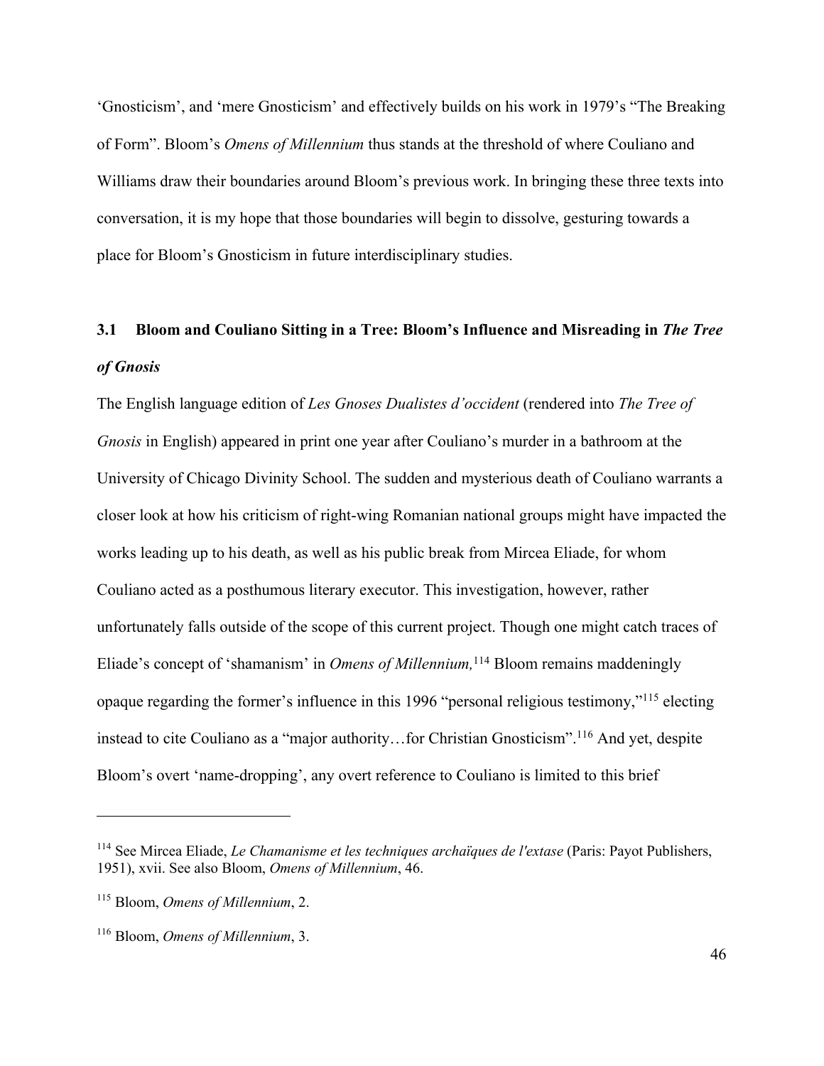‘Gnosticism’, and ‘mere Gnosticism’ and effectively builds on his work in 1979’s “The Breaking of Form”. Bloom’s *Omens of Millennium* thus stands at the threshold of where Couliano and Williams draw their boundaries around Bloom’s previous work. In bringing these three texts into conversation, it is my hope that those boundaries will begin to dissolve, gesturing towards a place for Bloom’s Gnosticism in future interdisciplinary studies.

### 3.1 Bloom and Couliano Sitting in a Tree: Bloom’s Influence and Misreading in *The Tree of Gnosis*

The English language edition of *Les Gnoses Dualistes d’occident* (rendered into *The Tree of Gnosis* in English) appeared in print one year after Couliano’s murder in a bathroom at the University of Chicago Divinity School. The sudden and mysterious death of Couliano warrants a closer look at how his criticism of right-wing Romanian national groups might have impacted the works leading up to his death, as well as his public break from Mircea Eliade, for whom Couliano acted as a posthumous literary executor. This investigation, however, rather unfortunately falls outside of the scope of this current project. Though one might catch traces of Eliade’s concept of ‘shamanism’ in *Omens of Millennium,*[114] Bloom remains maddeningly opaque regarding the former’s influence in this 1996 “personal religious testimony,”[115] electing instead to cite Couliano as a “major authority…for Christian Gnosticism”.[116] And yet, despite Bloom’s overt ‘name-dropping’, any overt reference to Couliano is limited to this brief

---

[114] See Mircea Eliade, *Le Chamanisme et les techniques archaïques de l'extase* (Paris: Payot Publishers, 1951), xvii. See also Bloom, *Omens of Millennium*, 46.

[115] Bloom, *Omens of Millennium*, 2.

[116] Bloom, *Omens of Millennium*, 3.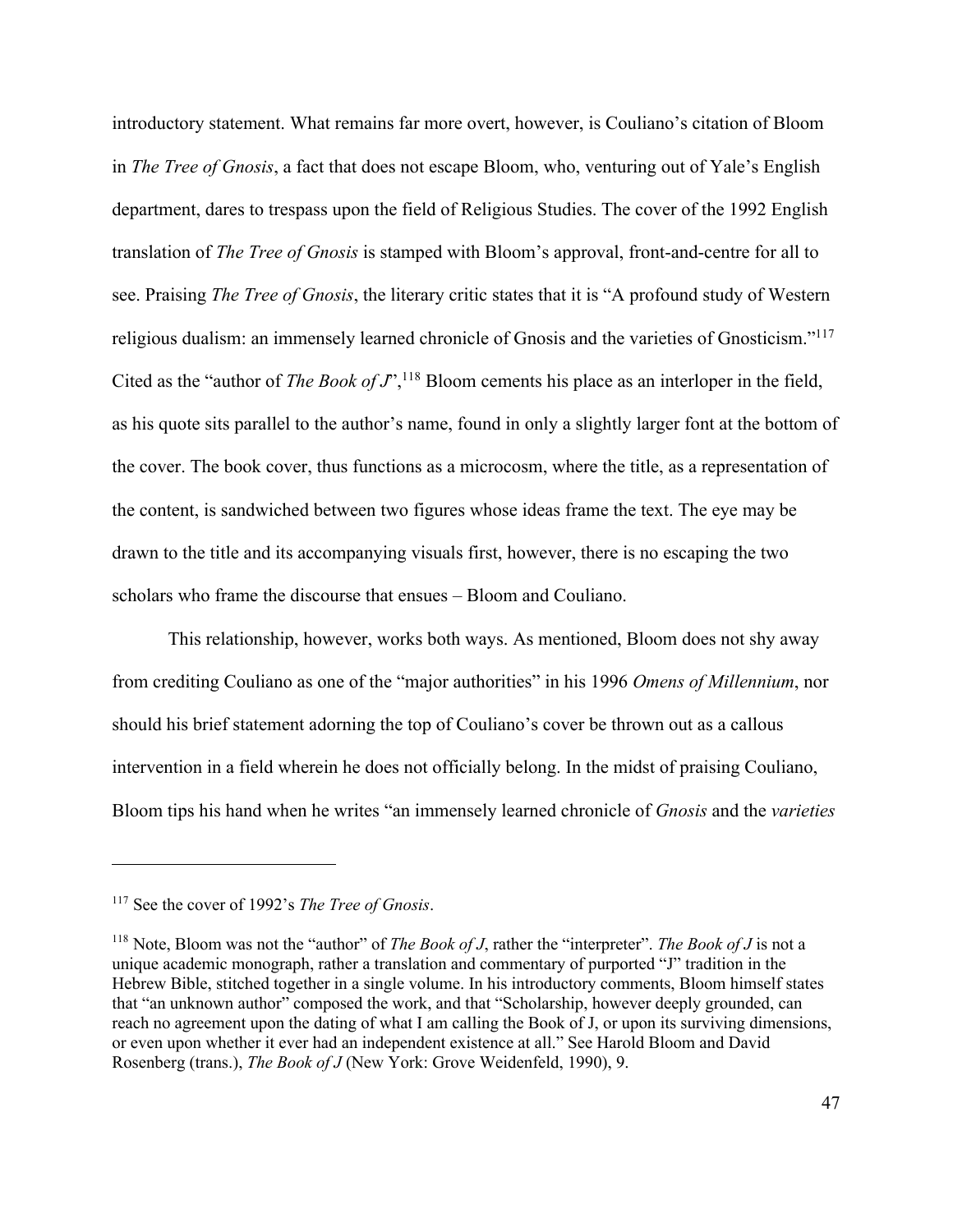introductory statement. What remains far more overt, however, is Couliano's citation of Bloom in *The Tree of Gnosis*, a fact that does not escape Bloom, who, venturing out of Yale's English department, dares to trespass upon the field of Religious Studies. The cover of the 1992 English translation of *The Tree of Gnosis* is stamped with Bloom's approval, front-and-centre for all to see. Praising *The Tree of Gnosis*, the literary critic states that it is "A profound study of Western religious dualism: an immensely learned chronicle of Gnosis and the varieties of Gnosticism."[117] Cited as the "author of *The Book of J*",[118] Bloom cements his place as an interloper in the field, as his quote sits parallel to the author's name, found in only a slightly larger font at the bottom of the cover. The book cover, thus functions as a microcosm, where the title, as a representation of the content, is sandwiched between two figures whose ideas frame the text. The eye may be drawn to the title and its accompanying visuals first, however, there is no escaping the two scholars who frame the discourse that ensues – Bloom and Couliano.

This relationship, however, works both ways. As mentioned, Bloom does not shy away from crediting Couliano as one of the "major authorities" in his 1996 *Omens of Millennium*, nor should his brief statement adorning the top of Couliano's cover be thrown out as a callous intervention in a field wherein he does not officially belong. In the midst of praising Couliano, Bloom tips his hand when he writes "an immensely learned chronicle of *Gnosis* and the *varieties*

---

[117] See the cover of 1992's *The Tree of Gnosis*.

[118] Note, Bloom was not the "author" of *The Book of J*, rather the "interpreter". *The Book of J* is not a unique academic monograph, rather a translation and commentary of purported "J" tradition in the Hebrew Bible, stitched together in a single volume. In his introductory comments, Bloom himself states that "an unknown author" composed the work, and that "Scholarship, however deeply grounded, can reach no agreement upon the dating of what I am calling the Book of J, or upon its surviving dimensions, or even upon whether it ever had an independent existence at all." See Harold Bloom and David Rosenberg (trans.), *The Book of J* (New York: Grove Weidenfeld, 1990), 9.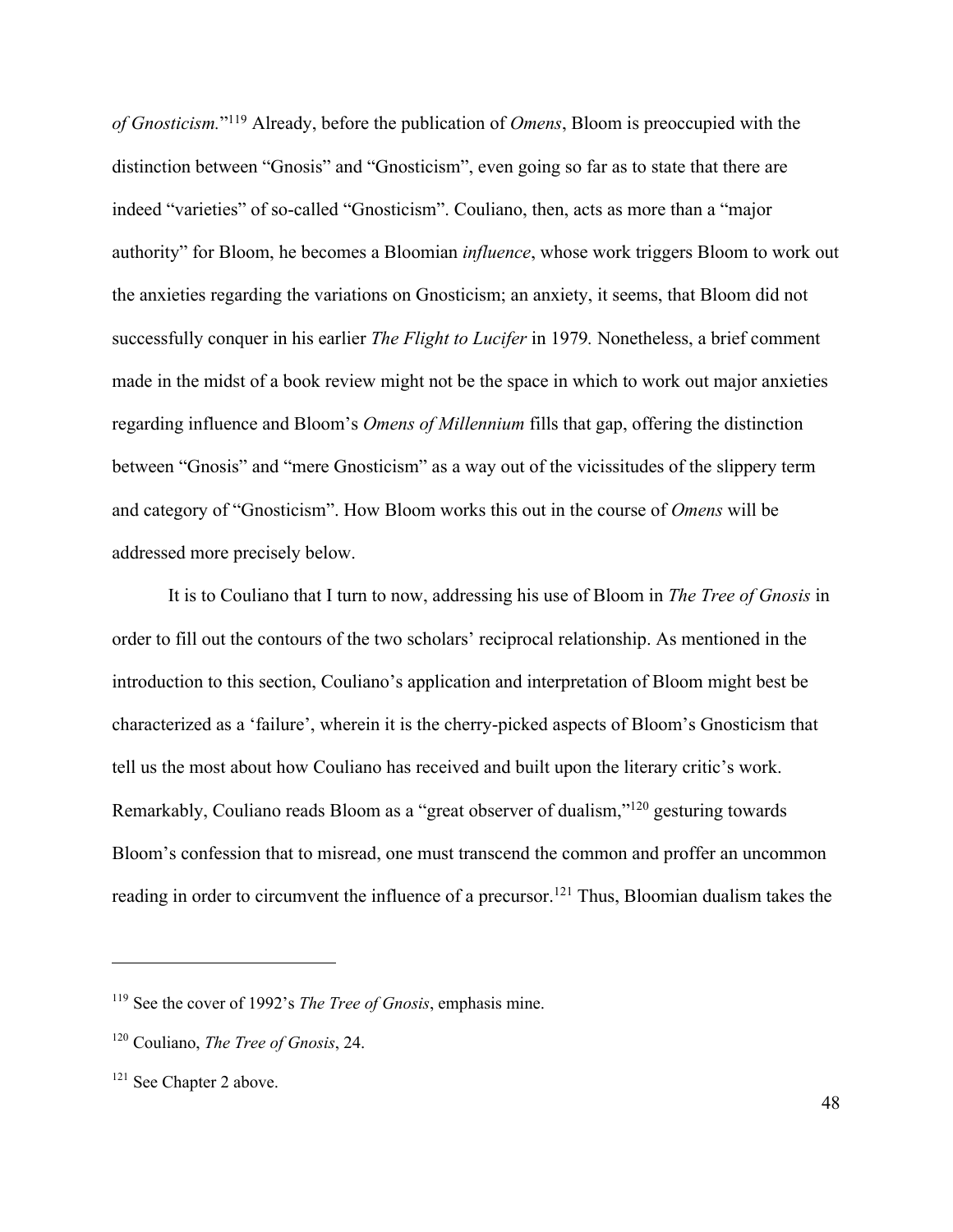*of Gnosticism.*"[119] Already, before the publication of *Omens*, Bloom is preoccupied with the distinction between "Gnosis" and "Gnosticism", even going so far as to state that there are indeed "varieties" of so-called "Gnosticism". Couliano, then, acts as more than a "major authority" for Bloom, he becomes a Bloomian *influence*, whose work triggers Bloom to work out the anxieties regarding the variations on Gnosticism; an anxiety, it seems, that Bloom did not successfully conquer in his earlier *The Flight to Lucifer* in 1979*.* Nonetheless, a brief comment made in the midst of a book review might not be the space in which to work out major anxieties regarding influence and Bloom's *Omens of Millennium* fills that gap, offering the distinction between "Gnosis" and "mere Gnosticism" as a way out of the vicissitudes of the slippery term and category of "Gnosticism". How Bloom works this out in the course of *Omens* will be addressed more precisely below.

It is to Couliano that I turn to now, addressing his use of Bloom in *The Tree of Gnosis* in order to fill out the contours of the two scholars' reciprocal relationship. As mentioned in the introduction to this section, Couliano's application and interpretation of Bloom might best be characterized as a 'failure', wherein it is the cherry-picked aspects of Bloom's Gnosticism that tell us the most about how Couliano has received and built upon the literary critic's work. Remarkably, Couliano reads Bloom as a "great observer of dualism,"[120] gesturing towards Bloom's confession that to misread, one must transcend the common and proffer an uncommon reading in order to circumvent the influence of a precursor.[121] Thus, Bloomian dualism takes the

---

[119] See the cover of 1992's *The Tree of Gnosis*, emphasis mine.

[120] Couliano, *The Tree of Gnosis*, 24.

[121] See Chapter 2 above.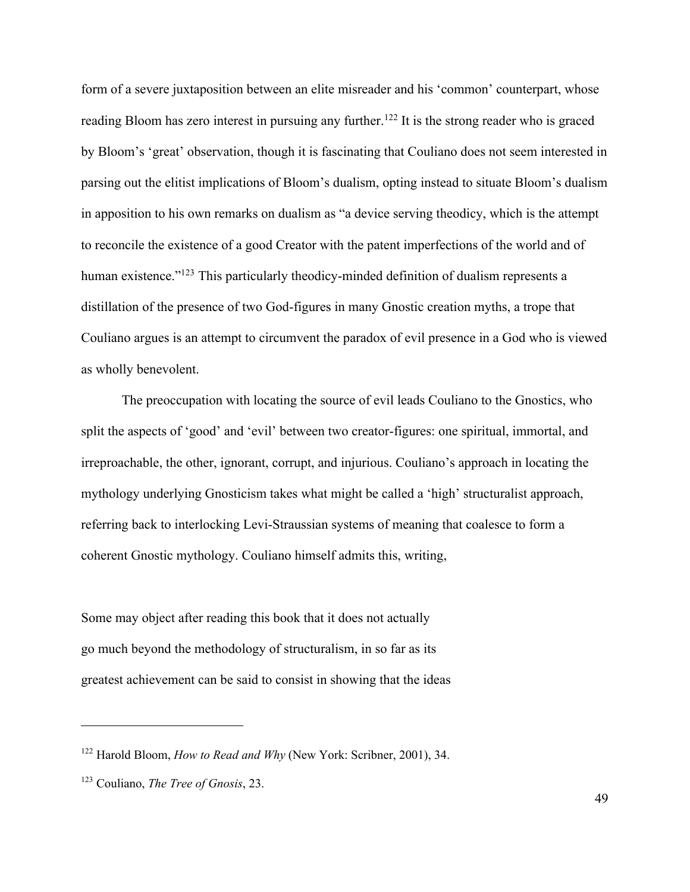form of a severe juxtaposition between an elite misreader and his 'common' counterpart, whose reading Bloom has zero interest in pursuing any further.[122] It is the strong reader who is graced by Bloom's 'great' observation, though it is fascinating that Couliano does not seem interested in parsing out the elitist implications of Bloom's dualism, opting instead to situate Bloom's dualism in apposition to his own remarks on dualism as "a device serving theodicy, which is the attempt to reconcile the existence of a good Creator with the patent imperfections of the world and of human existence."[123] This particularly theodicy-minded definition of dualism represents a distillation of the presence of two God-figures in many Gnostic creation myths, a trope that Couliano argues is an attempt to circumvent the paradox of evil presence in a God who is viewed as wholly benevolent.

The preoccupation with locating the source of evil leads Couliano to the Gnostics, who split the aspects of 'good' and 'evil' between two creator-figures: one spiritual, immortal, and irreproachable, the other, ignorant, corrupt, and injurious. Couliano's approach in locating the mythology underlying Gnosticism takes what might be called a 'high' structuralist approach, referring back to interlocking Levi-Straussian systems of meaning that coalesce to form a coherent Gnostic mythology. Couliano himself admits this, writing,

> Some may object after reading this book that it does not actually go much beyond the methodology of structuralism, in so far as its greatest achievement can be said to consist in showing that the ideas

---

[122] Harold Bloom, *How to Read and Why* (New York: Scribner, 2001), 34.

[123] Couliano, *The Tree of Gnosis*, 23.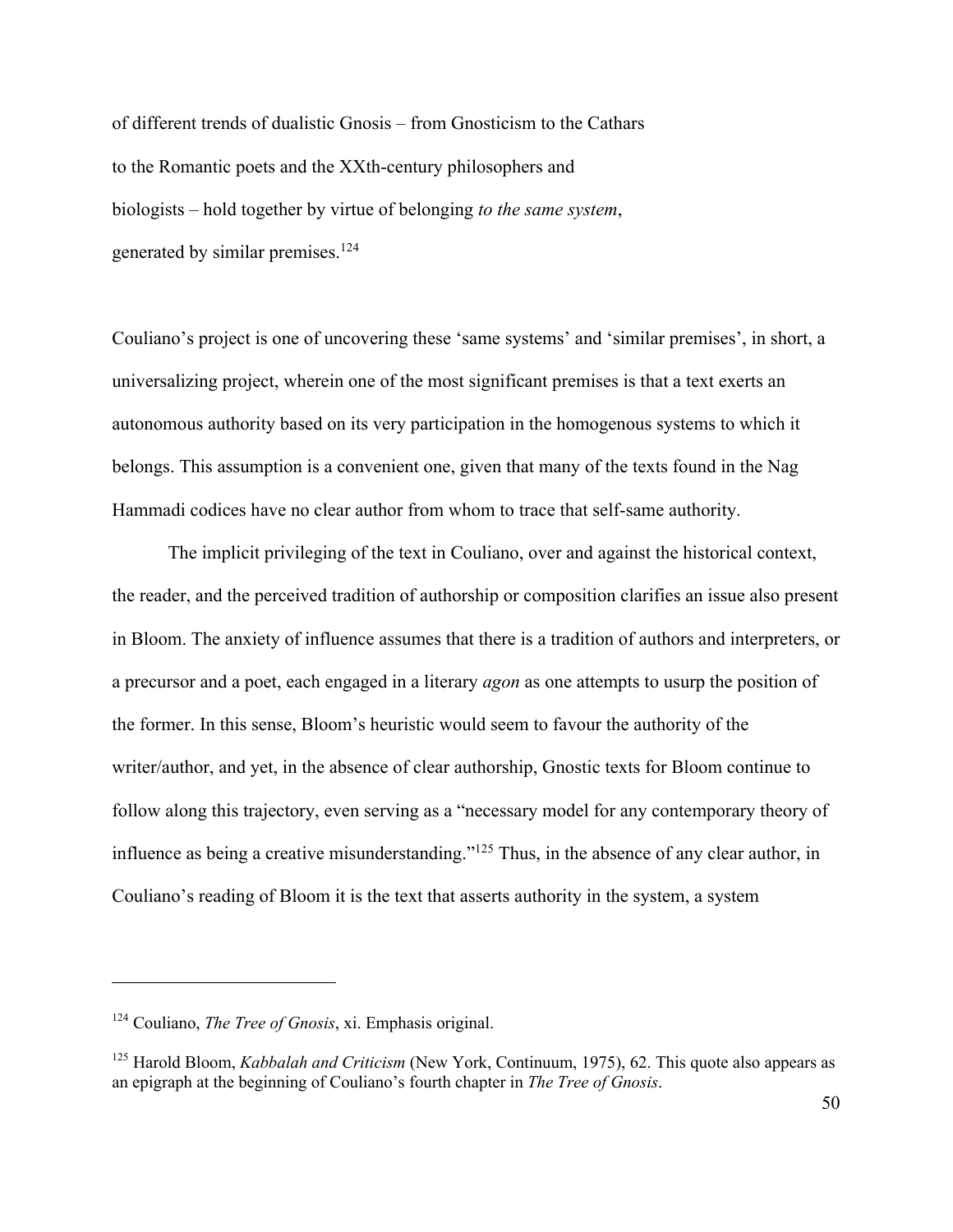of different trends of dualistic Gnosis – from Gnosticism to the Cathars to the Romantic poets and the XXth-century philosophers and biologists – hold together by virtue of belonging *to the same system*, generated by similar premises.[124]

Couliano's project is one of uncovering these 'same systems' and 'similar premises', in short, a universalizing project, wherein one of the most significant premises is that a text exerts an autonomous authority based on its very participation in the homogenous systems to which it belongs. This assumption is a convenient one, given that many of the texts found in the Nag Hammadi codices have no clear author from whom to trace that self-same authority.

The implicit privileging of the text in Couliano, over and against the historical context, the reader, and the perceived tradition of authorship or composition clarifies an issue also present in Bloom. The anxiety of influence assumes that there is a tradition of authors and interpreters, or a precursor and a poet, each engaged in a literary *agon* as one attempts to usurp the position of the former. In this sense, Bloom's heuristic would seem to favour the authority of the writer/author, and yet, in the absence of clear authorship, Gnostic texts for Bloom continue to follow along this trajectory, even serving as a "necessary model for any contemporary theory of influence as being a creative misunderstanding."[125] Thus, in the absence of any clear author, in Couliano's reading of Bloom it is the text that asserts authority in the system, a system

---

[124] Couliano, *The Tree of Gnosis*, xi. Emphasis original.

[125] Harold Bloom, *Kabbalah and Criticism* (New York, Continuum, 1975), 62. This quote also appears as an epigraph at the beginning of Couliano's fourth chapter in *The Tree of Gnosis*.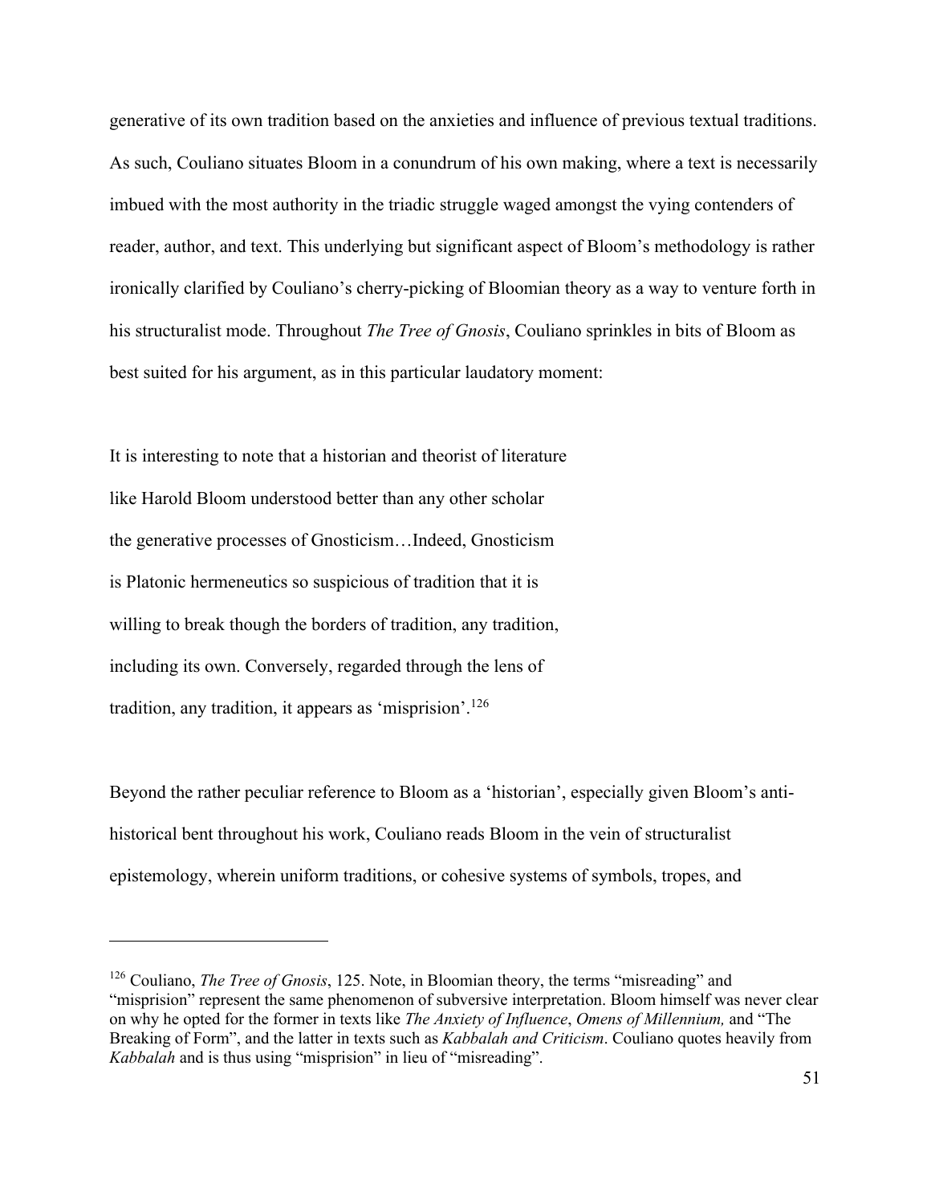generative of its own tradition based on the anxieties and influence of previous textual traditions. As such, Couliano situates Bloom in a conundrum of his own making, where a text is necessarily imbued with the most authority in the triadic struggle waged amongst the vying contenders of reader, author, and text. This underlying but significant aspect of Bloom's methodology is rather ironically clarified by Couliano's cherry-picking of Bloomian theory as a way to venture forth in his structuralist mode. Throughout *The Tree of Gnosis*, Couliano sprinkles in bits of Bloom as best suited for his argument, as in this particular laudatory moment:

> It is interesting to note that a historian and theorist of literature like Harold Bloom understood better than any other scholar the generative processes of Gnosticism…Indeed, Gnosticism is Platonic hermeneutics so suspicious of tradition that it is willing to break though the borders of tradition, any tradition, including its own. Conversely, regarded through the lens of tradition, any tradition, it appears as 'misprision'.[126]

Beyond the rather peculiar reference to Bloom as a 'historian', especially given Bloom's anti-historical bent throughout his work, Couliano reads Bloom in the vein of structuralist epistemology, wherein uniform traditions, or cohesive systems of symbols, tropes, and

---

[126] Couliano, *The Tree of Gnosis*, 125. Note, in Bloomian theory, the terms "misreading" and "misprision" represent the same phenomenon of subversive interpretation. Bloom himself was never clear on why he opted for the former in texts like *The Anxiety of Influence*, *Omens of Millennium,* and "The Breaking of Form", and the latter in texts such as *Kabbalah and Criticism*. Couliano quotes heavily from *Kabbalah* and is thus using "misprision" in lieu of "misreading".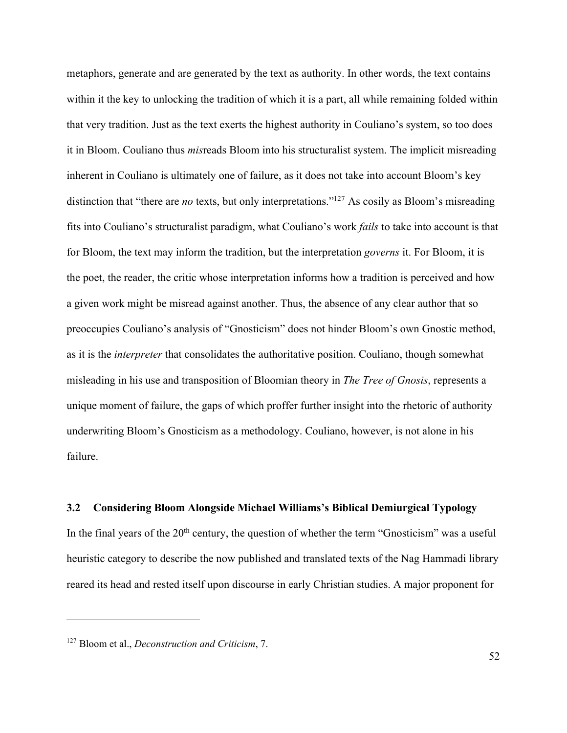metaphors, generate and are generated by the text as authority. In other words, the text contains within it the key to unlocking the tradition of which it is a part, all while remaining folded within that very tradition. Just as the text exerts the highest authority in Couliano's system, so too does it in Bloom. Couliano thus *mis*reads Bloom into his structuralist system. The implicit misreading inherent in Couliano is ultimately one of failure, as it does not take into account Bloom's key distinction that "there are *no* texts, but only interpretations."[127] As cosily as Bloom's misreading fits into Couliano's structuralist paradigm, what Couliano's work *fails* to take into account is that for Bloom, the text may inform the tradition, but the interpretation *governs* it. For Bloom, it is the poet, the reader, the critic whose interpretation informs how a tradition is perceived and how a given work might be misread against another. Thus, the absence of any clear author that so preoccupies Couliano's analysis of "Gnosticism" does not hinder Bloom's own Gnostic method, as it is the *interpreter* that consolidates the authoritative position. Couliano, though somewhat misleading in his use and transposition of Bloomian theory in *The Tree of Gnosis*, represents a unique moment of failure, the gaps of which proffer further insight into the rhetoric of authority underwriting Bloom's Gnosticism as a methodology. Couliano, however, is not alone in his failure.

### 3.2 Considering Bloom Alongside Michael Williams's Biblical Demiurgical Typology

In the final years of the 20th century, the question of whether the term "Gnosticism" was a useful heuristic category to describe the now published and translated texts of the Nag Hammadi library reared its head and rested itself upon discourse in early Christian studies. A major proponent for

---

[127] Bloom et al., *Deconstruction and Criticism*, 7.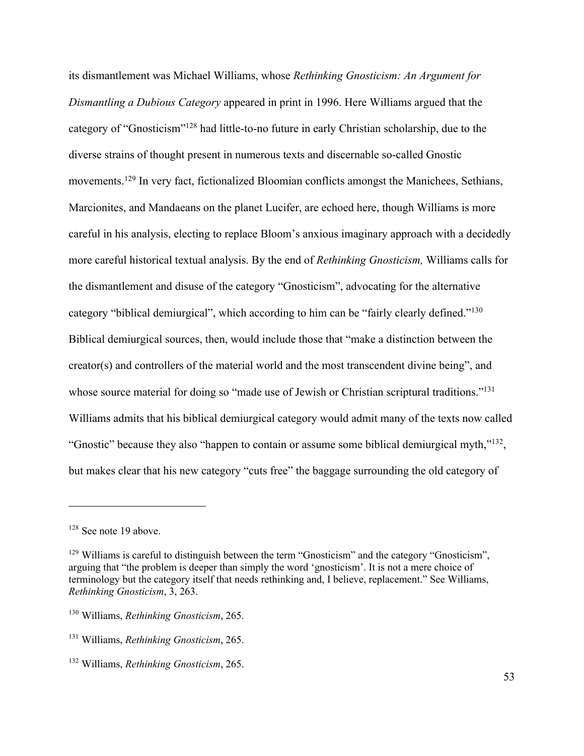its dismantlement was Michael Williams, whose *Rethinking Gnosticism: An Argument for Dismantling a Dubious Category* appeared in print in 1996. Here Williams argued that the category of "Gnosticism"[128] had little-to-no future in early Christian scholarship, due to the diverse strains of thought present in numerous texts and discernable so-called Gnostic movements.[129] In very fact, fictionalized Bloomian conflicts amongst the Manichees, Sethians, Marcionites, and Mandaeans on the planet Lucifer, are echoed here, though Williams is more careful in his analysis, electing to replace Bloom's anxious imaginary approach with a decidedly more careful historical textual analysis. By the end of *Rethinking Gnosticism,* Williams calls for the dismantlement and disuse of the category "Gnosticism", advocating for the alternative category "biblical demiurgical", which according to him can be "fairly clearly defined."[130] Biblical demiurgical sources, then, would include those that "make a distinction between the creator(s) and controllers of the material world and the most transcendent divine being", and whose source material for doing so "made use of Jewish or Christian scriptural traditions."[131] Williams admits that his biblical demiurgical category would admit many of the texts now called "Gnostic" because they also "happen to contain or assume some biblical demiurgical myth,"[132], but makes clear that his new category "cuts free" the baggage surrounding the old category of

---

[128] See note 19 above.

[129] Williams is careful to distinguish between the term "Gnosticism" and the category "Gnosticism", arguing that "the problem is deeper than simply the word 'gnosticism'. It is not a mere choice of terminology but the category itself that needs rethinking and, I believe, replacement." See Williams, *Rethinking Gnosticism*, 3, 263.

[130] Williams, *Rethinking Gnosticism*, 265.

[131] Williams, *Rethinking Gnosticism*, 265.

[132] Williams, *Rethinking Gnosticism*, 265.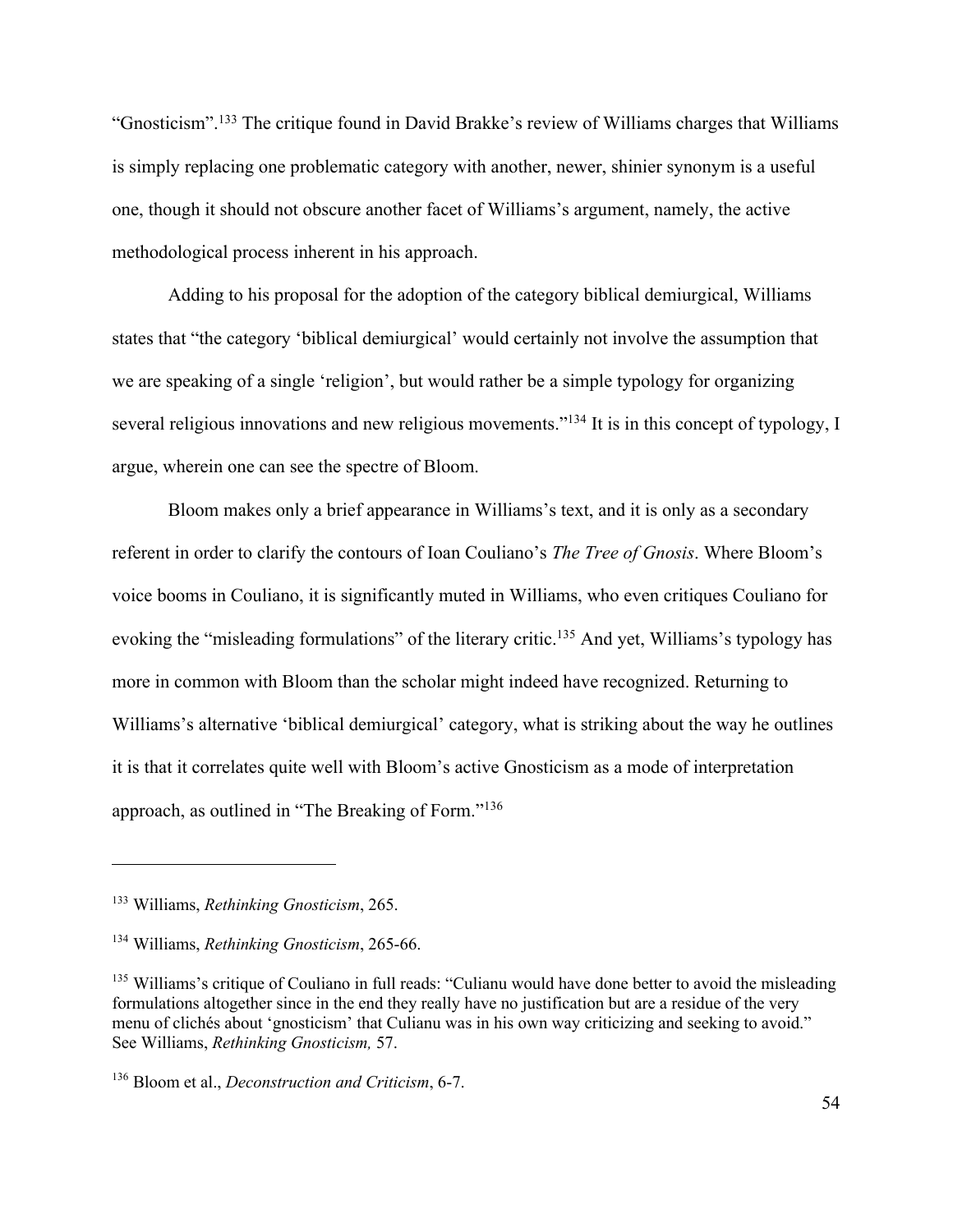"Gnosticism".[133] The critique found in David Brakke's review of Williams charges that Williams is simply replacing one problematic category with another, newer, shinier synonym is a useful one, though it should not obscure another facet of Williams's argument, namely, the active methodological process inherent in his approach.

Adding to his proposal for the adoption of the category biblical demiurgical, Williams states that "the category 'biblical demiurgical' would certainly not involve the assumption that we are speaking of a single 'religion', but would rather be a simple typology for organizing several religious innovations and new religious movements."[134] It is in this concept of typology, I argue, wherein one can see the spectre of Bloom.

Bloom makes only a brief appearance in Williams's text, and it is only as a secondary referent in order to clarify the contours of Ioan Couliano's *The Tree of Gnosis*. Where Bloom's voice booms in Couliano, it is significantly muted in Williams, who even critiques Couliano for evoking the "misleading formulations" of the literary critic.[135] And yet, Williams's typology has more in common with Bloom than the scholar might indeed have recognized. Returning to Williams's alternative 'biblical demiurgical' category, what is striking about the way he outlines it is that it correlates quite well with Bloom's active Gnosticism as a mode of interpretation approach, as outlined in "The Breaking of Form."[136]

---

[133] Williams, *Rethinking Gnosticism*, 265.

[134] Williams, *Rethinking Gnosticism*, 265-66.

[135] Williams's critique of Couliano in full reads: "Culianu would have done better to avoid the misleading formulations altogether since in the end they really have no justification but are a residue of the very menu of clichés about 'gnosticism' that Culianu was in his own way criticizing and seeking to avoid." See Williams, *Rethinking Gnosticism,* 57.

[136] Bloom et al., *Deconstruction and Criticism*, 6-7.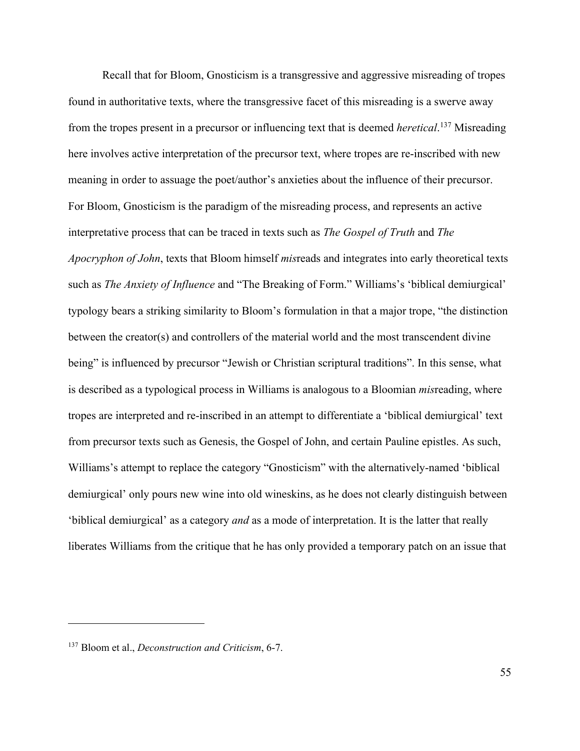Recall that for Bloom, Gnosticism is a transgressive and aggressive misreading of tropes found in authoritative texts, where the transgressive facet of this misreading is a swerve away from the tropes present in a precursor or influencing text that is deemed *heretical*.[137] Misreading here involves active interpretation of the precursor text, where tropes are re-inscribed with new meaning in order to assuage the poet/author's anxieties about the influence of their precursor. For Bloom, Gnosticism is the paradigm of the misreading process, and represents an active interpretative process that can be traced in texts such as *The Gospel of Truth* and *The Apocryphon of John*, texts that Bloom himself *mis*reads and integrates into early theoretical texts such as *The Anxiety of Influence* and "The Breaking of Form." Williams's 'biblical demiurgical' typology bears a striking similarity to Bloom's formulation in that a major trope, "the distinction between the creator(s) and controllers of the material world and the most transcendent divine being" is influenced by precursor "Jewish or Christian scriptural traditions". In this sense, what is described as a typological process in Williams is analogous to a Bloomian *mis*reading, where tropes are interpreted and re-inscribed in an attempt to differentiate a 'biblical demiurgical' text from precursor texts such as Genesis, the Gospel of John, and certain Pauline epistles. As such, Williams's attempt to replace the category "Gnosticism" with the alternatively-named 'biblical demiurgical' only pours new wine into old wineskins, as he does not clearly distinguish between 'biblical demiurgical' as a category *and* as a mode of interpretation. It is the latter that really liberates Williams from the critique that he has only provided a temporary patch on an issue that

[137] Bloom et al., *Deconstruction and Criticism*, 6-7.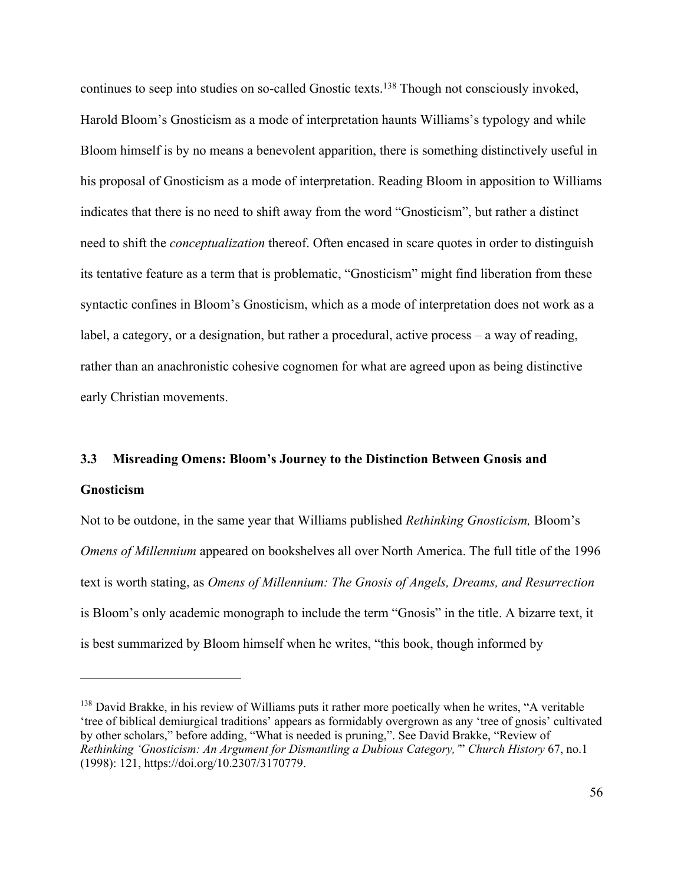continues to seep into studies on so-called Gnostic texts.[138] Though not consciously invoked, Harold Bloom's Gnosticism as a mode of interpretation haunts Williams's typology and while Bloom himself is by no means a benevolent apparition, there is something distinctively useful in his proposal of Gnosticism as a mode of interpretation. Reading Bloom in apposition to Williams indicates that there is no need to shift away from the word "Gnosticism", but rather a distinct need to shift the *conceptualization* thereof. Often encased in scare quotes in order to distinguish its tentative feature as a term that is problematic, "Gnosticism" might find liberation from these syntactic confines in Bloom's Gnosticism, which as a mode of interpretation does not work as a label, a category, or a designation, but rather a procedural, active process – a way of reading, rather than an anachronistic cohesive cognomen for what are agreed upon as being distinctive early Christian movements.

### 3.3 Misreading Omens: Bloom's Journey to the Distinction Between Gnosis and Gnosticism

Not to be outdone, in the same year that Williams published *Rethinking Gnosticism,* Bloom's *Omens of Millennium* appeared on bookshelves all over North America. The full title of the 1996 text is worth stating, as *Omens of Millennium: The Gnosis of Angels, Dreams, and Resurrection* is Bloom's only academic monograph to include the term "Gnosis" in the title. A bizarre text, it is best summarized by Bloom himself when he writes, "this book, though informed by

---

[138] David Brakke, in his review of Williams puts it rather more poetically when he writes, "A veritable 'tree of biblical demiurgical traditions' appears as formidably overgrown as any 'tree of gnosis' cultivated by other scholars," before adding, "What is needed is pruning,". See David Brakke, "Review of *Rethinking 'Gnosticism: An Argument for Dismantling a Dubious Category,'*" *Church History* 67, no.1 (1998): 121, https://doi.org/10.2307/3170779.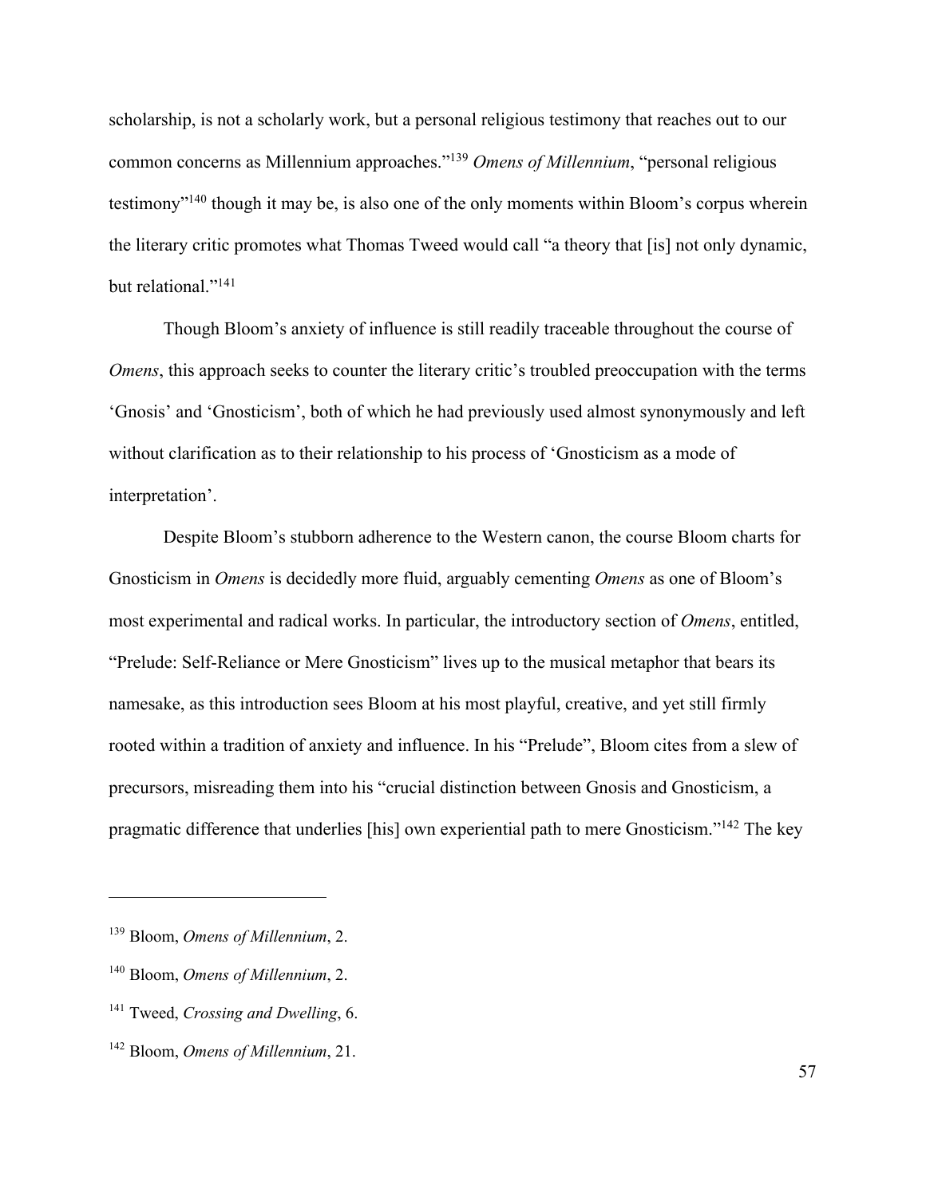scholarship, is not a scholarly work, but a personal religious testimony that reaches out to our common concerns as Millennium approaches."[139] *Omens of Millennium*, "personal religious testimony"[140] though it may be, is also one of the only moments within Bloom's corpus wherein the literary critic promotes what Thomas Tweed would call "a theory that [is] not only dynamic, but relational."[141]

Though Bloom's anxiety of influence is still readily traceable throughout the course of *Omens*, this approach seeks to counter the literary critic's troubled preoccupation with the terms 'Gnosis' and 'Gnosticism', both of which he had previously used almost synonymously and left without clarification as to their relationship to his process of 'Gnosticism as a mode of interpretation'.

Despite Bloom's stubborn adherence to the Western canon, the course Bloom charts for Gnosticism in *Omens* is decidedly more fluid, arguably cementing *Omens* as one of Bloom's most experimental and radical works. In particular, the introductory section of *Omens*, entitled, "Prelude: Self-Reliance or Mere Gnosticism" lives up to the musical metaphor that bears its namesake, as this introduction sees Bloom at his most playful, creative, and yet still firmly rooted within a tradition of anxiety and influence. In his "Prelude", Bloom cites from a slew of precursors, misreading them into his "crucial distinction between Gnosis and Gnosticism, a pragmatic difference that underlies [his] own experiential path to mere Gnosticism."[142] The key

---

[139] Bloom, *Omens of Millennium*, 2.

[140] Bloom, *Omens of Millennium*, 2.

[141] Tweed, *Crossing and Dwelling*, 6.

[142] Bloom, *Omens of Millennium*, 21.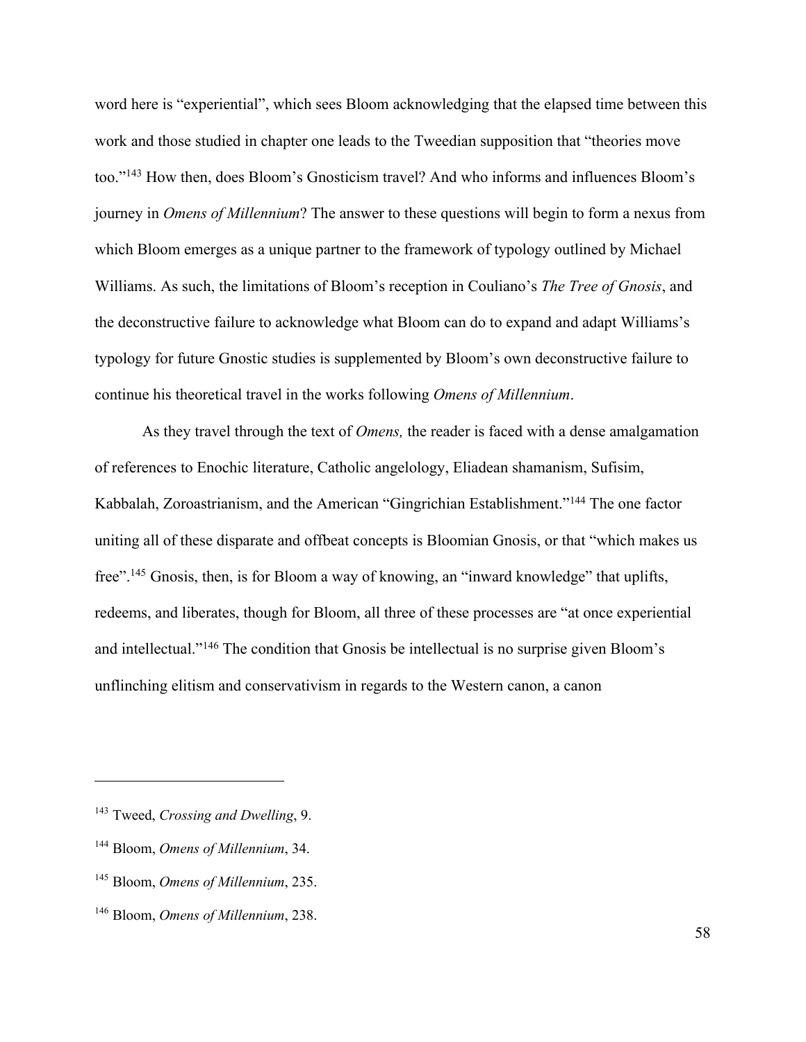word here is "experiential", which sees Bloom acknowledging that the elapsed time between this work and those studied in chapter one leads to the Tweedian supposition that "theories move too."[143] How then, does Bloom's Gnosticism travel? And who informs and influences Bloom's journey in *Omens of Millennium*? The answer to these questions will begin to form a nexus from which Bloom emerges as a unique partner to the framework of typology outlined by Michael Williams. As such, the limitations of Bloom's reception in Couliano's *The Tree of Gnosis*, and the deconstructive failure to acknowledge what Bloom can do to expand and adapt Williams's typology for future Gnostic studies is supplemented by Bloom's own deconstructive failure to continue his theoretical travel in the works following *Omens of Millennium*.

As they travel through the text of *Omens,* the reader is faced with a dense amalgamation of references to Enochic literature, Catholic angelology, Eliadean shamanism, Sufisim, Kabbalah, Zoroastrianism, and the American "Gingrichian Establishment."[144] The one factor uniting all of these disparate and offbeat concepts is Bloomian Gnosis, or that "which makes us free".[145] Gnosis, then, is for Bloom a way of knowing, an "inward knowledge" that uplifts, redeems, and liberates, though for Bloom, all three of these processes are "at once experiential and intellectual."[146] The condition that Gnosis be intellectual is no surprise given Bloom's unflinching elitism and conservativism in regards to the Western canon, a canon

---

[143] Tweed, *Crossing and Dwelling*, 9.

[144] Bloom, *Omens of Millennium*, 34.

[145] Bloom, *Omens of Millennium*, 235.

[146] Bloom, *Omens of Millennium*, 238.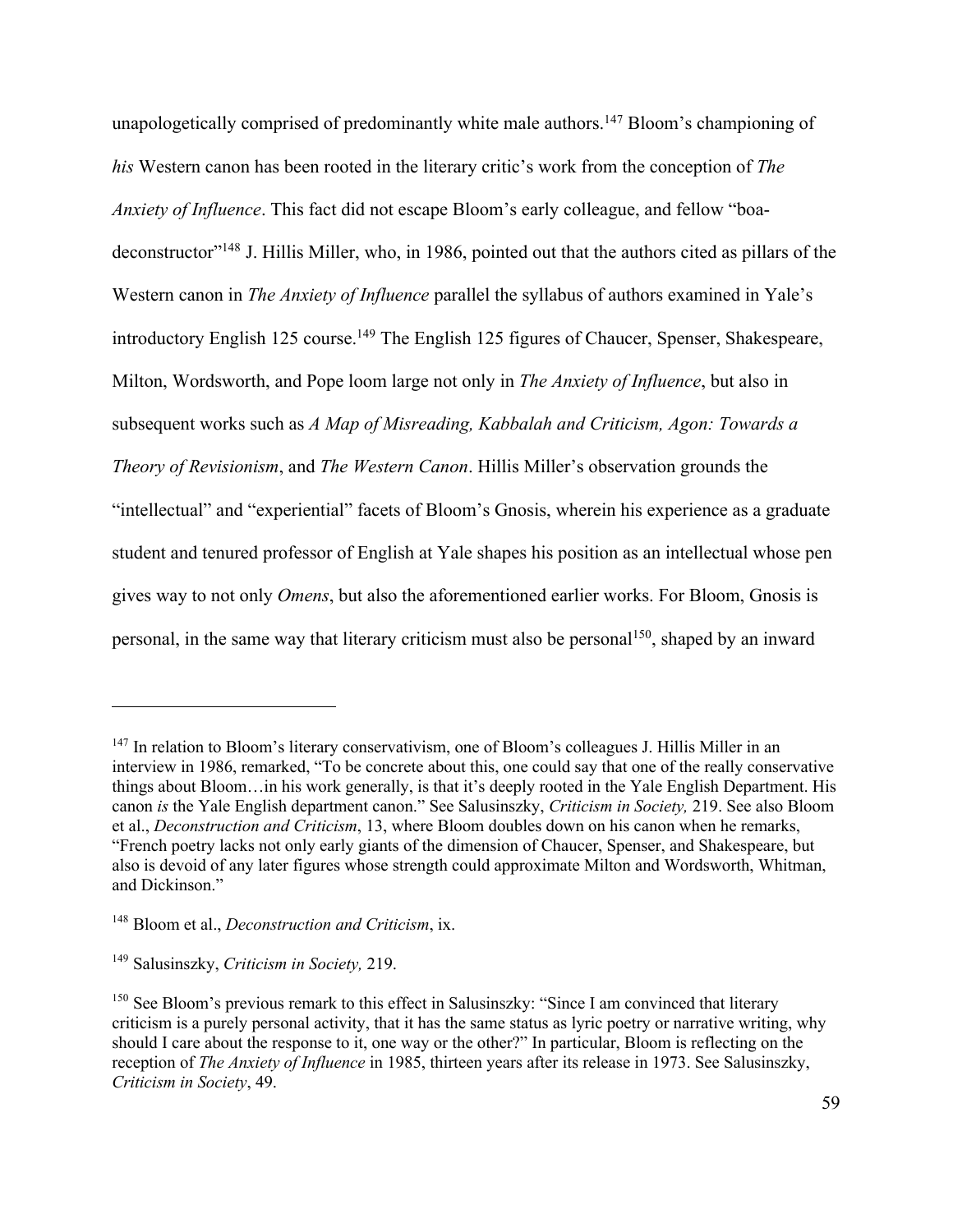unapologetically comprised of predominantly white male authors.[147] Bloom's championing of *his* Western canon has been rooted in the literary critic's work from the conception of *The Anxiety of Influence*. This fact did not escape Bloom's early colleague, and fellow "boa-deconstructor"[148] J. Hillis Miller, who, in 1986, pointed out that the authors cited as pillars of the Western canon in *The Anxiety of Influence* parallel the syllabus of authors examined in Yale's introductory English 125 course.[149] The English 125 figures of Chaucer, Spenser, Shakespeare, Milton, Wordsworth, and Pope loom large not only in *The Anxiety of Influence*, but also in subsequent works such as *A Map of Misreading, Kabbalah and Criticism, Agon: Towards a Theory of Revisionism*, and *The Western Canon*. Hillis Miller's observation grounds the "intellectual" and "experiential" facets of Bloom's Gnosis, wherein his experience as a graduate student and tenured professor of English at Yale shapes his position as an intellectual whose pen gives way to not only *Omens*, but also the aforementioned earlier works. For Bloom, Gnosis is personal, in the same way that literary criticism must also be personal[150], shaped by an inward

---

[147] In relation to Bloom's literary conservativism, one of Bloom's colleagues J. Hillis Miller in an interview in 1986, remarked, "To be concrete about this, one could say that one of the really conservative things about Bloom…in his work generally, is that it's deeply rooted in the Yale English Department. His canon *is* the Yale English department canon." See Salusinszky, *Criticism in Society,* 219. See also Bloom et al., *Deconstruction and Criticism*, 13, where Bloom doubles down on his canon when he remarks, "French poetry lacks not only early giants of the dimension of Chaucer, Spenser, and Shakespeare, but also is devoid of any later figures whose strength could approximate Milton and Wordsworth, Whitman, and Dickinson."

[148] Bloom et al., *Deconstruction and Criticism*, ix.

[149] Salusinszky, *Criticism in Society,* 219.

[150] See Bloom's previous remark to this effect in Salusinszky: "Since I am convinced that literary criticism is a purely personal activity, that it has the same status as lyric poetry or narrative writing, why should I care about the response to it, one way or the other?" In particular, Bloom is reflecting on the reception of *The Anxiety of Influence* in 1985, thirteen years after its release in 1973. See Salusinszky, *Criticism in Society*, 49.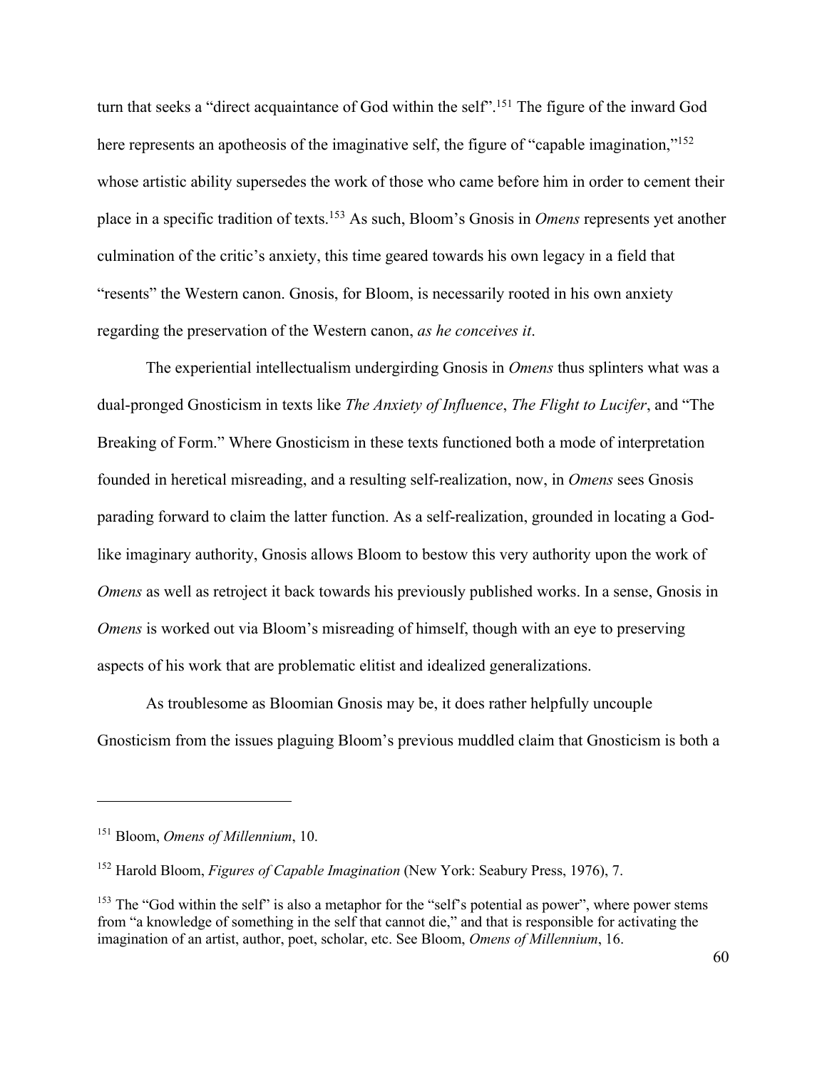turn that seeks a "direct acquaintance of God within the self".[151] The figure of the inward God here represents an apotheosis of the imaginative self, the figure of "capable imagination,"[152] whose artistic ability supersedes the work of those who came before him in order to cement their place in a specific tradition of texts.[153] As such, Bloom's Gnosis in *Omens* represents yet another culmination of the critic's anxiety, this time geared towards his own legacy in a field that "resents" the Western canon. Gnosis, for Bloom, is necessarily rooted in his own anxiety regarding the preservation of the Western canon, *as he conceives it*.

The experiential intellectualism undergirding Gnosis in *Omens* thus splinters what was a dual-pronged Gnosticism in texts like *The Anxiety of Influence*, *The Flight to Lucifer*, and "The Breaking of Form." Where Gnosticism in these texts functioned both a mode of interpretation founded in heretical misreading, and a resulting self-realization, now, in *Omens* sees Gnosis parading forward to claim the latter function. As a self-realization, grounded in locating a God-like imaginary authority, Gnosis allows Bloom to bestow this very authority upon the work of *Omens* as well as retroject it back towards his previously published works. In a sense, Gnosis in *Omens* is worked out via Bloom's misreading of himself, though with an eye to preserving aspects of his work that are problematic elitist and idealized generalizations.

As troublesome as Bloomian Gnosis may be, it does rather helpfully uncouple Gnosticism from the issues plaguing Bloom's previous muddled claim that Gnosticism is both a

---

[151] Bloom, *Omens of Millennium*, 10.

[152] Harold Bloom, *Figures of Capable Imagination* (New York: Seabury Press, 1976), 7.

[153] The "God within the self" is also a metaphor for the "self's potential as power", where power stems from "a knowledge of something in the self that cannot die," and that is responsible for activating the imagination of an artist, author, poet, scholar, etc. See Bloom, *Omens of Millennium*, 16.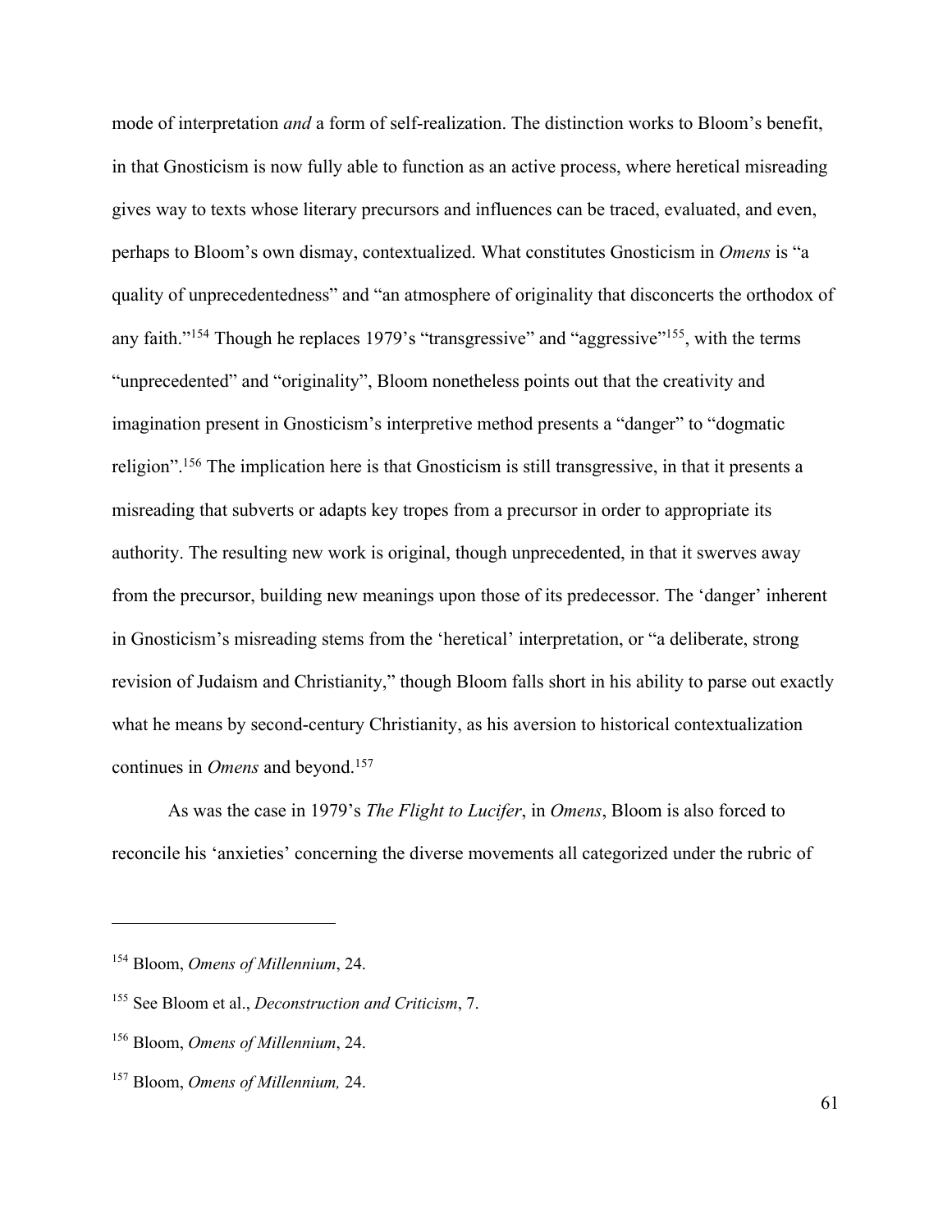mode of interpretation *and* a form of self-realization. The distinction works to Bloom's benefit, in that Gnosticism is now fully able to function as an active process, where heretical misreading gives way to texts whose literary precursors and influences can be traced, evaluated, and even, perhaps to Bloom's own dismay, contextualized. What constitutes Gnosticism in *Omens* is "a quality of unprecedentedness" and "an atmosphere of originality that disconcerts the orthodox of any faith."[154] Though he replaces 1979's "transgressive" and "aggressive"[155], with the terms "unprecedented" and "originality", Bloom nonetheless points out that the creativity and imagination present in Gnosticism's interpretive method presents a "danger" to "dogmatic religion".[156] The implication here is that Gnosticism is still transgressive, in that it presents a misreading that subverts or adapts key tropes from a precursor in order to appropriate its authority. The resulting new work is original, though unprecedented, in that it swerves away from the precursor, building new meanings upon those of its predecessor. The 'danger' inherent in Gnosticism's misreading stems from the 'heretical' interpretation, or "a deliberate, strong revision of Judaism and Christianity," though Bloom falls short in his ability to parse out exactly what he means by second-century Christianity, as his aversion to historical contextualization continues in *Omens* and beyond.[157]

As was the case in 1979's *The Flight to Lucifer*, in *Omens*, Bloom is also forced to reconcile his 'anxieties' concerning the diverse movements all categorized under the rubric of

---

[154] Bloom, *Omens of Millennium*, 24.

[155] See Bloom et al., *Deconstruction and Criticism*, 7.

[156] Bloom, *Omens of Millennium*, 24.

[157] Bloom, *Omens of Millennium,* 24.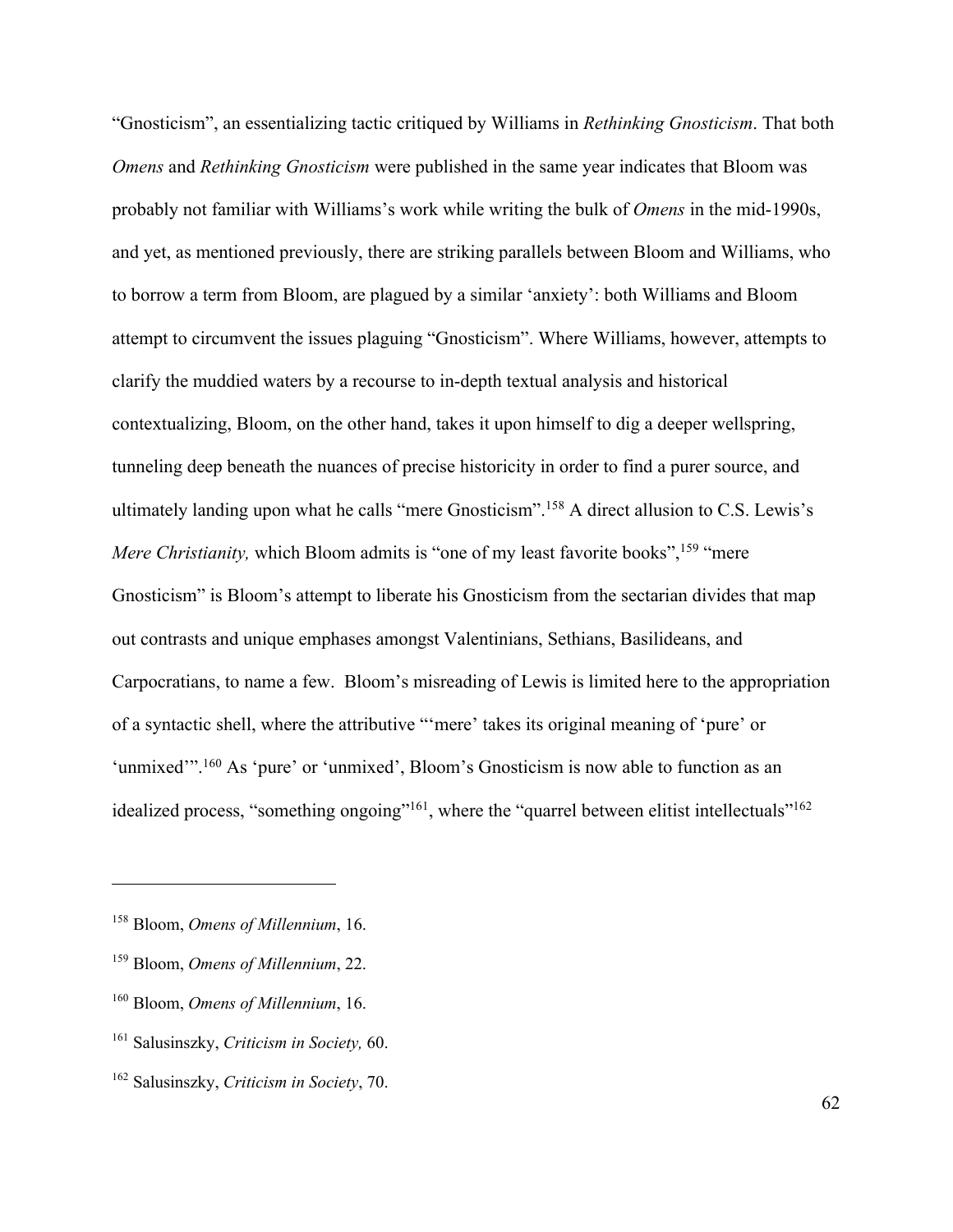"Gnosticism", an essentializing tactic critiqued by Williams in *Rethinking Gnosticism*. That both *Omens* and *Rethinking Gnosticism* were published in the same year indicates that Bloom was probably not familiar with Williams's work while writing the bulk of *Omens* in the mid-1990s, and yet, as mentioned previously, there are striking parallels between Bloom and Williams, who to borrow a term from Bloom, are plagued by a similar 'anxiety': both Williams and Bloom attempt to circumvent the issues plaguing "Gnosticism". Where Williams, however, attempts to clarify the muddied waters by a recourse to in-depth textual analysis and historical contextualizing, Bloom, on the other hand, takes it upon himself to dig a deeper wellspring, tunneling deep beneath the nuances of precise historicity in order to find a purer source, and ultimately landing upon what he calls "mere Gnosticism".[158] A direct allusion to C.S. Lewis's *Mere Christianity,* which Bloom admits is "one of my least favorite books",[159] "mere Gnosticism" is Bloom's attempt to liberate his Gnosticism from the sectarian divides that map out contrasts and unique emphases amongst Valentinians, Sethians, Basilideans, and Carpocratians, to name a few. Bloom's misreading of Lewis is limited here to the appropriation of a syntactic shell, where the attributive "'mere' takes its original meaning of 'pure' or 'unmixed'".[160] As 'pure' or 'unmixed', Bloom's Gnosticism is now able to function as an idealized process, "something ongoing"[161], where the "quarrel between elitist intellectuals"[162]

---

[158] Bloom, *Omens of Millennium*, 16.

[159] Bloom, *Omens of Millennium*, 22.

[160] Bloom, *Omens of Millennium*, 16.

[161] Salusinszky, *Criticism in Society,* 60.

[162] Salusinszky, *Criticism in Society*, 70.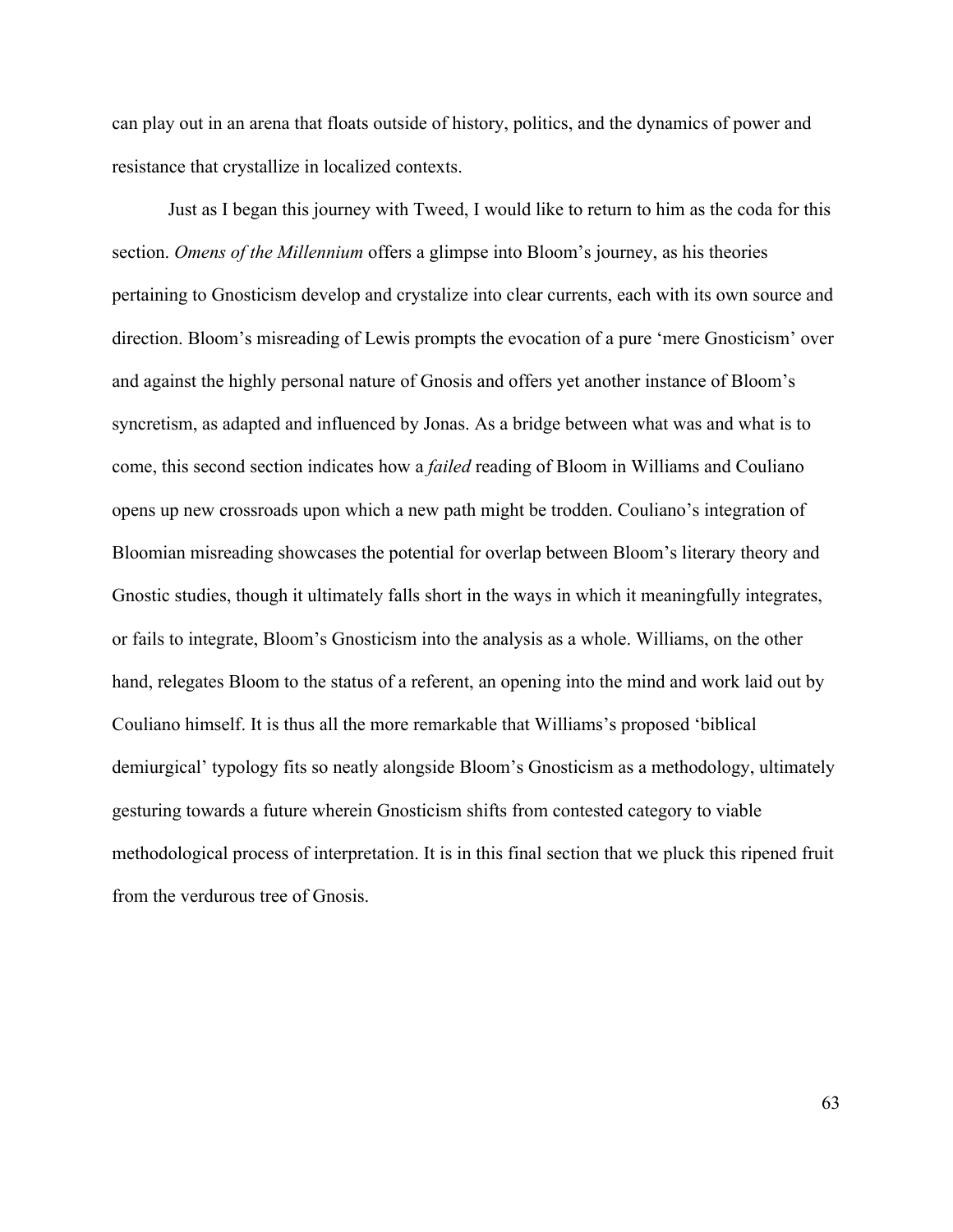can play out in an arena that floats outside of history, politics, and the dynamics of power and resistance that crystallize in localized contexts.

Just as I began this journey with Tweed, I would like to return to him as the coda for this section. *Omens of the Millennium* offers a glimpse into Bloom's journey, as his theories pertaining to Gnosticism develop and crystalize into clear currents, each with its own source and direction. Bloom's misreading of Lewis prompts the evocation of a pure 'mere Gnosticism' over and against the highly personal nature of Gnosis and offers yet another instance of Bloom's syncretism, as adapted and influenced by Jonas. As a bridge between what was and what is to come, this second section indicates how a *failed* reading of Bloom in Williams and Couliano opens up new crossroads upon which a new path might be trodden. Couliano's integration of Bloomian misreading showcases the potential for overlap between Bloom's literary theory and Gnostic studies, though it ultimately falls short in the ways in which it meaningfully integrates, or fails to integrate, Bloom's Gnosticism into the analysis as a whole. Williams, on the other hand, relegates Bloom to the status of a referent, an opening into the mind and work laid out by Couliano himself. It is thus all the more remarkable that Williams's proposed 'biblical demiurgical' typology fits so neatly alongside Bloom's Gnosticism as a methodology, ultimately gesturing towards a future wherein Gnosticism shifts from contested category to viable methodological process of interpretation. It is in this final section that we pluck this ripened fruit from the verdurous tree of Gnosis.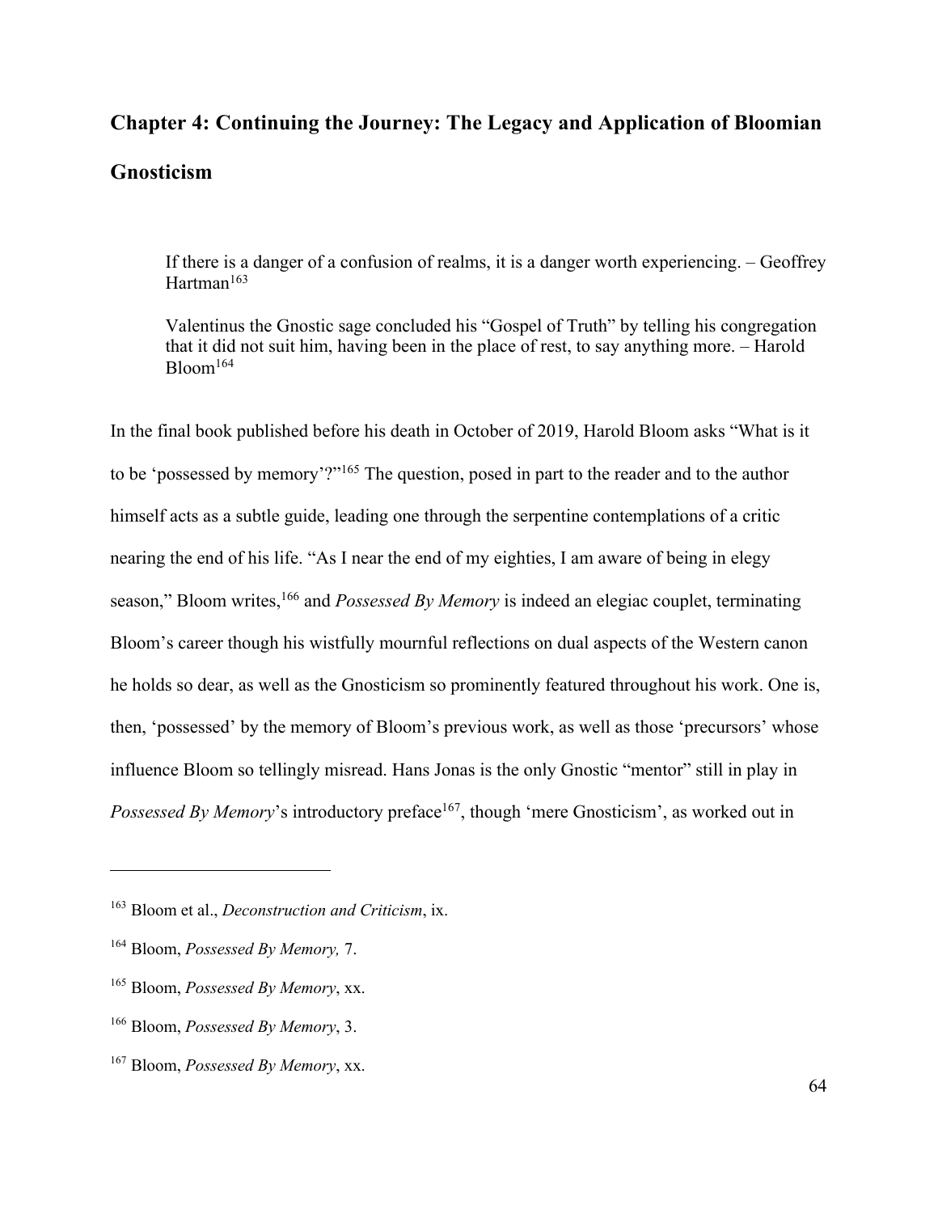## Chapter 4: Continuing the Journey: The Legacy and Application of Bloomian Gnosticism

> If there is a danger of a confusion of realms, it is a danger worth experiencing. – Geoffrey Hartman[163]
>
> Valentinus the Gnostic sage concluded his "Gospel of Truth" by telling his congregation that it did not suit him, having been in the place of rest, to say anything more. – Harold Bloom[164]

In the final book published before his death in October of 2019, Harold Bloom asks "What is it to be 'possessed by memory'?"[165] The question, posed in part to the reader and to the author himself acts as a subtle guide, leading one through the serpentine contemplations of a critic nearing the end of his life. "As I near the end of my eighties, I am aware of being in elegy season," Bloom writes,[166] and *Possessed By Memory* is indeed an elegiac couplet, terminating Bloom's career though his wistfully mournful reflections on dual aspects of the Western canon he holds so dear, as well as the Gnosticism so prominently featured throughout his work. One is, then, 'possessed' by the memory of Bloom's previous work, as well as those 'precursors' whose influence Bloom so tellingly misread. Hans Jonas is the only Gnostic "mentor" still in play in *Possessed By Memory*'s introductory preface[167], though 'mere Gnosticism', as worked out in

---

[163] Bloom et al., *Deconstruction and Criticism*, ix.

[164] Bloom, *Possessed By Memory,* 7.

[165] Bloom, *Possessed By Memory*, xx.

[166] Bloom, *Possessed By Memory*, 3.

[167] Bloom, *Possessed By Memory*, xx.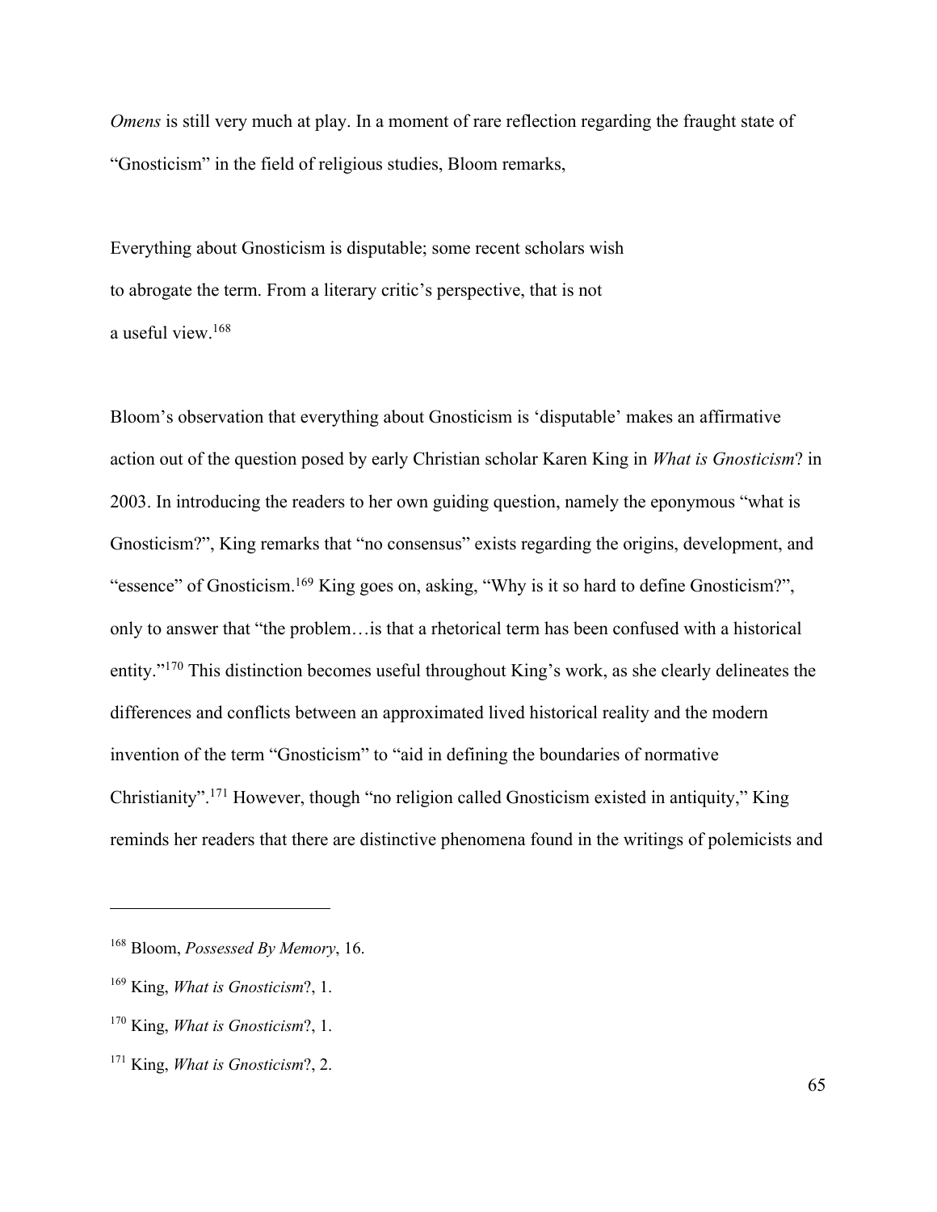*Omens* is still very much at play. In a moment of rare reflection regarding the fraught state of "Gnosticism" in the field of religious studies, Bloom remarks,

> Everything about Gnosticism is disputable; some recent scholars wish to abrogate the term. From a literary critic's perspective, that is not a useful view.[168]

Bloom's observation that everything about Gnosticism is 'disputable' makes an affirmative action out of the question posed by early Christian scholar Karen King in *What is Gnosticism*? in 2003. In introducing the readers to her own guiding question, namely the eponymous "what is Gnosticism?", King remarks that "no consensus" exists regarding the origins, development, and "essence" of Gnosticism.[169] King goes on, asking, "Why is it so hard to define Gnosticism?", only to answer that "the problem…is that a rhetorical term has been confused with a historical entity."[170] This distinction becomes useful throughout King's work, as she clearly delineates the differences and conflicts between an approximated lived historical reality and the modern invention of the term "Gnosticism" to "aid in defining the boundaries of normative Christianity".[171] However, though "no religion called Gnosticism existed in antiquity," King reminds her readers that there are distinctive phenomena found in the writings of polemicists and

---

[168] Bloom, *Possessed By Memory*, 16.

[169] King, *What is Gnosticism*?, 1.

[170] King, *What is Gnosticism*?, 1.

[171] King, *What is Gnosticism*?, 2.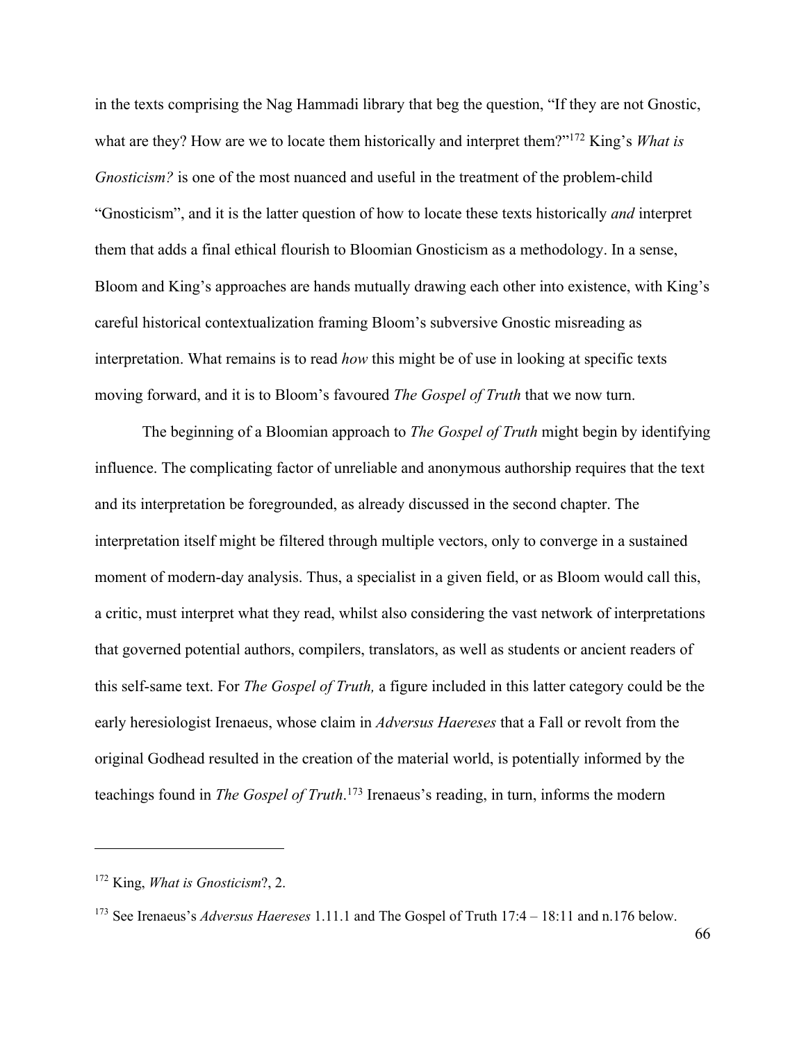in the texts comprising the Nag Hammadi library that beg the question, "If they are not Gnostic, what are they? How are we to locate them historically and interpret them?"[172] King's *What is Gnosticism?* is one of the most nuanced and useful in the treatment of the problem-child "Gnosticism", and it is the latter question of how to locate these texts historically *and* interpret them that adds a final ethical flourish to Bloomian Gnosticism as a methodology. In a sense, Bloom and King's approaches are hands mutually drawing each other into existence, with King's careful historical contextualization framing Bloom's subversive Gnostic misreading as interpretation. What remains is to read *how* this might be of use in looking at specific texts moving forward, and it is to Bloom's favoured *The Gospel of Truth* that we now turn.

The beginning of a Bloomian approach to *The Gospel of Truth* might begin by identifying influence. The complicating factor of unreliable and anonymous authorship requires that the text and its interpretation be foregrounded, as already discussed in the second chapter. The interpretation itself might be filtered through multiple vectors, only to converge in a sustained moment of modern-day analysis. Thus, a specialist in a given field, or as Bloom would call this, a critic, must interpret what they read, whilst also considering the vast network of interpretations that governed potential authors, compilers, translators, as well as students or ancient readers of this self-same text. For *The Gospel of Truth,* a figure included in this latter category could be the early heresiologist Irenaeus, whose claim in *Adversus Haereses* that a Fall or revolt from the original Godhead resulted in the creation of the material world, is potentially informed by the teachings found in *The Gospel of Truth*.[173] Irenaeus's reading, in turn, informs the modern

---

[172] King, *What is Gnosticism*?, 2.

[173] See Irenaeus's *Adversus Haereses* 1.11.1 and The Gospel of Truth 17:4 – 18:11 and n.176 below.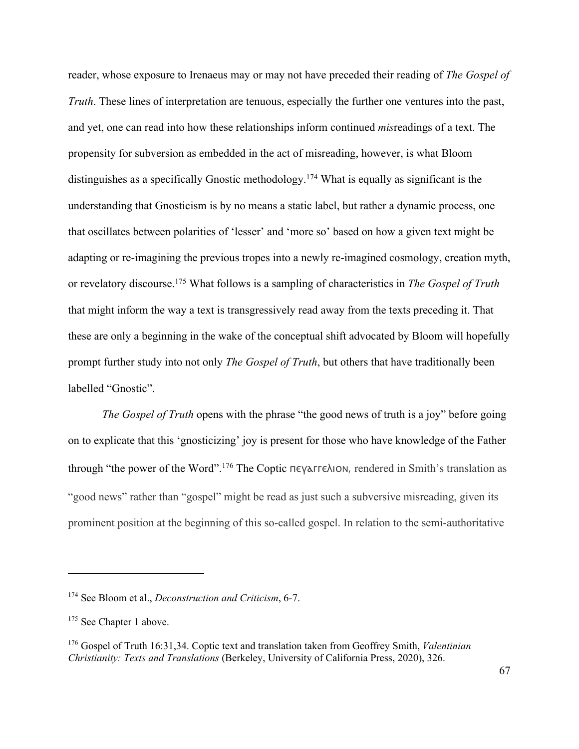reader, whose exposure to Irenaeus may or may not have preceded their reading of *The Gospel of Truth*. These lines of interpretation are tenuous, especially the further one ventures into the past, and yet, one can read into how these relationships inform continued *mis*readings of a text. The propensity for subversion as embedded in the act of misreading, however, is what Bloom distinguishes as a specifically Gnostic methodology.[174] What is equally as significant is the understanding that Gnosticism is by no means a static label, but rather a dynamic process, one that oscillates between polarities of 'lesser' and 'more so' based on how a given text might be adapting or re-imagining the previous tropes into a newly re-imagined cosmology, creation myth, or revelatory discourse.[175] What follows is a sampling of characteristics in *The Gospel of Truth* that might inform the way a text is transgressively read away from the texts preceding it. That these are only a beginning in the wake of the conceptual shift advocated by Bloom will hopefully prompt further study into not only *The Gospel of Truth*, but others that have traditionally been labelled "Gnostic".

*The Gospel of Truth* opens with the phrase "the good news of truth is a joy" before going on to explicate that this 'gnosticizing' joy is present for those who have knowledge of the Father through "the power of the Word".[176] The Coptic ⲡⲉⲩⲁⲅⲅⲉⲗⲓⲟⲛ, rendered in Smith's translation as "good news" rather than "gospel" might be read as just such a subversive misreading, given its prominent position at the beginning of this so-called gospel. In relation to the semi-authoritative

---

[174] See Bloom et al., *Deconstruction and Criticism*, 6-7.

[175] See Chapter 1 above.

[176] Gospel of Truth 16:31,34. Coptic text and translation taken from Geoffrey Smith, *Valentinian Christianity: Texts and Translations* (Berkeley, University of California Press, 2020), 326.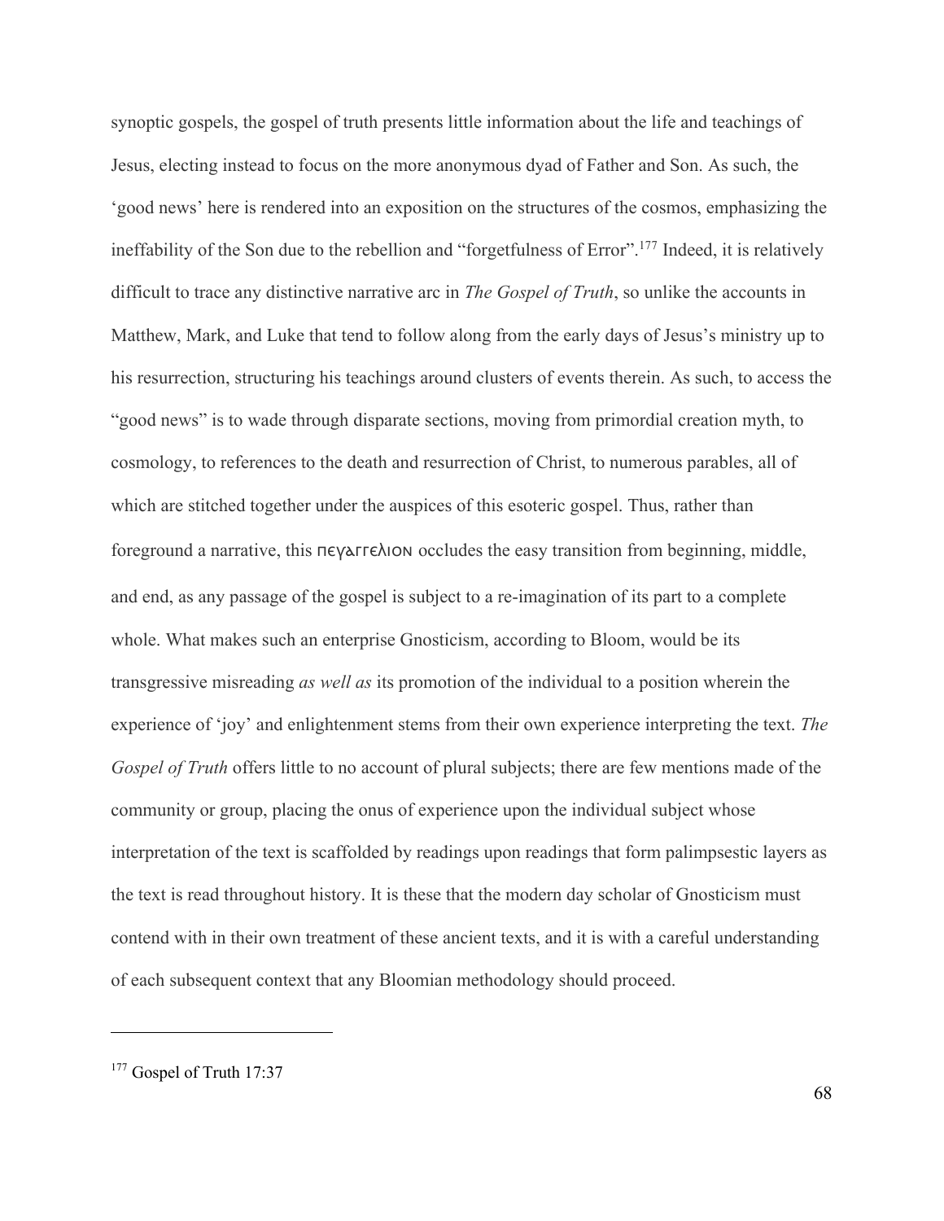synoptic gospels, the gospel of truth presents little information about the life and teachings of Jesus, electing instead to focus on the more anonymous dyad of Father and Son. As such, the ‘good news’ here is rendered into an exposition on the structures of the cosmos, emphasizing the ineffability of the Son due to the rebellion and “forgetfulness of Error”.[177] Indeed, it is relatively difficult to trace any distinctive narrative arc in *The Gospel of Truth*, so unlike the accounts in Matthew, Mark, and Luke that tend to follow along from the early days of Jesus’s ministry up to his resurrection, structuring his teachings around clusters of events therein. As such, to access the “good news” is to wade through disparate sections, moving from primordial creation myth, to cosmology, to references to the death and resurrection of Christ, to numerous parables, all of which are stitched together under the auspices of this esoteric gospel. Thus, rather than foreground a narrative, this ⲡⲉⲩⲁⲅⲅⲉⲗⲓⲟⲛ occludes the easy transition from beginning, middle, and end, as any passage of the gospel is subject to a re-imagination of its part to a complete whole. What makes such an enterprise Gnosticism, according to Bloom, would be its transgressive misreading *as well as* its promotion of the individual to a position wherein the experience of ‘joy’ and enlightenment stems from their own experience interpreting the text. *The Gospel of Truth* offers little to no account of plural subjects; there are few mentions made of the community or group, placing the onus of experience upon the individual subject whose interpretation of the text is scaffolded by readings upon readings that form palimpsestic layers as the text is read throughout history. It is these that the modern day scholar of Gnosticism must contend with in their own treatment of these ancient texts, and it is with a careful understanding of each subsequent context that any Bloomian methodology should proceed.

---

[177] Gospel of Truth 17:37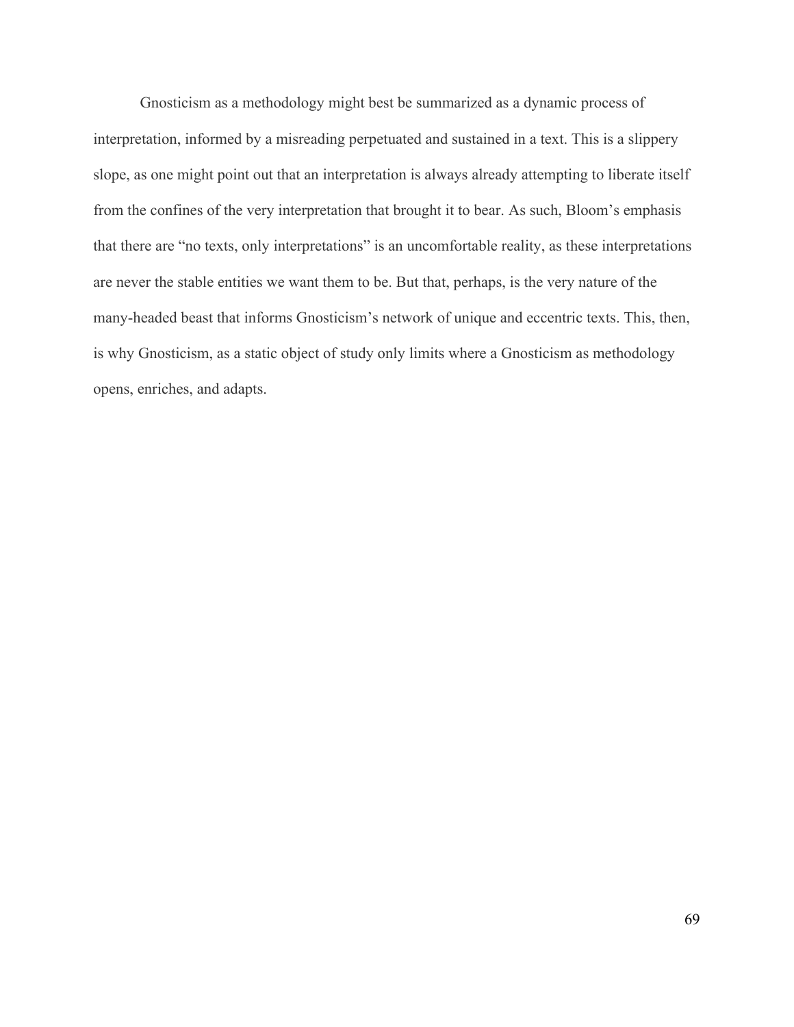Gnosticism as a methodology might best be summarized as a dynamic process of interpretation, informed by a misreading perpetuated and sustained in a text. This is a slippery slope, as one might point out that an interpretation is always already attempting to liberate itself from the confines of the very interpretation that brought it to bear. As such, Bloom's emphasis that there are "no texts, only interpretations" is an uncomfortable reality, as these interpretations are never the stable entities we want them to be. But that, perhaps, is the very nature of the many-headed beast that informs Gnosticism's network of unique and eccentric texts. This, then, is why Gnosticism, as a static object of study only limits where a Gnosticism as methodology opens, enriches, and adapts.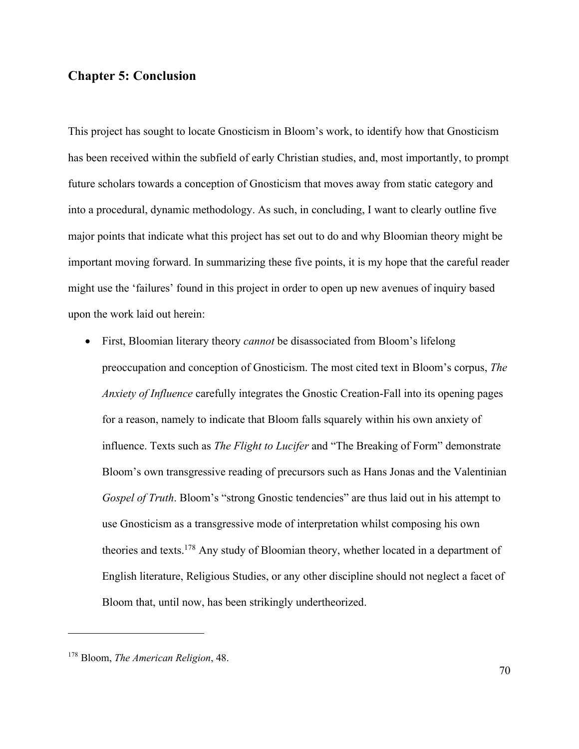## Chapter 5: Conclusion

This project has sought to locate Gnosticism in Bloom's work, to identify how that Gnosticism has been received within the subfield of early Christian studies, and, most importantly, to prompt future scholars towards a conception of Gnosticism that moves away from static category and into a procedural, dynamic methodology. As such, in concluding, I want to clearly outline five major points that indicate what this project has set out to do and why Bloomian theory might be important moving forward. In summarizing these five points, it is my hope that the careful reader might use the 'failures' found in this project in order to open up new avenues of inquiry based upon the work laid out herein:

- First, Bloomian literary theory *cannot* be disassociated from Bloom's lifelong preoccupation and conception of Gnosticism. The most cited text in Bloom's corpus, *The Anxiety of Influence* carefully integrates the Gnostic Creation-Fall into its opening pages for a reason, namely to indicate that Bloom falls squarely within his own anxiety of influence. Texts such as *The Flight to Lucifer* and "The Breaking of Form" demonstrate Bloom's own transgressive reading of precursors such as Hans Jonas and the Valentinian *Gospel of Truth*. Bloom's "strong Gnostic tendencies" are thus laid out in his attempt to use Gnosticism as a transgressive mode of interpretation whilst composing his own theories and texts.[178] Any study of Bloomian theory, whether located in a department of English literature, Religious Studies, or any other discipline should not neglect a facet of Bloom that, until now, has been strikingly undertheorized.

---

[178] Bloom, *The American Religion*, 48.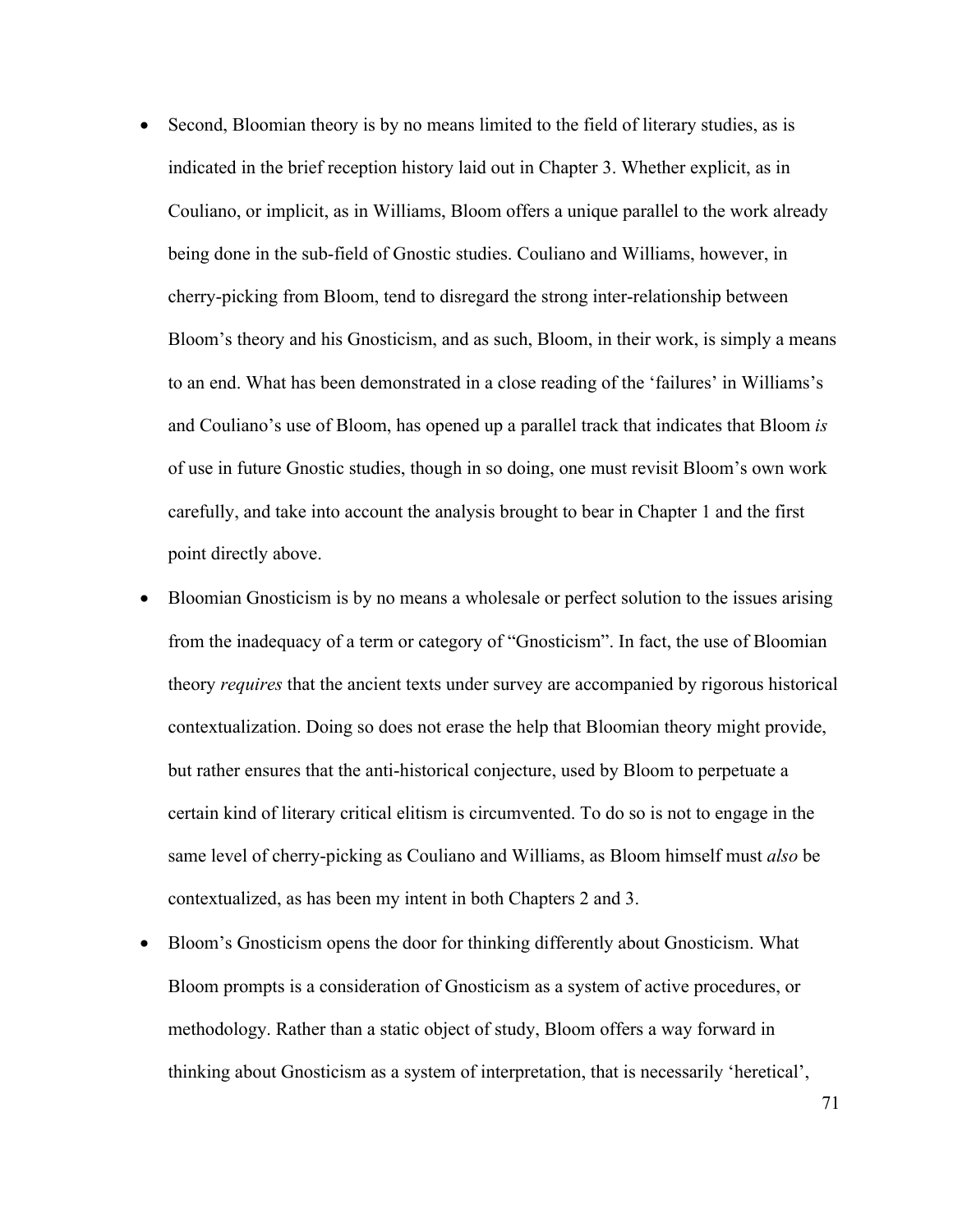- Second, Bloomian theory is by no means limited to the field of literary studies, as is indicated in the brief reception history laid out in Chapter 3. Whether explicit, as in Couliano, or implicit, as in Williams, Bloom offers a unique parallel to the work already being done in the sub-field of Gnostic studies. Couliano and Williams, however, in cherry-picking from Bloom, tend to disregard the strong inter-relationship between Bloom's theory and his Gnosticism, and as such, Bloom, in their work, is simply a means to an end. What has been demonstrated in a close reading of the 'failures' in Williams's and Couliano's use of Bloom, has opened up a parallel track that indicates that Bloom *is* of use in future Gnostic studies, though in so doing, one must revisit Bloom's own work carefully, and take into account the analysis brought to bear in Chapter 1 and the first point directly above.
- Bloomian Gnosticism is by no means a wholesale or perfect solution to the issues arising from the inadequacy of a term or category of "Gnosticism". In fact, the use of Bloomian theory *requires* that the ancient texts under survey are accompanied by rigorous historical contextualization. Doing so does not erase the help that Bloomian theory might provide, but rather ensures that the anti-historical conjecture, used by Bloom to perpetuate a certain kind of literary critical elitism is circumvented. To do so is not to engage in the same level of cherry-picking as Couliano and Williams, as Bloom himself must *also* be contextualized, as has been my intent in both Chapters 2 and 3.
- Bloom's Gnosticism opens the door for thinking differently about Gnosticism. What Bloom prompts is a consideration of Gnosticism as a system of active procedures, or methodology. Rather than a static object of study, Bloom offers a way forward in thinking about Gnosticism as a system of interpretation, that is necessarily 'heretical',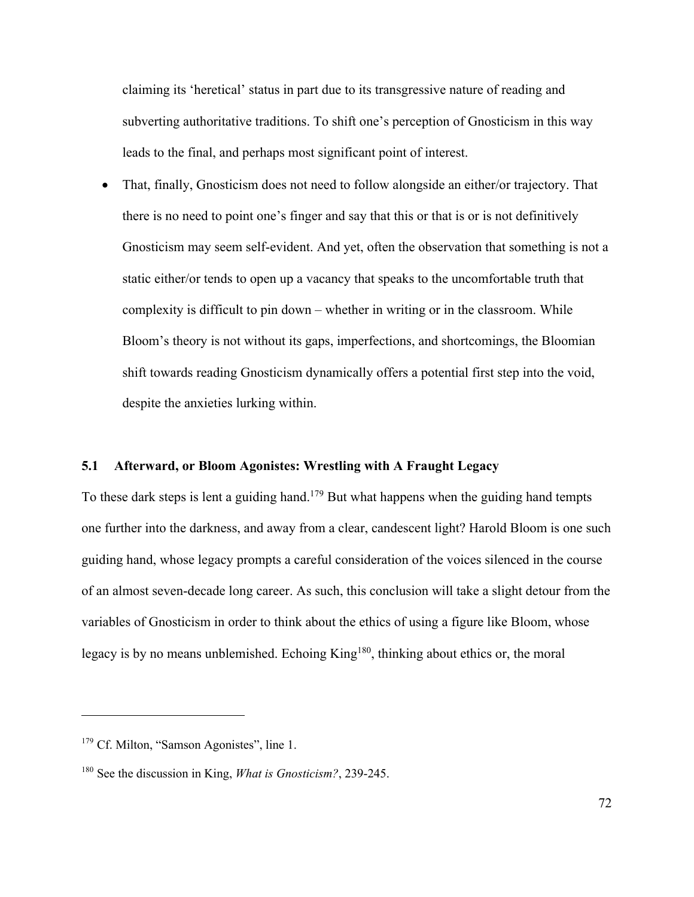claiming its 'heretical' status in part due to its transgressive nature of reading and subverting authoritative traditions. To shift one's perception of Gnosticism in this way leads to the final, and perhaps most significant point of interest.

- That, finally, Gnosticism does not need to follow alongside an either/or trajectory. That there is no need to point one's finger and say that this or that is or is not definitively Gnosticism may seem self-evident. And yet, often the observation that something is not a static either/or tends to open up a vacancy that speaks to the uncomfortable truth that complexity is difficult to pin down – whether in writing or in the classroom. While Bloom's theory is not without its gaps, imperfections, and shortcomings, the Bloomian shift towards reading Gnosticism dynamically offers a potential first step into the void, despite the anxieties lurking within.

## 5.1 Afterward, or Bloom Agonistes: Wrestling with A Fraught Legacy

To these dark steps is lent a guiding hand.[179] But what happens when the guiding hand tempts one further into the darkness, and away from a clear, candescent light? Harold Bloom is one such guiding hand, whose legacy prompts a careful consideration of the voices silenced in the course of an almost seven-decade long career. As such, this conclusion will take a slight detour from the variables of Gnosticism in order to think about the ethics of using a figure like Bloom, whose legacy is by no means unblemished. Echoing King[180], thinking about ethics or, the moral

---

[179] Cf. Milton, "Samson Agonistes", line 1.

[180] See the discussion in King, *What is Gnosticism?*, 239-245.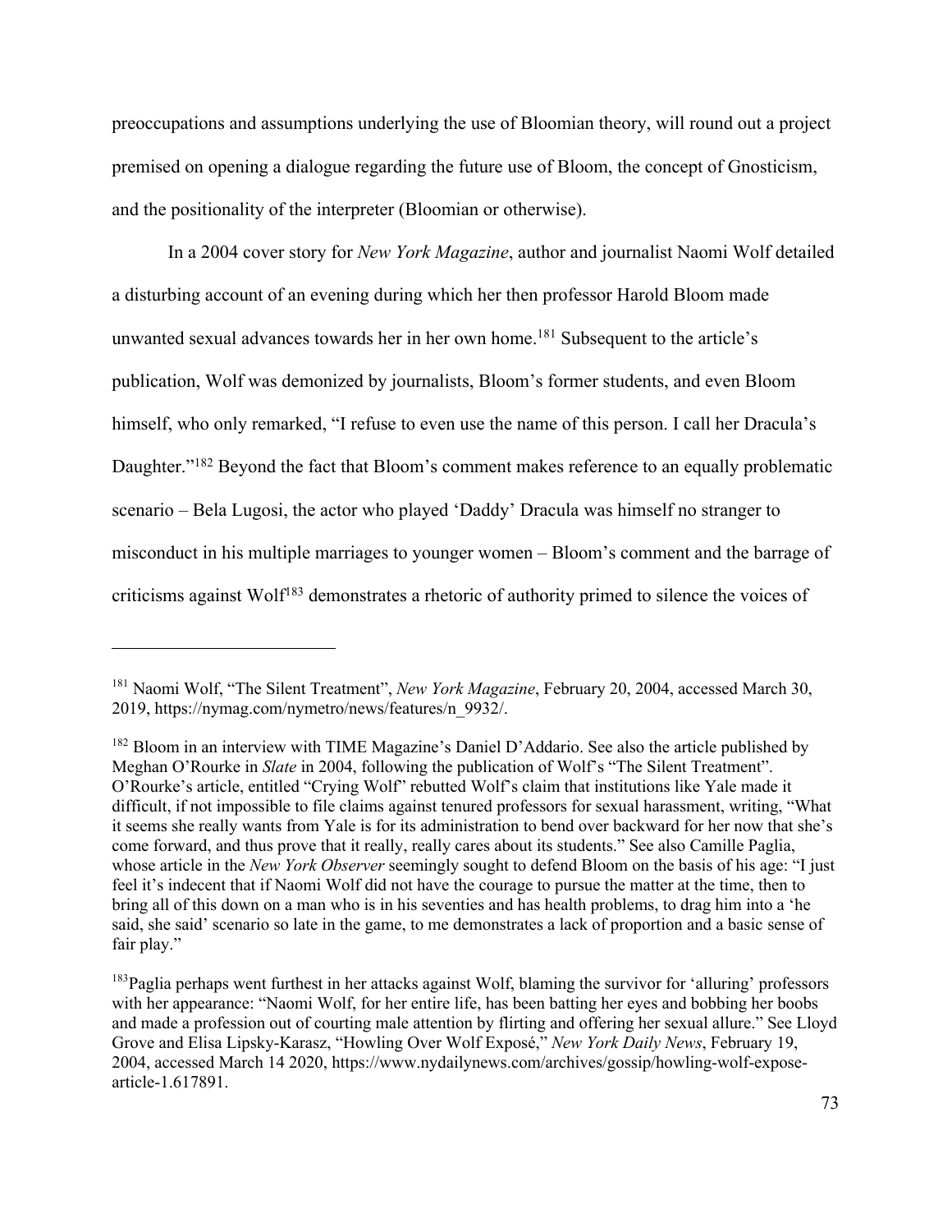preoccupations and assumptions underlying the use of Bloomian theory, will round out a project premised on opening a dialogue regarding the future use of Bloom, the concept of Gnosticism, and the positionality of the interpreter (Bloomian or otherwise).

In a 2004 cover story for *New York Magazine*, author and journalist Naomi Wolf detailed a disturbing account of an evening during which her then professor Harold Bloom made unwanted sexual advances towards her in her own home.[181] Subsequent to the article's publication, Wolf was demonized by journalists, Bloom's former students, and even Bloom himself, who only remarked, "I refuse to even use the name of this person. I call her Dracula's Daughter."[182] Beyond the fact that Bloom's comment makes reference to an equally problematic scenario – Bela Lugosi, the actor who played 'Daddy' Dracula was himself no stranger to misconduct in his multiple marriages to younger women – Bloom's comment and the barrage of criticisms against Wolf[183] demonstrates a rhetoric of authority primed to silence the voices of

---

[181] Naomi Wolf, "The Silent Treatment", *New York Magazine*, February 20, 2004, accessed March 30, 2019, https://nymag.com/nymetro/news/features/n_9932/.

[182] Bloom in an interview with TIME Magazine's Daniel D'Addario. See also the article published by Meghan O'Rourke in *Slate* in 2004, following the publication of Wolf's "The Silent Treatment". O'Rourke's article, entitled "Crying Wolf" rebutted Wolf's claim that institutions like Yale made it difficult, if not impossible to file claims against tenured professors for sexual harassment, writing, "What it seems she really wants from Yale is for its administration to bend over backward for her now that she's come forward, and thus prove that it really, really cares about its students." See also Camille Paglia, whose article in the *New York Observer* seemingly sought to defend Bloom on the basis of his age: "I just feel it's indecent that if Naomi Wolf did not have the courage to pursue the matter at the time, then to bring all of this down on a man who is in his seventies and has health problems, to drag him into a 'he said, she said' scenario so late in the game, to me demonstrates a lack of proportion and a basic sense of fair play."

[183] Paglia perhaps went furthest in her attacks against Wolf, blaming the survivor for 'alluring' professors with her appearance: "Naomi Wolf, for her entire life, has been batting her eyes and bobbing her boobs and made a profession out of courting male attention by flirting and offering her sexual allure." See Lloyd Grove and Elisa Lipsky-Karasz, "Howling Over Wolf Exposé," *New York Daily News*, February 19, 2004, accessed March 14 2020, https://www.nydailynews.com/archives/gossip/howling-wolf-expose-article-1.617891.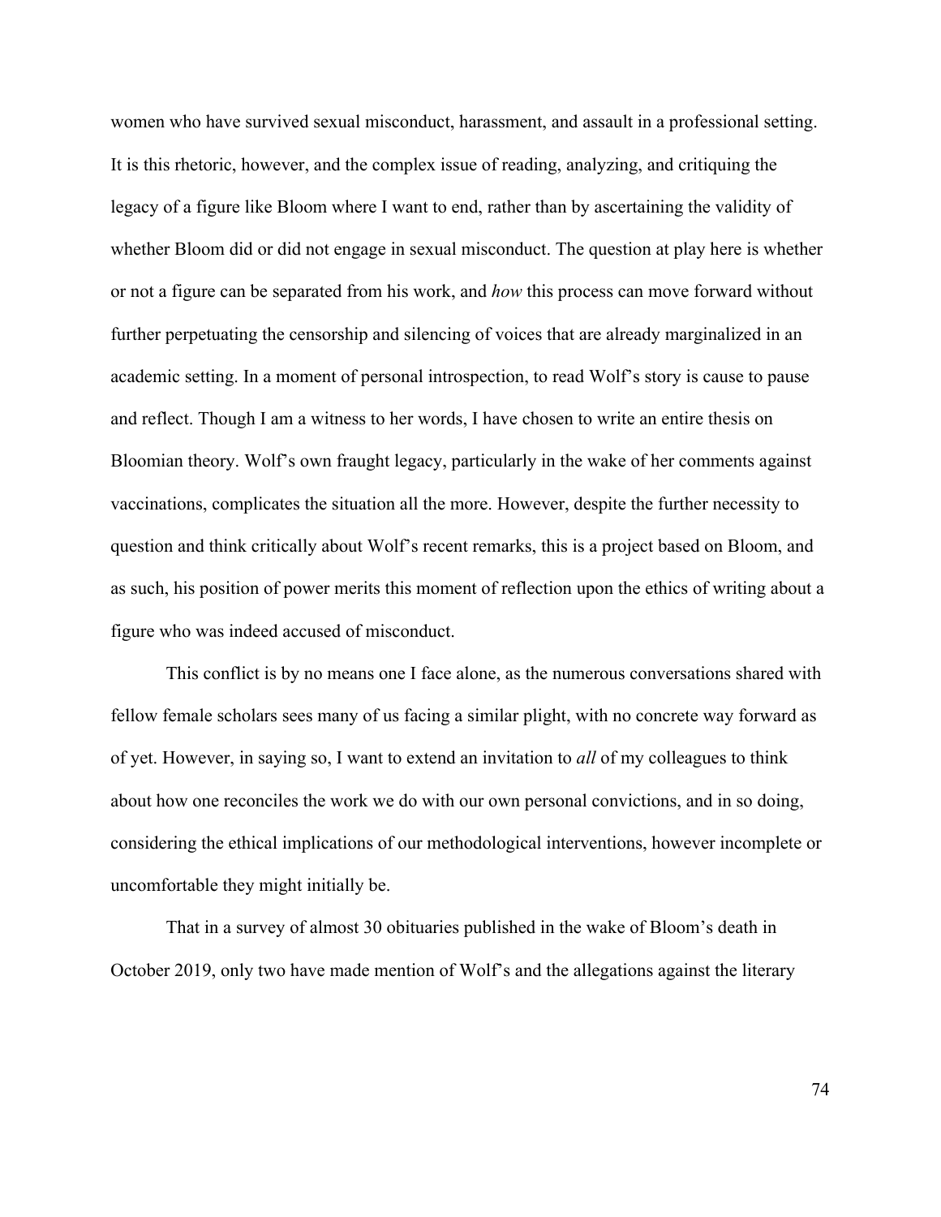women who have survived sexual misconduct, harassment, and assault in a professional setting. It is this rhetoric, however, and the complex issue of reading, analyzing, and critiquing the legacy of a figure like Bloom where I want to end, rather than by ascertaining the validity of whether Bloom did or did not engage in sexual misconduct. The question at play here is whether or not a figure can be separated from his work, and *how* this process can move forward without further perpetuating the censorship and silencing of voices that are already marginalized in an academic setting. In a moment of personal introspection, to read Wolf's story is cause to pause and reflect. Though I am a witness to her words, I have chosen to write an entire thesis on Bloomian theory. Wolf's own fraught legacy, particularly in the wake of her comments against vaccinations, complicates the situation all the more. However, despite the further necessity to question and think critically about Wolf's recent remarks, this is a project based on Bloom, and as such, his position of power merits this moment of reflection upon the ethics of writing about a figure who was indeed accused of misconduct.

This conflict is by no means one I face alone, as the numerous conversations shared with fellow female scholars sees many of us facing a similar plight, with no concrete way forward as of yet. However, in saying so, I want to extend an invitation to *all* of my colleagues to think about how one reconciles the work we do with our own personal convictions, and in so doing, considering the ethical implications of our methodological interventions, however incomplete or uncomfortable they might initially be.

That in a survey of almost 30 obituaries published in the wake of Bloom's death in October 2019, only two have made mention of Wolf's and the allegations against the literary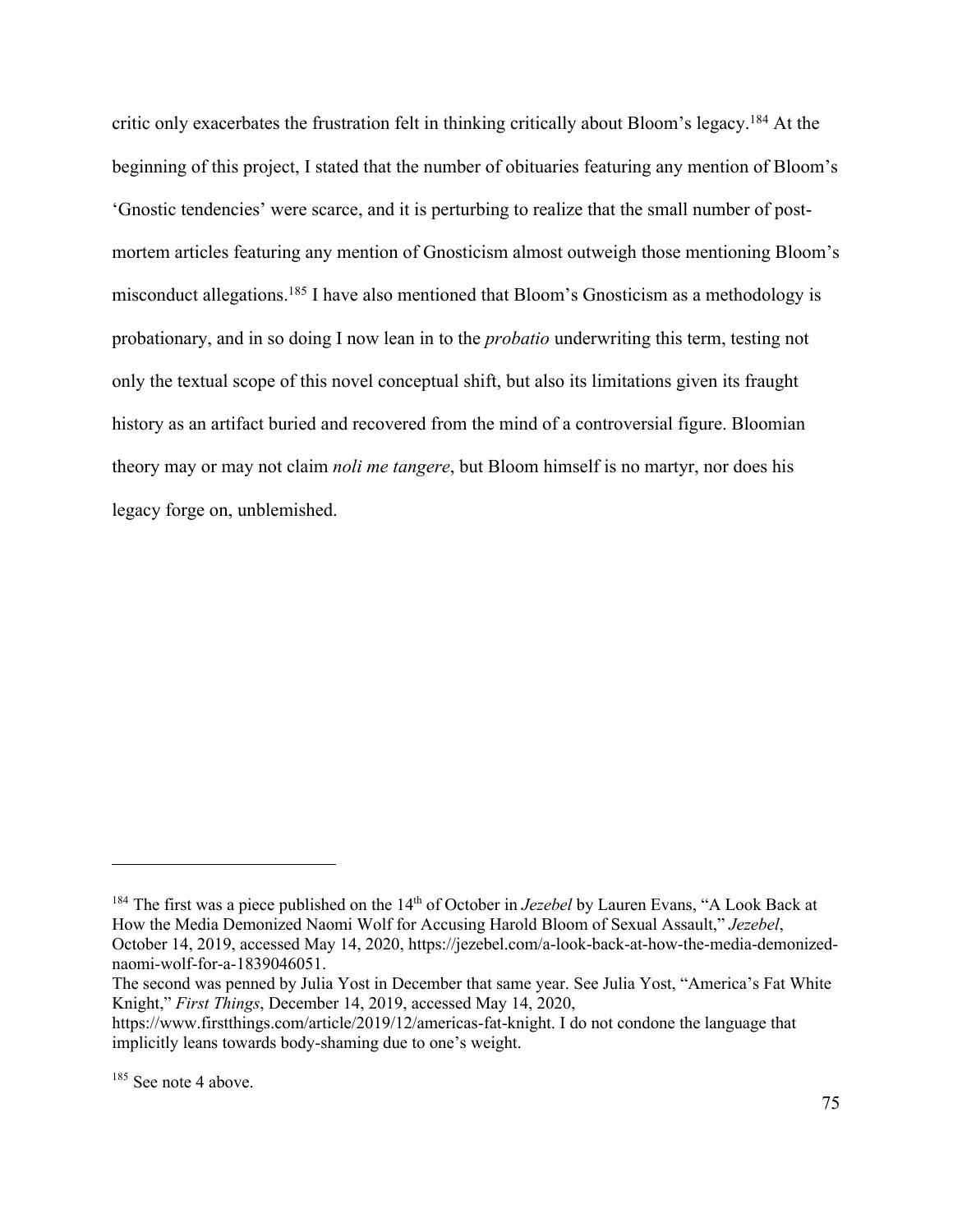critic only exacerbates the frustration felt in thinking critically about Bloom's legacy.[184] At the beginning of this project, I stated that the number of obituaries featuring any mention of Bloom's 'Gnostic tendencies' were scarce, and it is perturbing to realize that the small number of post-mortem articles featuring any mention of Gnosticism almost outweigh those mentioning Bloom's misconduct allegations.[185] I have also mentioned that Bloom's Gnosticism as a methodology is probationary, and in so doing I now lean in to the *probatio* underwriting this term, testing not only the textual scope of this novel conceptual shift, but also its limitations given its fraught history as an artifact buried and recovered from the mind of a controversial figure. Bloomian theory may or may not claim *noli me tangere*, but Bloom himself is no martyr, nor does his legacy forge on, unblemished.

---

[184] The first was a piece published on the 14th of October in *Jezebel* by Lauren Evans, "A Look Back at How the Media Demonized Naomi Wolf for Accusing Harold Bloom of Sexual Assault," *Jezebel*, October 14, 2019, accessed May 14, 2020, https://jezebel.com/a-look-back-at-how-the-media-demonized-naomi-wolf-for-a-1839046051.
The second was penned by Julia Yost in December that same year. See Julia Yost, "America's Fat White Knight," *First Things*, December 14, 2019, accessed May 14, 2020, https://www.firstthings.com/article/2019/12/americas-fat-knight. I do not condone the language that implicitly leans towards body-shaming due to one's weight.

[185] See note 4 above.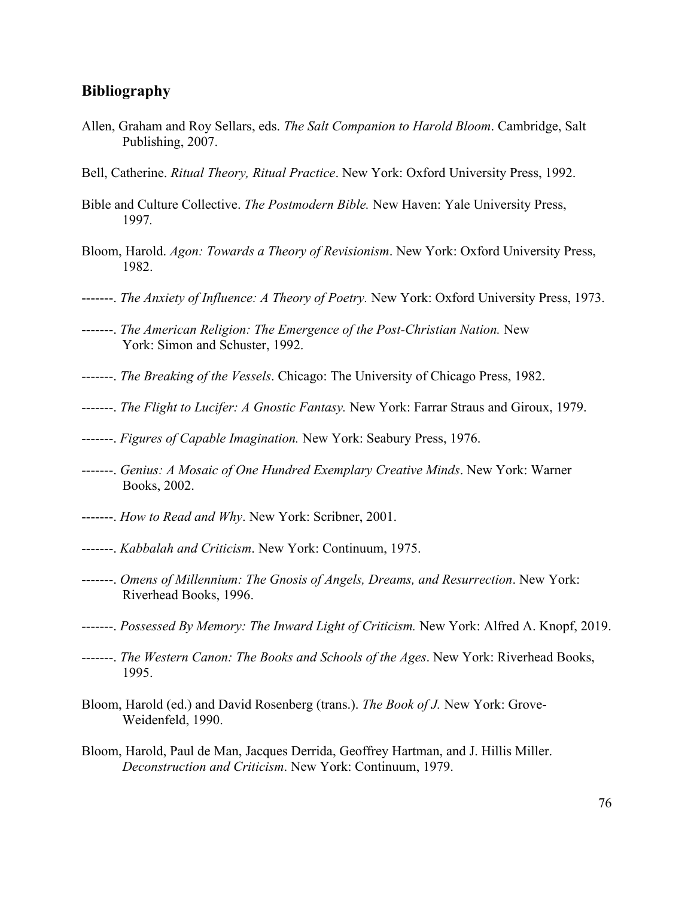## Bibliography

Allen, Graham and Roy Sellars, eds. *The Salt Companion to Harold Bloom*. Cambridge, Salt Publishing, 2007.

Bell, Catherine. *Ritual Theory, Ritual Practice*. New York: Oxford University Press, 1992.

Bible and Culture Collective. *The Postmodern Bible.* New Haven: Yale University Press, 1997.

Bloom, Harold. *Agon: Towards a Theory of Revisionism*. New York: Oxford University Press, 1982.

-------. *The Anxiety of Influence: A Theory of Poetry.* New York: Oxford University Press, 1973.

-------. *The American Religion: The Emergence of the Post-Christian Nation.* New York: Simon and Schuster, 1992.

-------. *The Breaking of the Vessels*. Chicago: The University of Chicago Press, 1982.

-------. *The Flight to Lucifer: A Gnostic Fantasy.* New York: Farrar Straus and Giroux, 1979.

-------. *Figures of Capable Imagination.* New York: Seabury Press, 1976.

-------. *Genius: A Mosaic of One Hundred Exemplary Creative Minds*. New York: Warner Books, 2002.

-------. *How to Read and Why*. New York: Scribner, 2001.

-------. *Kabbalah and Criticism*. New York: Continuum, 1975.

-------. *Omens of Millennium: The Gnosis of Angels, Dreams, and Resurrection*. New York: Riverhead Books, 1996.

-------. *Possessed By Memory: The Inward Light of Criticism.* New York: Alfred A. Knopf, 2019.

-------. *The Western Canon: The Books and Schools of the Ages*. New York: Riverhead Books, 1995.

Bloom, Harold (ed.) and David Rosenberg (trans.). *The Book of J.* New York: Grove-Weidenfeld, 1990.

Bloom, Harold, Paul de Man, Jacques Derrida, Geoffrey Hartman, and J. Hillis Miller. *Deconstruction and Criticism*. New York: Continuum, 1979.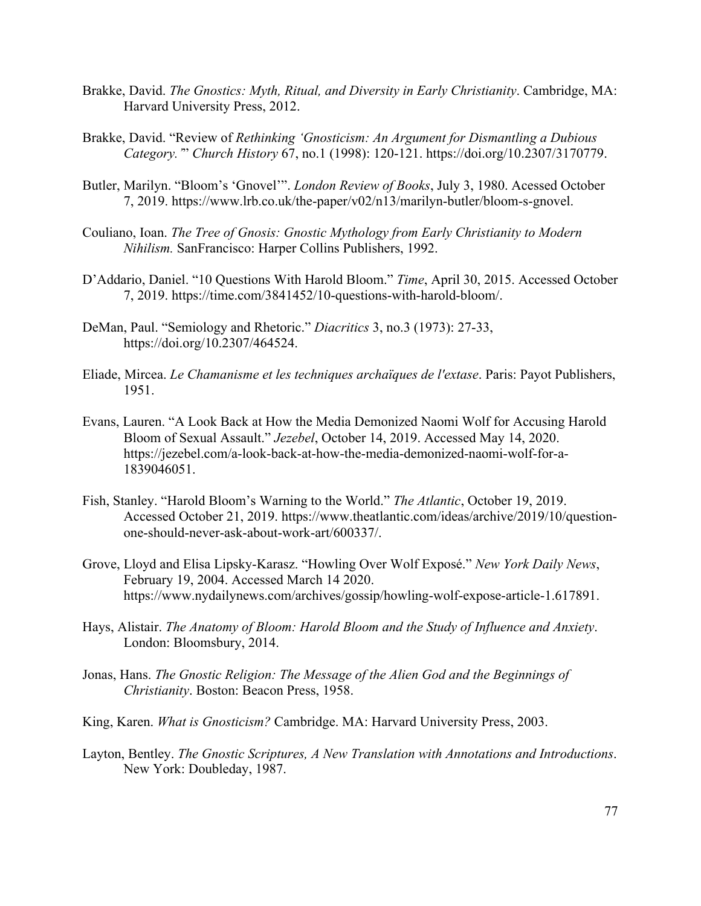Brakke, David. *The Gnostics: Myth, Ritual, and Diversity in Early Christianity*. Cambridge, MA: Harvard University Press, 2012.

Brakke, David. "Review of *Rethinking 'Gnosticism: An Argument for Dismantling a Dubious Category.'*" *Church History* 67, no.1 (1998): 120-121. https://doi.org/10.2307/3170779.

Butler, Marilyn. "Bloom's 'Gnovel'". *London Review of Books*, July 3, 1980. Acessed October 7, 2019. https://www.lrb.co.uk/the-paper/v02/n13/marilyn-butler/bloom-s-gnovel.

Couliano, Ioan. *The Tree of Gnosis: Gnostic Mythology from Early Christianity to Modern Nihilism.* SanFrancisco: Harper Collins Publishers, 1992.

D'Addario, Daniel. "10 Questions With Harold Bloom." *Time*, April 30, 2015. Accessed October 7, 2019. https://time.com/3841452/10-questions-with-harold-bloom/.

DeMan, Paul. "Semiology and Rhetoric." *Diacritics* 3, no.3 (1973): 27-33, https://doi.org/10.2307/464524.

Eliade, Mircea. *Le Chamanisme et les techniques archaïques de l'extase*. Paris: Payot Publishers, 1951.

Evans, Lauren. "A Look Back at How the Media Demonized Naomi Wolf for Accusing Harold Bloom of Sexual Assault." *Jezebel*, October 14, 2019. Accessed May 14, 2020. https://jezebel.com/a-look-back-at-how-the-media-demonized-naomi-wolf-for-a-1839046051.

Fish, Stanley. "Harold Bloom's Warning to the World." *The Atlantic*, October 19, 2019. Accessed October 21, 2019. https://www.theatlantic.com/ideas/archive/2019/10/question-one-should-never-ask-about-work-art/600337/.

Grove, Lloyd and Elisa Lipsky-Karasz. "Howling Over Wolf Exposé." *New York Daily News*, February 19, 2004. Accessed March 14 2020. https://www.nydailynews.com/archives/gossip/howling-wolf-expose-article-1.617891.

Hays, Alistair. *The Anatomy of Bloom: Harold Bloom and the Study of Influence and Anxiety*. London: Bloomsbury, 2014.

Jonas, Hans. *The Gnostic Religion: The Message of the Alien God and the Beginnings of Christianity*. Boston: Beacon Press, 1958.

King, Karen. *What is Gnosticism?* Cambridge. MA: Harvard University Press, 2003.

Layton, Bentley. *The Gnostic Scriptures, A New Translation with Annotations and Introductions*. New York: Doubleday, 1987.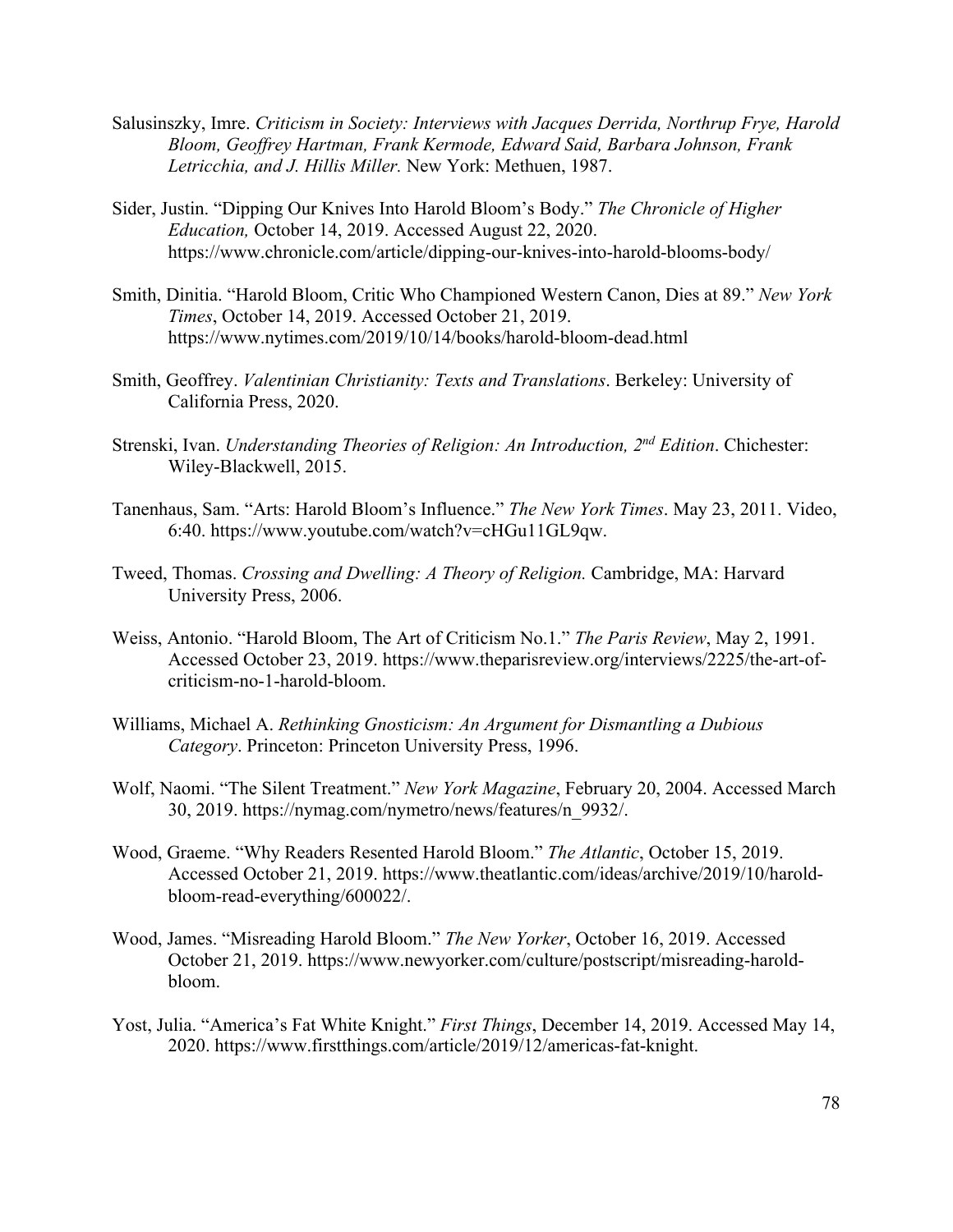Salusinszky, Imre. *Criticism in Society: Interviews with Jacques Derrida, Northrup Frye, Harold Bloom, Geoffrey Hartman, Frank Kermode, Edward Said, Barbara Johnson, Frank Letricchia, and J. Hillis Miller.* New York: Methuen, 1987.

Sider, Justin. "Dipping Our Knives Into Harold Bloom's Body." *The Chronicle of Higher Education,* October 14, 2019. Accessed August 22, 2020. https://www.chronicle.com/article/dipping-our-knives-into-harold-blooms-body/

Smith, Dinitia. "Harold Bloom, Critic Who Championed Western Canon, Dies at 89." *New York Times*, October 14, 2019. Accessed October 21, 2019. https://www.nytimes.com/2019/10/14/books/harold-bloom-dead.html

Smith, Geoffrey. *Valentinian Christianity: Texts and Translations*. Berkeley: University of California Press, 2020.

Strenski, Ivan. *Understanding Theories of Religion: An Introduction, 2nd Edition*. Chichester: Wiley-Blackwell, 2015.

Tanenhaus, Sam. "Arts: Harold Bloom's Influence." *The New York Times*. May 23, 2011. Video, 6:40. https://www.youtube.com/watch?v=cHGu11GL9qw.

Tweed, Thomas. *Crossing and Dwelling: A Theory of Religion.* Cambridge, MA: Harvard University Press, 2006.

Weiss, Antonio. "Harold Bloom, The Art of Criticism No.1." *The Paris Review*, May 2, 1991. Accessed October 23, 2019. https://www.theparisreview.org/interviews/2225/the-art-of-criticism-no-1-harold-bloom.

Williams, Michael A. *Rethinking Gnosticism: An Argument for Dismantling a Dubious Category*. Princeton: Princeton University Press, 1996.

Wolf, Naomi. "The Silent Treatment." *New York Magazine*, February 20, 2004. Accessed March 30, 2019. https://nymag.com/nymetro/news/features/n_9932/.

Wood, Graeme. "Why Readers Resented Harold Bloom." *The Atlantic*, October 15, 2019. Accessed October 21, 2019. https://www.theatlantic.com/ideas/archive/2019/10/harold-bloom-read-everything/600022/.

Wood, James. "Misreading Harold Bloom." *The New Yorker*, October 16, 2019. Accessed October 21, 2019. https://www.newyorker.com/culture/postscript/misreading-harold-bloom.

Yost, Julia. "America's Fat White Knight." *First Things*, December 14, 2019. Accessed May 14, 2020. https://www.firstthings.com/article/2019/12/americas-fat-knight.